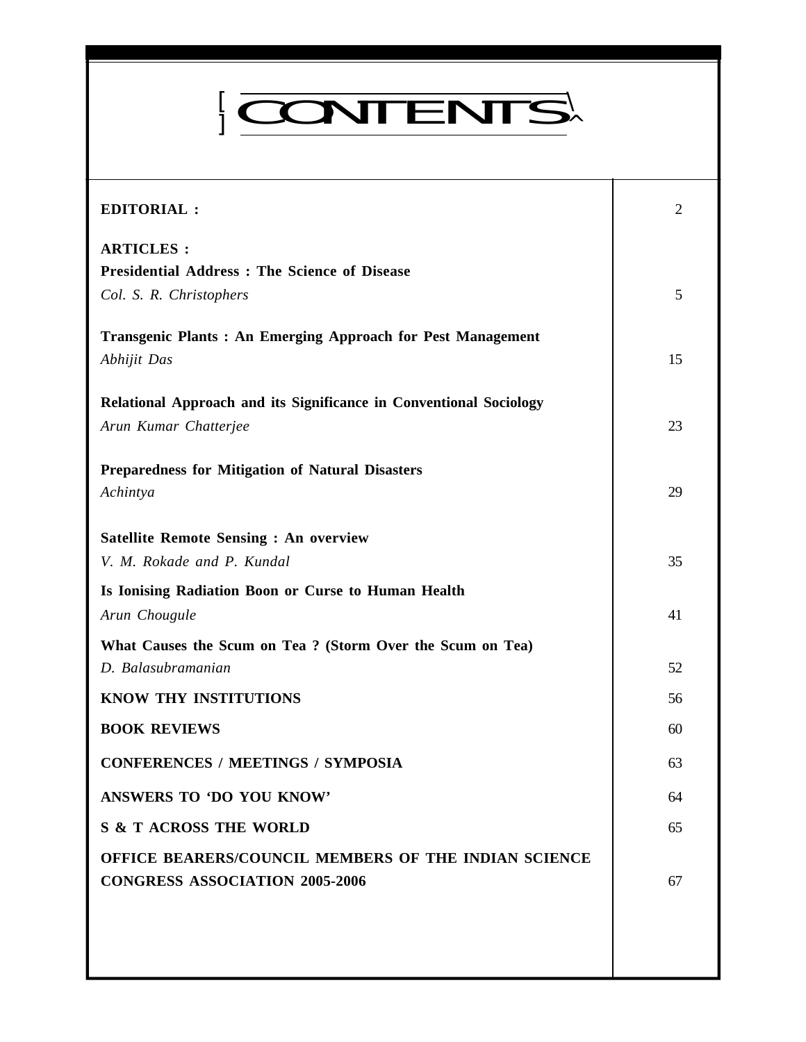# CONTENTS

| | |
|---|---|
| **EDITORIAL :** | 2 |
| **ARTICLES :** | |
| **Presidential Address : The Science of Disease**<br>*Col. S. R. Christophers* | 5 |
| **Transgenic Plants : An Emerging Approach for Pest Management**<br>*Abhijit Das* | 15 |
| **Relational Approach and its Significance in Conventional Sociology**<br>*Arun Kumar Chatterjee* | 23 |
| **Preparedness for Mitigation of Natural Disasters**<br>*Achintya* | 29 |
| **Satellite Remote Sensing : An overview**<br>*V. M. Rokade and P. Kundal* | 35 |
| **Is Ionising Radiation Boon or Curse to Human Health**<br>*Arun Chougule* | 41 |
| **What Causes the Scum on Tea ? (Storm Over the Scum on Tea)**<br>*D. Balasubramanian* | 52 |
| **KNOW THY INSTITUTIONS** | 56 |
| **BOOK REVIEWS** | 60 |
| **CONFERENCES / MEETINGS / SYMPOSIA** | 63 |
| **ANSWERS TO 'DO YOU KNOW'** | 64 |
| **S & T ACROSS THE WORLD** | 65 |
| **OFFICE BEARERS/COUNCIL MEMBERS OF THE INDIAN SCIENCE CONGRESS ASSOCIATION 2005-2006** | 67 |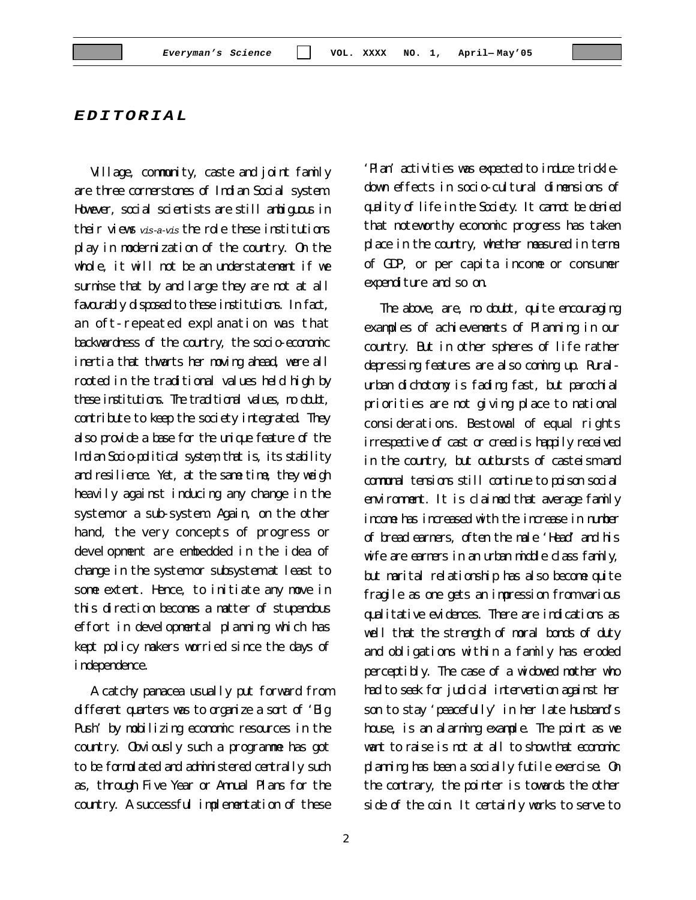## *EDITORIAL*

Village, community, caste and joint family are three cornerstones of Indian Social system. However, social scientists are still ambiguous in their views *vis-a-vis* the role these institutions play in modernization of the country. On the whole, it will not be an understatement if we surmise that by and large they are not at all favourably disposed to these institutions. In fact, an oft-repeated explanation was that backwardness of the country, the socio-economic inertia that thwarts her moving ahead, were all rooted in the traditional values held high by these institutions. The traditional values, no doubt, contribute to keep the society integrated. They also provide a base for the unique feature of the Indian Socio-political system, that is, its stability and resilience. Yet, at the same time, they weigh heavily against inducing any change in the system or a sub-system. Again, on the other hand, the very concepts of progress or development are embedded in the idea of change in the system or subsystem at least to some extent. Hence, to initiate any move in this direction becomes a matter of stupendous effort in developmental planning which has kept policy makers worried since the days of independence.

A catchy panacea usually put forward from different quarters was to organize a sort of 'Big Push' by mobilizing economic resources in the country. Obviously such a programme has got to be formulated and administered centrally such as, through Five Year or Annual Plans for the country. A successful implementation of these 'Plan' activities was expected to induce trickle-down effects in socio-cultural dimensions of quality of life in the Society. It cannot be denied that noteworthy economic progress has taken place in the country, whether measured in terms of GDP, or per capita income or consumer expenditure and so on.

The above, are, no doubt, quite encouraging examples of achievements of Planning in our country. But in other spheres of life rather depressing features are also coming up. Rural-urban dichotomy is fading fast, but parochial priorities are not giving place to national considerations. Bestowal of equal rights irrespective of cast or creed is happily received in the country, but outbursts of casteism and communal tensions still continue to poison social environment. It is claimed that average family income has increased with the increase in number of bread earners, often the male 'Head' and his wife are earners in an urban middle class family, but marital relationship has also become quite fragile as one gets an impression from various qualitative evidences. There are indications as well that the strength of moral bonds of duty and obligations within a family has eroded perceptibly. The case of a widowed mother who had to seek for judicial intervention against her son to stay 'peacefully' in her late husband's house, is an alarming example. The point as we want to raise is not at all to show that economic planning has been a socially futile exercise. On the contrary, the pointer is towards the other side of the coin. It certainly works to serve to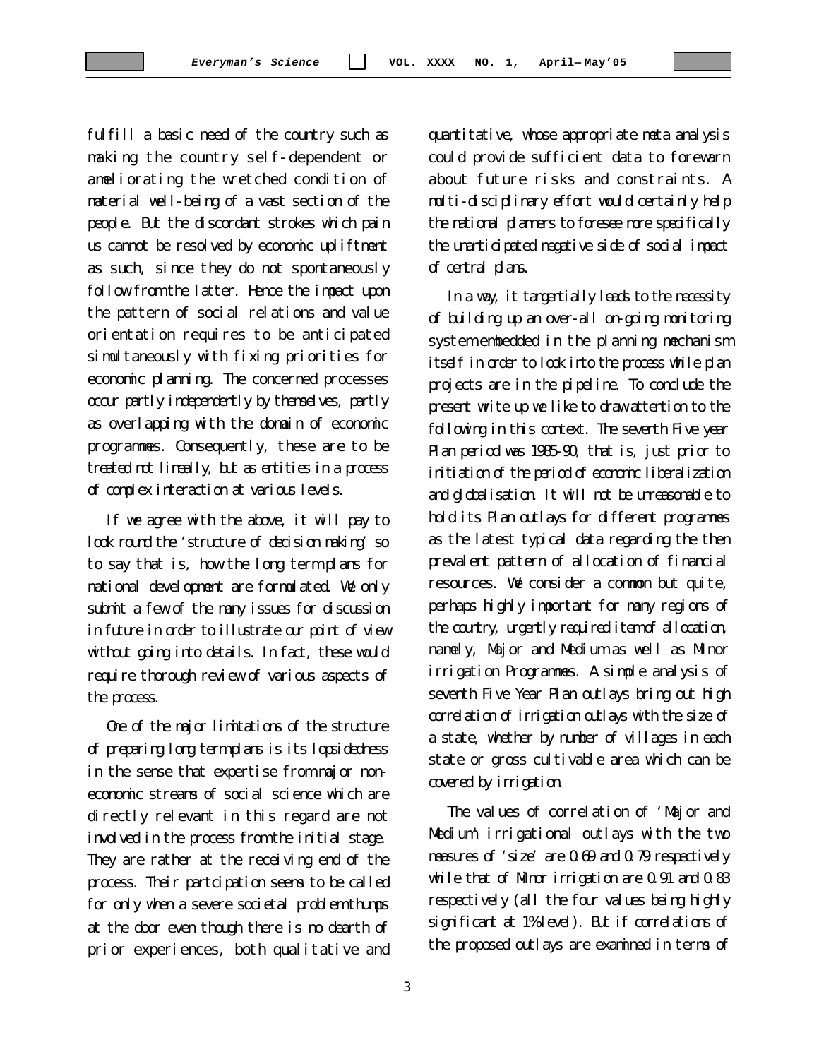fulfill a basic need of the country such as making the country self-dependent or ameliorating the wretched condition of material well-being of a vast section of the people. But the discordant strokes which pain us cannot be resolved by economic upliftment as such, since they do not spontaneously follow from the latter. Hence the impact upon the pattern of social relations and value orientation requires to be anticipated simultaneously with fixing priorities for economic planning. The concerned processes occur partly independently by themselves, partly as overlapping with the domain of economic programmes. Consequently, these are to be treated not lineally, but as entities in a process of complex interaction at various levels.

If we agree with the above, it will pay to look round the 'structure of decision making' so to say that is, how the long term plans for national development are formulated. We only submit a few of the many issues for discussion in future in order to illustrate our point of view without going into details. In fact, these would require thorough review of various aspects of the process.

One of the major limitations of the structure of preparing long term plans is its lopsidedness in the sense that expertise from major non-economic streams of social science which are directly relevant in this regard are not involved in the process from the initial stage. They are rather at the receiving end of the process. Their partcipation seems to be called for only when a severe societal problem thumps at the door even though there is no dearth of prior experiences, both qualitative and quantitative, whose appropriate meta analysis could provide sufficient data to forewarn about future risks and constraints. A multi-disciplinary effort would certainly help the national planners to foresee more specifically the unanticipated negative side of social impact of central plans.

In a way, it tangentially leads to the necessity of building up an over-all on-going monitoring system embedded in the planning mechanism itself in order to look into the process while plan projects are in the pipeline. To conclude the present write up we like to draw attention to the following in this context. The seventh Five year Plan period was 1985-90, that is, just prior to initiation of the period of economic liberalization and globalisation. It will not be unreasonable to hold its Plan outlays for different programmes as the latest typical data regarding the then prevalent pattern of allocation of financial resources. We consider a common but quite, perhaps highly important for many regions of the country, urgently required item of allocation, namely, Major and Medium as well as Minor irrigation Programmes. A simple analysis of seventh Five Year Plan outlays bring out high correlation of irrigation outlays with the size of a state, whether by number of villages in each state or gross cultivable area which can be covered by irrigation.

The values of correlation of 'Major and Medium' irrigational outlays with the two measures of 'size' are 0.69 and 0.79 respectively while that of Minor irrigation are 0.91 and 0.83 respectively (all the four values being highly significant at 1% level). But if correlations of the proposed outlays are examined in terms of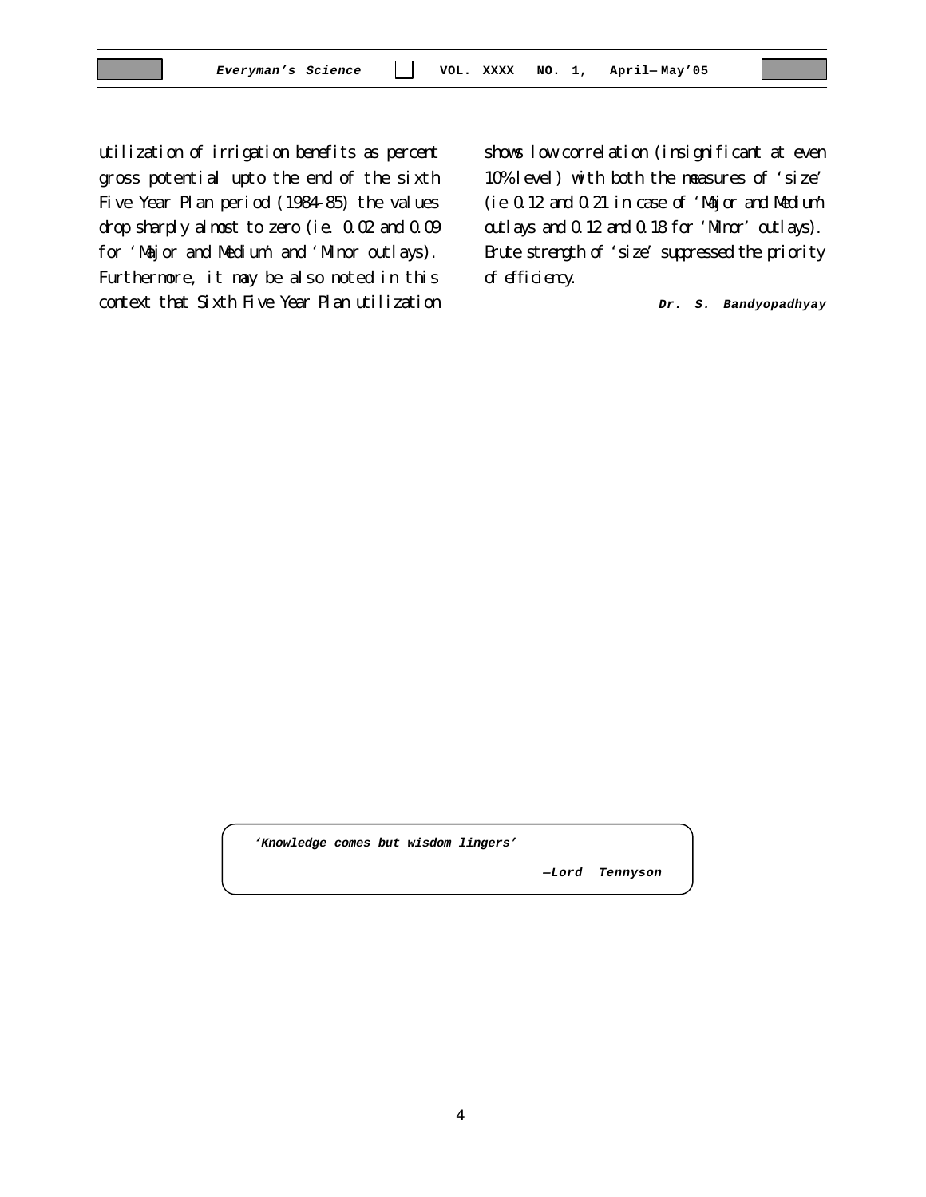utilization of irrigation benefits as percent gross potential upto the end of the sixth Five Year Plan period (1984-85) the values drop sharply almost to zero (ie. 0.02 and 0.09 for 'Major and Medium' and 'Minor outlays). Furthermore, it may be also noted in this context that Sixth Five Year Plan utilization shows low correlation (insignificant at even 10% level) with both the measures of 'size' (ie 0.12 and 0.21 in case of 'Major and Medium' outlays and 0.12 and 0.18 for 'Minor' outlays). Brute strength of 'size' suppressed the priority of efficiency.

***Dr. S. Bandyopadhyay***

> ***'Knowledge comes but wisdom lingers'***
>
> ***—Lord Tennyson***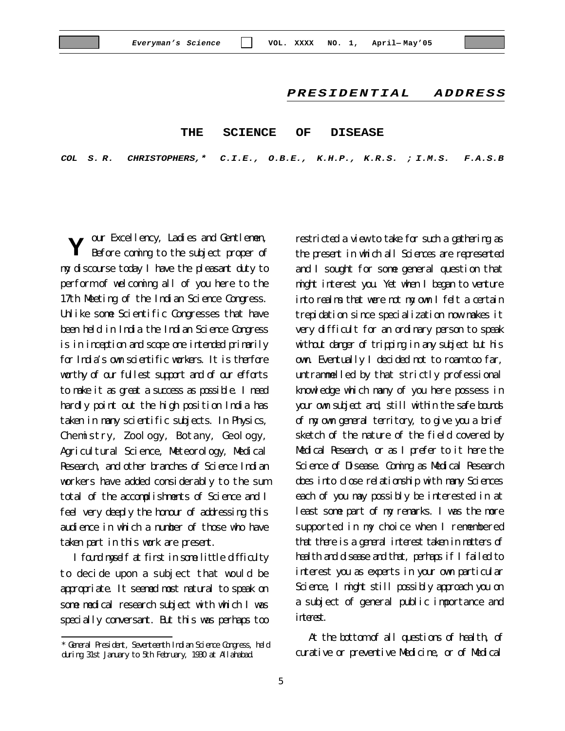## PRESIDENTIAL ADDRESS

# THE SCIENCE OF DISEASE

***COL S. R. CHRISTOPHERS,\* C.I.E., O.B.E., K.H.P., K.R.S. ; I.M.S. F.A.S.B***

Your Excellency, Ladies and Gentlemen, Before coming to the subject proper of my discourse today I have the pleasant duty to perform of welcoming all of you here to the 17th Meeting of the Indian Science Congress. Unlike some Scientific Congresses that have been held in India the Indian Science Congress is in inception and scope one intended primarily for India's own scientific workers. It is therfore worthy of our fullest support and of our efforts to make it as great a success as possible. I need hardly point out the high position India has taken in many scientific subjects. In Physics, Chemistry, Zoology, Botany, Geology, Agricultural Science, Meteorology, Medical Research, and other branches of Science Indian workers have added considerably to the sum total of the accomplishments of Science and I feel very deeply the honour of addressing this audience in which a number of those who have taken part in this work are present.

I found myself at first in some little difficulty to decide upon a subject that would be appropriate. It seemed most natural to speak on some medical research subject with which I was specially conversant. But this was perhaps too restricted a view to take for such a gathering as the present in which all Sciences are represented and I sought for some general question that might interest you. Yet when I began to venture into realms that were not my own I felt a certain trepidation since specialization now makes it very difficult for an ordinary person to speak without danger of tripping in any subject but his own. Eventually I decided not to roam too far, untrammelled by that strictly professional knowledge which many of you here possess in your own subject and, still within the safe bounds of my own general territory, to give you a brief sketch of the nature of the field covered by Medical Research, or as I prefer to it here the Science of Disease. Coming as Medical Research does into close relationship with many Sciences each of you may possibly be interested in at least some part of my remarks. I was the more supported in my choice when I remembered that there is a general interest taken in matters of health and disease and that, perhaps if I failed to interest you as experts in your own particular Science, I might still possibly approach you on a subject of general public importance and interest.

At the bottom of all questions of health, of curative or preventive Medicine, or of Medical

\* General President, Seventeenth Indian Science Congress, held during 31st January to 5th February, 1930 at Allahabad.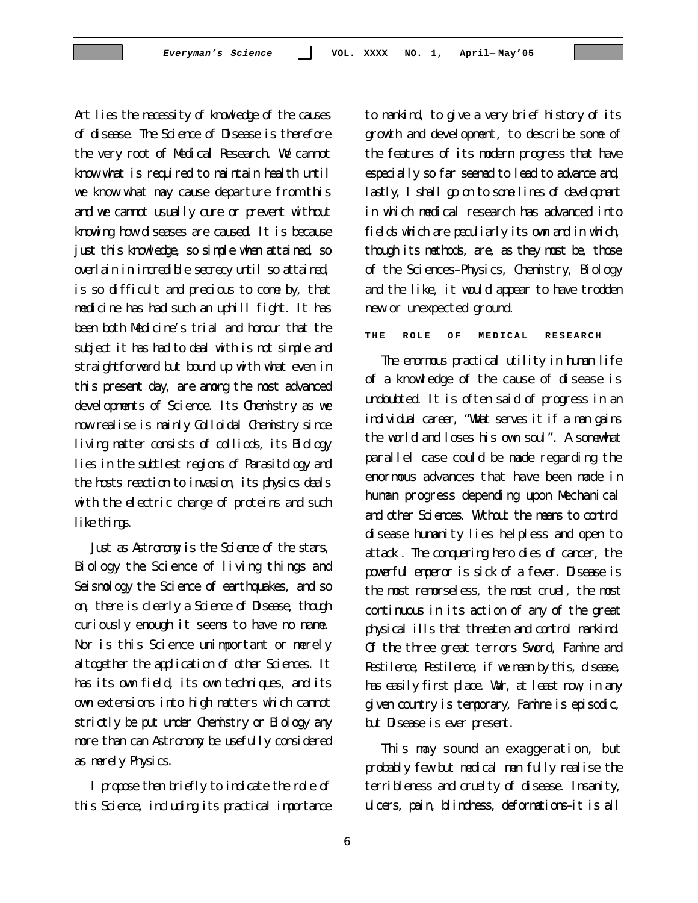Art lies the necessity of knowledge of the causes of disease. The Science of Disease is therefore the very root of Medical Research. We cannot know what is required to maintain health until we know what may cause departure from this and we cannot usually cure or prevent without knowing how diseases are caused. It is because just this knowledge, so simple when attained, so overlain in incredible secrecy until so attained, is so difficult and precious to come by, that medicine has had such an uphill fight. It has been both Medicine's trial and honour that the subject it has had to deal with is not simple and straightforward but bound up with what even in this present day, are among the most advanced developments of Science. Its Chemistry as we now realise is mainly Colloidal Chemistry since living matter consists of colliods, its Biology lies in the subtlest regions of Parasitology and the hosts reaction to invasion, its physics deals with the electric charge of proteins and such like things.

Just as Astronomy is the Science of the stars, Biology the Science of living things and Seismology the Science of earthquakes, and so on, there is clearly a Science of Disease, though curiously enough it seems to have no name. Nor is this Science unimportant or merely altogether the application of other Sciences. It has its own field, its own techniques, and its own extensions into high matters which cannot strictly be put under Chemistry or Biology any more than can Astronomy be usefully considered as merely Physics.

I propose then briefly to indicate the role of this Science, including its practical importance to mankind, to give a very brief history of its growth and development, to describe some of the features of its modern progress that have especially so far seemed to lead to advance and, lastly, I shall go on to some lines of development in which medical research has advanced into fields which are peculiarly its own and in which, though its methods, are, as they must be, those of the Sciences–Physics, Chemistry, Biology and the like, it would appear to have trodden new or unexpected ground.

## THE ROLE OF MEDICAL RESEARCH

The enormous practical utility in human life of a knowledge of the cause of disease is undoubted. It is often said of progress in an individual career, "What serves it if a man gains the world and loses his own soul". A somewhat parallel case could be made regarding the enormous advances that have been made in human progress depending upon Mechanical and other Sciences. Without the means to control disease humanity lies helpless and open to attack. The conquering hero dies of cancer, the powerful emperor is sick of a fever. Disease is the most remorseless, the most cruel, the most continuous in its action of any of the great physical ills that threaten and control mankind. Of the three great terrors Sword, Famine and Pestilence, Pestilence, if we mean by this, disease, has easily first place. War, at least now, in any given country is temporary, Famine is episodic, but Disease is ever present.

This may sound an exaggeration, but probably few but medical men fully realise the terribleness and cruelty of disease. Insanity, ulcers, pain, blindness, deformations–it is all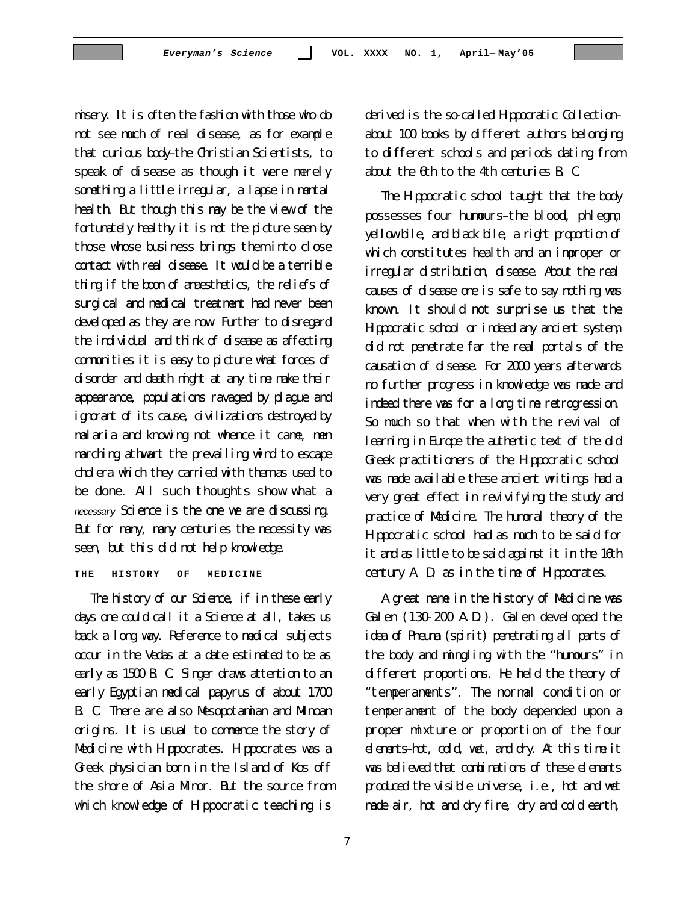misery. It is often the fashion with those who do not see much of real disease, as for example that curious body–the Christian Scientists, to speak of disease as though it were merely something a little irregular, a lapse in mental health. But though this may be the view of the fortunately healthy it is not the picture seen by those whose business brings them into close contact with real disease. It would be a terrible thing if the boon of anaesthetics, the reliefs of surgical and medical treatment had never been developed as they are now. Further to disregard the individual and think of disease as affecting communities it is easy to picture what forces of disorder and death might at any time make their appearance, populations ravaged by plague and ignorant of its cause, civilizations destroyed by malaria and knowing not whence it came, men marching athwart the prevailing wind to escape cholera which they carried with them as used to be done. All such thoughts show what a *necessary* Science is the one we are discussing. But for many, many centuries the necessity was seen, but this did not help knowledge.

## THE HISTORY OF MEDICINE

The history of our Science, if in these early days one could call it a Science at all, takes us back a long way. Reference to medical subjects occur in the Vedas at a date estimated to be as early as 1500 B. C. Singer draws attention to an early Egyptian medical papyrus of about 1700 B. C. There are also Mesopotamian and Minoan origins. It is usual to commence the story of Medicine with Hippocrates. Hippocrates was a Greek physician born in the Island of Kos off the shore of Asia Minor. But the source from which knowledge of Hippocratic teaching is derived is the so-called Hippocratic Collection–about 100 books by different authors belonging to different schools and periods dating from about the 6th to the 4th centuries B. C.

The Hippocratic school taught that the body possesses four humours–the blood, phlegm, yellow bile, and black bile, a right proportion of which constitutes health and an improper or irregular distribution, disease. About the real causes of disease one is safe to say nothing was known. It should not surprise us that the Hippocratic school or indeed any ancient system, did not penetrate far the real portals of the causation of disease. For 2000 years afterwards no further progress in knowledge was made and indeed there was for a long time retrogression. So much so that when with the revival of learning in Europe the authentic text of the old Greek practitioners of the Hippocratic school was made available these ancient writings had a very great effect in revivifying the study and practice of Medicine. The humoral theory of the Hippocratic school had as much to be said for it and as little to be said against it in the 16th century A. D. as in the time of Hippocrates.

A great name in the history of Medicine was Galen (130-200 A.D.). Galen developed the idea of Pneuma (spirit) penetrating all parts of the body and mingling with the "humours" in different proportions. He held the theory of "temperaments". The normal condition or temperament of the body depended upon a proper mixture or proportion of the four elements–hot, cold, wet, and dry. At this time it was believed that combinations of these elements produced the visible universe, i.e., hot and wet made air, hot and dry fire, dry and cold earth,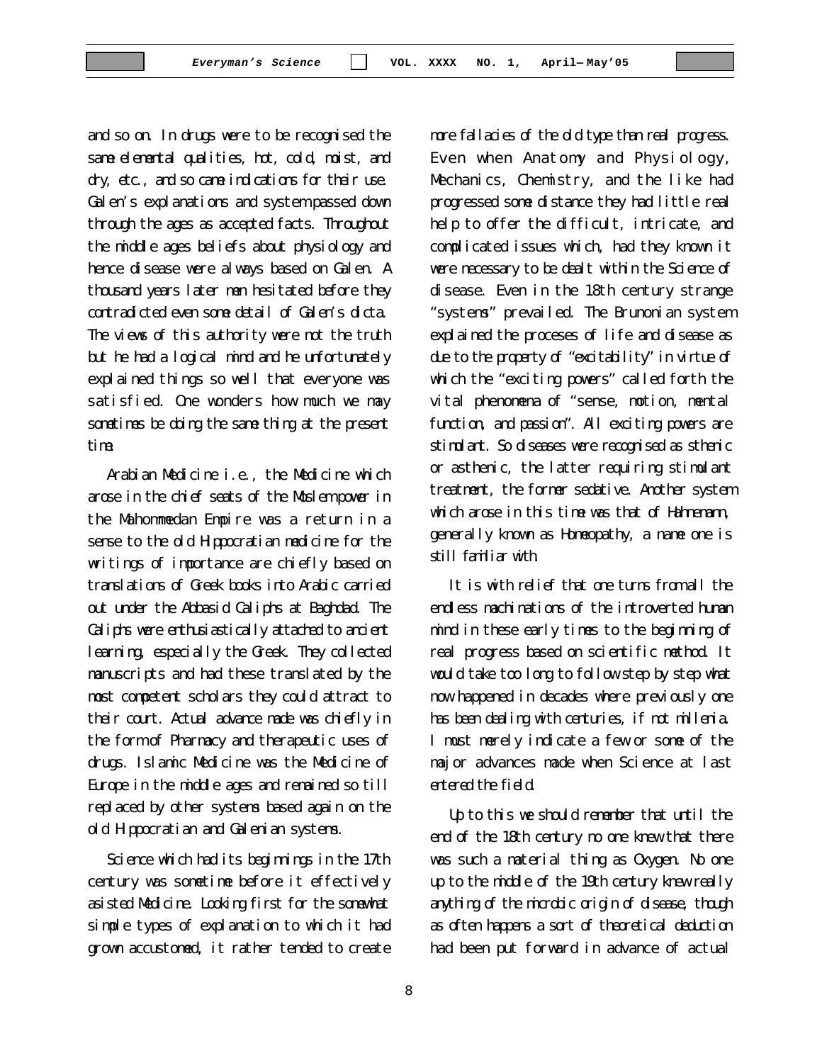and so on. In drugs were to be recognised the same elemental qualities, hot, cold, moist, and dry, etc., and so came indications for their use. Galen's explanations and system passed down through the ages as accepted facts. Throughout the middle ages beliefs about physiology and hence disease were always based on Galen. A thousand years later men hesitated before they contradicted even some detail of Galen's dicta. The views of this authority were not the truth but he had a logical mind and he unfortunately explained things so well that everyone was satisfied. One wonders how much we may sometimes be doing the same thing at the present time.

Arabian Medicine i.e., the Medicine which arose in the chief seats of the Moslem power in the Mahommedan Empire was a return in a sense to the old Hippocratian medicine for the writings of importance are chiefly based on translations of Greek books into Arabic carried out under the Abbasid Caliphs at Baghdad. The Caliphs were enthusiastically attached to ancient learning, especially the Greek. They collected manuscripts and had these translated by the most competent scholars they could attract to their court. Actual advance made was chiefly in the form of Pharmacy and therapeutic uses of drugs. Islamic Medicine was the Medicine of Europe in the middle ages and remained so till replaced by other systems based again on the old Hippocratian and Galenian systems.

Science which had its beginnings in the 17th century was sometime before it effectively asisted Medicine. Looking first for the somewhat simple types of explanation to which it had grown accustomed, it rather tended to create more fallacies of the old type than real progress. Even when Anatomy and Physiology, Mechanics, Chemistry, and the like had progressed some distance they had little real help to offer the difficult, intricate, and complicated issues which, had they known it were necessary to be dealt with in the Science of disease. Even in the 18th century strange "systems" prevailed. The Brunonian system explained the proceses of life and disease as due to the property of "excitability" in virtue of which the "exciting powers" called forth the vital phenomena of "sense, motion, mental function, and passion". All exciting powers are stimulant. So diseases were recognised as sthenic or asthenic, the latter requiring stimulant treatment, the former sedative. Another system which arose in this time was that of Hahnemann, generally known as Homeopathy, a name one is still familiar with.

It is with relief that one turns from all the endless machinations of the introverted human mind in these early times to the beginning of real progress based on scientific method. It would take too long to follow step by step what now happened in decades where previously one has been dealing with centuries, if not millenia. I must merely indicate a few or some of the major advances made when Science at last entered the field.

Up to this we should remember that until the end of the 18th century no one knew that there was such a material thing as Oxygen. No one up to the middle of the 19th century knew really anything of the microbic origin of disease, though as often happens a sort of theoretical deduction had been put forward in advance of actual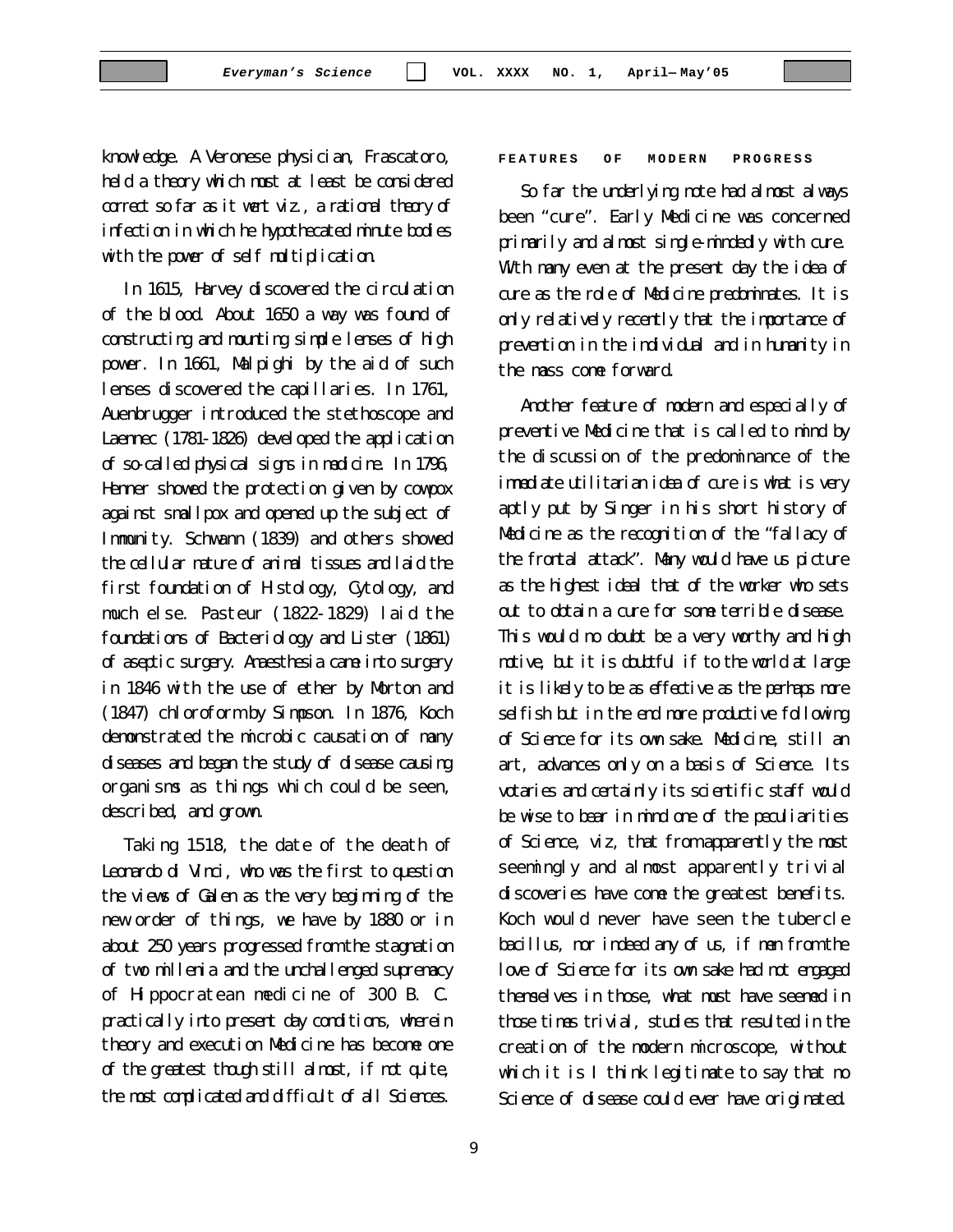knowledge. A Veronese physician, Frascatoro, held a theory which must at least be considered correct so far as it went viz., a rational theory of infection in which he hypothecated minute bodies with the power of self multiplication.

In 1615, Harvey discovered the circulation of the blood. About 1650 a way was found of constructing and mounting simple lenses of high power. In 1661, Malpighi by the aid of such lenses discovered the capillaries. In 1761, Auenbrugger introduced the stethoscope and Laennec (1781-1826) developed the application of so-called physical signs in medicine. In 1796, Henner showed the protection given by cowpox against smallpox and opened up the subject of Immunity. Schwann (1839) and others showed the cellular nature of animal tissues and laid the first foundation of Histology, Cytology, and much else. Pasteur (1822-1829) laid the foundations of Bacteriology and Lister (1861) of aseptic surgery. Anaesthesia came into surgery in 1846 with the use of ether by Morton and (1847) chloroform by Simpson. In 1876, Koch demonstrated the microbic causation of many diseases and began the study of disease causing organisms as things which could be seen, described, and grown.

Taking 1518, the date of the death of Leonardo di Vinci, who was the first to question the views of Galen as the very beginning of the new order of things, we have by 1880 or in about 250 years progressed from the stagnation of two millenia and the unchallenged supremacy of Hippocratean medicine of 300 B. C. practically into present day conditions, wherein theory and execution Medicine has become one of the greatest though still almost, if not quite, the most complicated and difficult of all Sciences.

## FEATURES OF MODERN PROGRESS

So far the underlying note had almost always been "cure". Early Medicine was concerned primarily and almost single-mindedly with cure. With many even at the present day the idea of cure as the role of Medicine predominates. It is only relatively recently that the importance of prevention in the individual and in humanity in the mass come forward.

Another feature of modern and especially of preventive Medicine that is called to mind by the discussion of the predominance of the immediate utilitarian idea of cure is what is very aptly put by Singer in his short history of Medicine as the recognition of the "fallacy of the frontal attack". Many would have us picture as the highest ideal that of the worker who sets out to obtain a cure for some terrible disease. This would no doubt be a very worthy and high motive, but it is doubtful if to the world at large it is likely to be as effective as the perhaps more selfish but in the end more productive following of Science for its own sake. Medicine, still an art, advances only on a basis of Science. Its votaries and certainly its scientific staff would be wise to bear in mind one of the peculiarities of Science, viz, that from apparently the most seemingly and almost apparently trivial discoveries have come the greatest benefits. Koch would never have seen the tubercle bacillus, nor indeed any of us, if men from the love of Science for its own sake had not engaged themselves in those, what must have seemed in those times trivial, studies that resulted in the creation of the modern microscope, without which it is I think legitimate to say that no Science of disease could ever have originated.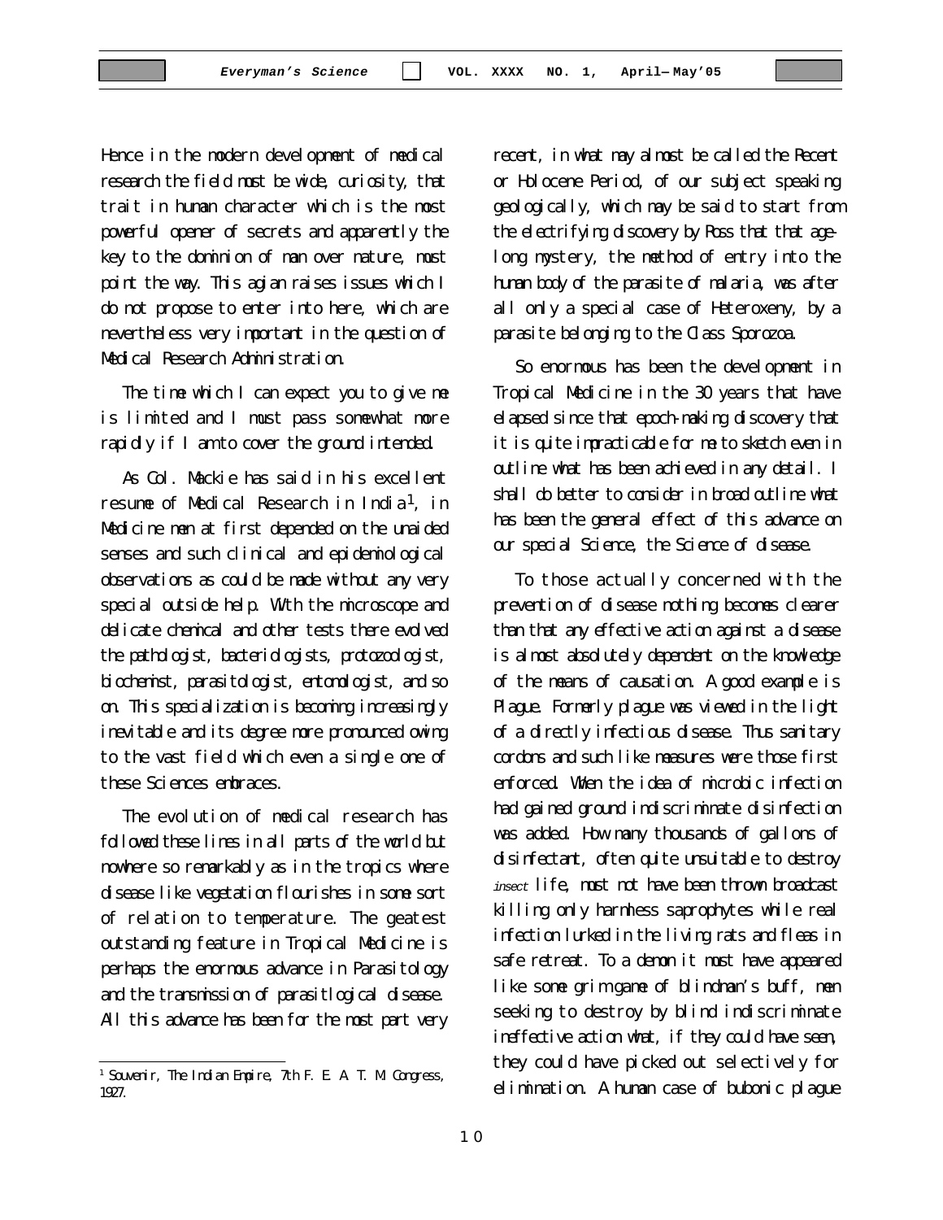Hence in the modern development of medical research the field most be wide, curiosity, that trait in human character which is the most powerful opener of secrets and apparently the key to the dominion of man over nature, must point the way. This agian raises issues which I do not propose to enter into here, which are nevertheless very important in the question of Medical Research Administration.

The time which I can expect you to give me is limited and I must pass somewhat more rapidly if I am to cover the ground intended.

As Col. Mackie has said in his excellent resume of Medical Research in India[1], in Medicine men at first depended on the unaided senses and such clinical and epidemiological observations as could be made without any very special outside help. With the microscope and delicate chemical and other tests there evolved the pathologist, bacteriologists, protozoologist, biochemist, parasitologist, entomologist, and so on. This specialization is becoming increasingly inevitable and its degree more pronounced owing to the vast field which even a single one of these Sciences embraces.

The evolution of medical research has followed these lines in all parts of the world but nowhere so remarkably as in the tropics where disease like vegetation flourishes in some sort of relation to temperature. The geatest outstanding feature in Tropical Medicine is perhaps the enormous advance in Parasitology and the transmission of parasitlogical disease. All this advance has been for the most part very recent, in what may almost be called the Recent or Holocene Period, of our subject speaking geologically, which may be said to start from the electrifying discovery by Ross that that age-long mystery, the method of entry into the human body of the parasite of malaria, was after all only a special case of Heteroxeny, by a parasite belonging to the Class Sporozoa.

So enormous has been the development in Tropical Medicine in the 30 years that have elapsed since that epoch-making discovery that it is quite impracticable for me to sketch even in outline what has been achieved in any detail. I shall do better to consider in broad outline what has been the general effect of this advance on our special Science, the Science of disease.

To those actually concerned with the prevention of disease nothing becomes clearer than that any effective action against a disease is almost absolutely dependent on the knowledge of the means of causation. A good example is Plague. Formerly plague was viewed in the light of a directly infectious disease. Thus sanitary cordons and such like measures were those first enforced. When the idea of microbic infection had gained ground indiscriminate disinfection was added. How many thousands of gallons of disinfectant, often quite unsuitable to destroy insect life, must not have been thrown broadcast killing only harmless saprophytes while real infection lurked in the living rats and fleas in safe retreat. To a demon it must have appeared like some grim game of blindman's buff, men seeking to destroy by blind indiscriminate ineffective action what, if they could have seen, they could have picked out selectively for elimination. A human case of bubonic plague

---

[1] Souvenir, The Indian Empire, 7th F. E. A. T. M. Congress, 1927.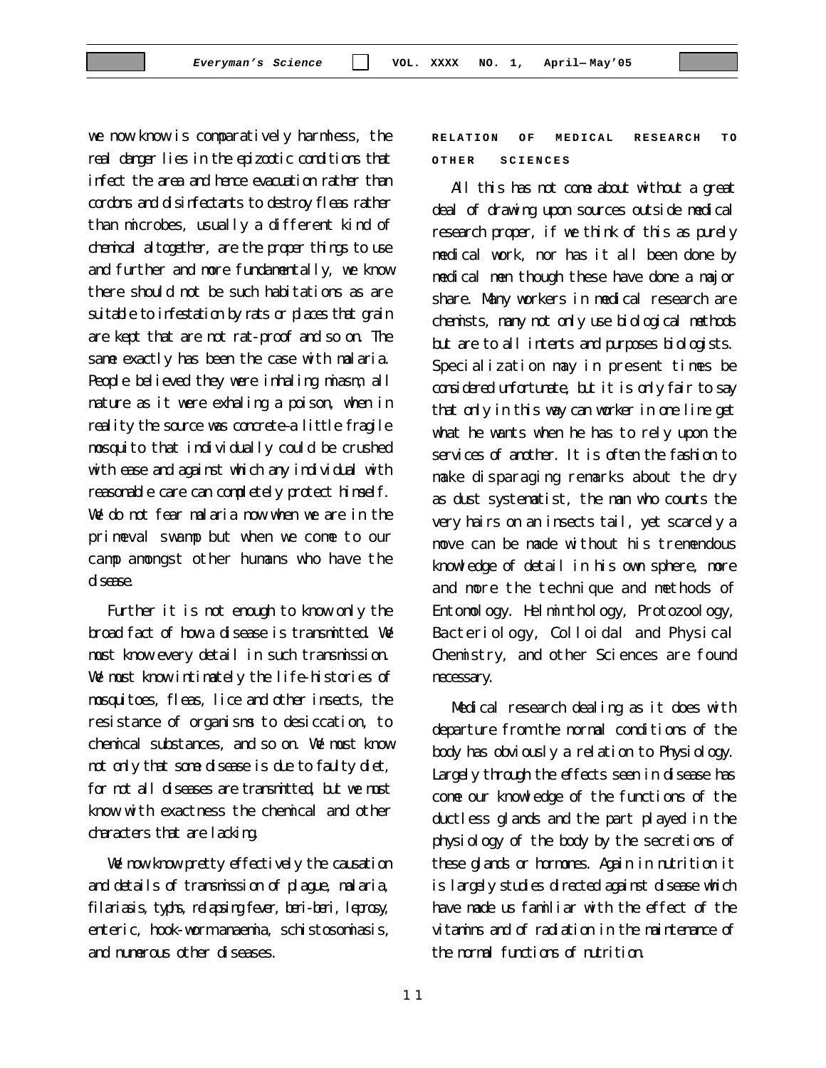we now know is comparatively harmless, the real danger lies in the epizootic conditions that infect the area and hence evacuation rather than cordons and disinfectants to destroy fleas rather than microbes, usually a different kind of chemical altogether, are the proper things to use and further and more fundamentally, we know there should not be such habitations as are suitable to infestation by rats or places that grain are kept that are not rat-proof and so on. The same exactly has been the case with malaria. People believed they were inhaling miasm, all nature as it were exhaling a poison, when in reality the source was concrete–a little fragile mosquito that individually could be crushed with ease and against which any individual with reasonable care can completely protect himself. We do not fear malaria now when we are in the primeval swamp but when we come to our camp amongst other humans who have the disease.

Further it is not enough to know only the broad fact of how a disease is transmitted. We must know every detail in such transmission. We must know intimately the life-histories of mosquitoes, fleas, lice and other insects, the resistance of organisms to desiccation, to chemical substances, and so on. We must know not only that some disease is due to faulty diet, for not all diseases are transmitted, but we must know with exactness the chemical and other characters that are lacking.

We now know pretty effectively the causation and details of transmission of plague, malaria, filariasis, typhs, relapsing fever, beri-beri, leprosy, enteric, hook-worm anaemia, schistosomiasis, and numerous other diseases.

## RELATION OF MEDICAL RESEARCH TO OTHER SCIENCES

All this has not come about without a great deal of drawing upon sources outside medical research proper, if we think of this as purely medical work, nor has it all been done by medical men though these have done a major share. Many workers in medical research are chemists, many not only use biological methods but are to all intents and purposes biologists. Specialization may in present times be considered unfortunate, but it is only fair to say that only in this way can worker in one line get what he wants when he has to rely upon the services of another. It is often the fashion to make disparaging remarks about the dry as dust systematist, the man who counts the very hairs on an insects tail, yet scarcely a move can be made without his tremendous knowledge of detail in his own sphere, more and more the technique and methods of Entomology. Helminthology, Protozoology, Bacteriology, Colloidal and Physical Chemistry, and other Sciences are found necessary.

Medical research dealing as it does with departure from the normal conditions of the body has obviously a relation to Physiology. Largely through the effects seen in disease has come our knowledge of the functions of the ductless glands and the part played in the physiology of the body by the secretions of these glands or hormones. Again in nutrition it is largely studies directed against disease which have made us familiar with the effect of the vitamins and of radiation in the maintenance of the normal functions of nutrition.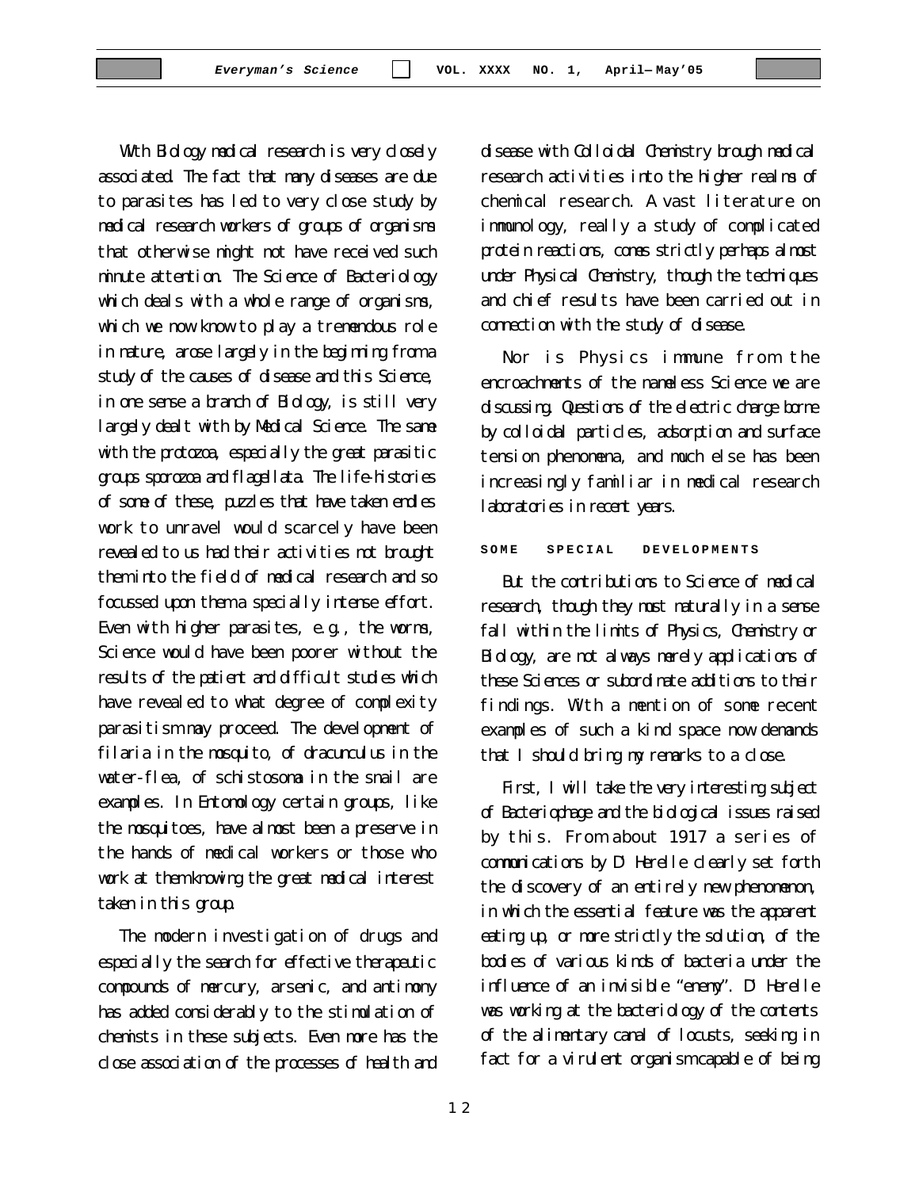With Biology medical research is very closely associated. The fact that many diseases are due to parasites has led to very close study by medical research workers of groups of organisms that otherwise might not have received such minute attention. The Science of Bacteriology which deals with a whole range of organisms, which we now know to play a tremendous role in nature, arose largely in the beginning from a study of the causes of disease and this Science, in one sense a branch of Biology, is still very largely dealt with by Medical Science. The same with the protozoa, especially the great parasitic groups sporozoa and flagellata. The life-histories of some of these, puzzles that have taken endles work to unravel would scarcely have been revealed to us had their activities not brought them into the field of medical research and so focussed upon them a specially intense effort. Even with higher parasites, e.g., the worms, Science would have been poorer without the results of the patient and difficult studies which have revealed to what degree of complexity parasitism may proceed. The development of filaria in the mosquito, of dracunculus in the water-flea, of schistosoma in the snail are examples. In Entomology certain groups, like the mosquitoes, have almost been a preserve in the hands of medical workers or those who work at them knowing the great medical interest taken in this group.

The modern investigation of drugs and especially the search for effective therapeutic compounds of mercury, arsenic, and antimony has added considerably to the stimulation of chemists in these subjects. Even more has the close association of the processes of health and disease with Colloidal Chemistry brough medical research activities into the higher realms of chemical research. A vast literature on immunology, really a study of complicated protein reactions, comes strictly perhaps almost under Physical Chemistry, though the techniques and chief results have been carried out in connection with the study of disease.

Nor is Physics immune from the encroachments of the nameless Science we are discussing. Questions of the electric charge borne by colloidal particles, adsorption and surface tension phenomena, and much else has been increasingly familiar in medical research laboratories in recent years.

## SOME SPECIAL DEVELOPMENTS

But the contributions to Science of medical research, though they most naturally in a sense fall within the limits of Physics, Chemistry or Biology, are not always merely applications of these Sciences or subordinate additions to their findings. With a mention of some recent examples of such a kind space now demands that I should bring my remarks to a close.

First, I will take the very interesting subject of Bacteriophage and the biological issues raised by this. From about 1917 a series of communications by D' Herelle clearly set forth the discovery of an entirely new phenomenon, in which the essential feature was the apparent eating up, or more strictly the solution, of the bodies of various kinds of bacteria under the influence of an invisible "enemy". D' Herelle was working at the bacteriology of the contents of the alimentary canal of locusts, seeking in fact for a virulent organism capable of being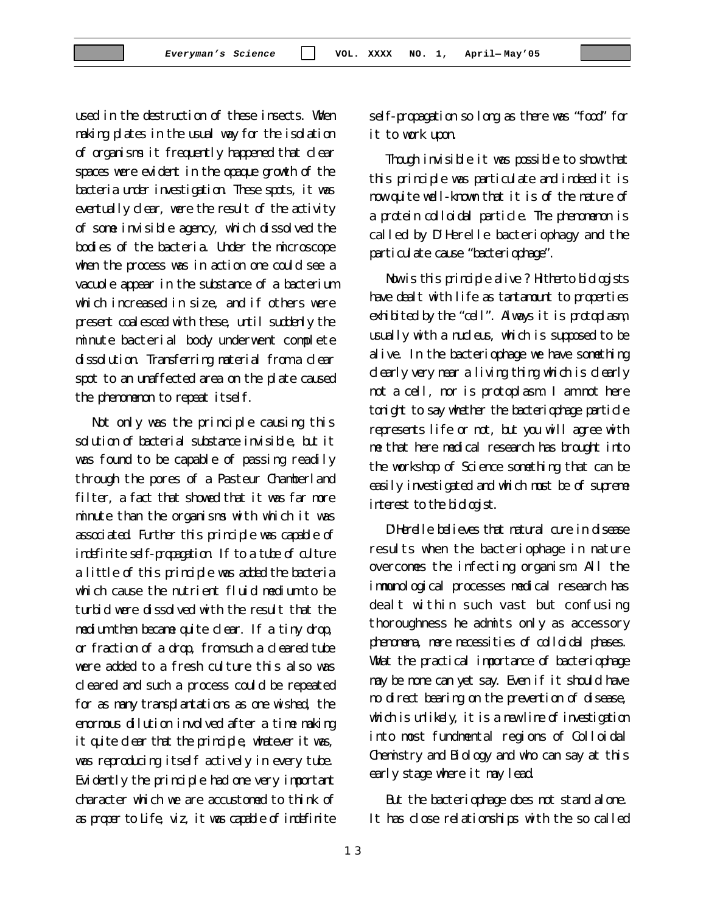used in the destruction of these insects. When making plates in the usual way for the isolation of organisms it frequently happened that clear spaces were evident in the opaque growth of the bacteria under investigation. These spots, it was eventually clear, were the result of the activity of some invisible agency, which dissolved the bodies of the bacteria. Under the microscope when the process was in action one could see a vacuole appear in the substance of a bacterium which increased in size, and if others were present coalesced with these, until suddenly the minute bacterial body underwent complete dissolution. Transferring material from a clear spot to an unaffected area on the plate caused the phenomenon to repeat itself.

Not only was the principle causing this solution of bacterial substance invisible, but it was found to be capable of passing readily through the pores of a Pasteur Chamberland filter, a fact that showed that it was far more minute than the organisms with which it was associated. Further this principle was capable of indefinite self-propagation. If to a tube of culture a little of this principle was added the bacteria which cause the nutrient fluid medium to be turbid were dissolved with the result that the medium then became quite clear. If a tiny drop, or fraction of a drop, from such a cleared tube were added to a fresh culture this also was cleared and such a process could be repeated for as many transplantations as one wished, the enormous dilution involved after a time making it quite clear that the principle, whatever it was, was reproducing itself actively in every tube. Evidently the principle had one very important character which we are accustomed to think of as proper to Life, viz, it was capable of indefinite self-propagation so long as there was "food" for it to work upon.

Though invisible it was possible to show that this principle was particulate and indeed it is now quite well-known that it is of the nature of a protein colloidal particle. The phenomenon is called by D'Herelle bacteriophagy and the particulate cause "bacteriophage".

Now is this principle alive ? Hitherto biologists have dealt with life as tantamount to properties exhibited by the "cell". Always it is protoplasm, usually with a nucleus, which is supposed to be alive. In the bacteriophage we have something clearly very near a living thing which is clearly not a cell, nor is protoplasm. I am not here tonight to say whether the bacteriophage particle represents life or not, but you will agree with me that here medical research has brought into the workshop of Science something that can be easily investigated and which must be of supreme interest to the biologist.

D'Herelle believes that natural cure in disease results when the bacteriophage in nature overcomes the infecting organism. All the immunological processes medical research has dealt with in such vast but confusing thoroughness he admits only as accessory phenomena, mere necessities of colloidal phases. What the practical importance of bacteriophage may be none can yet say. Even if it should have no direct bearing on the prevention of disease, which is unlikely, it is a new line of investigation into most fundmental regions of Colloidal Chemistry and Biology and who can say at this early stage where it may lead.

But the bacteriophage does not stand alone. It has close relationships with the so called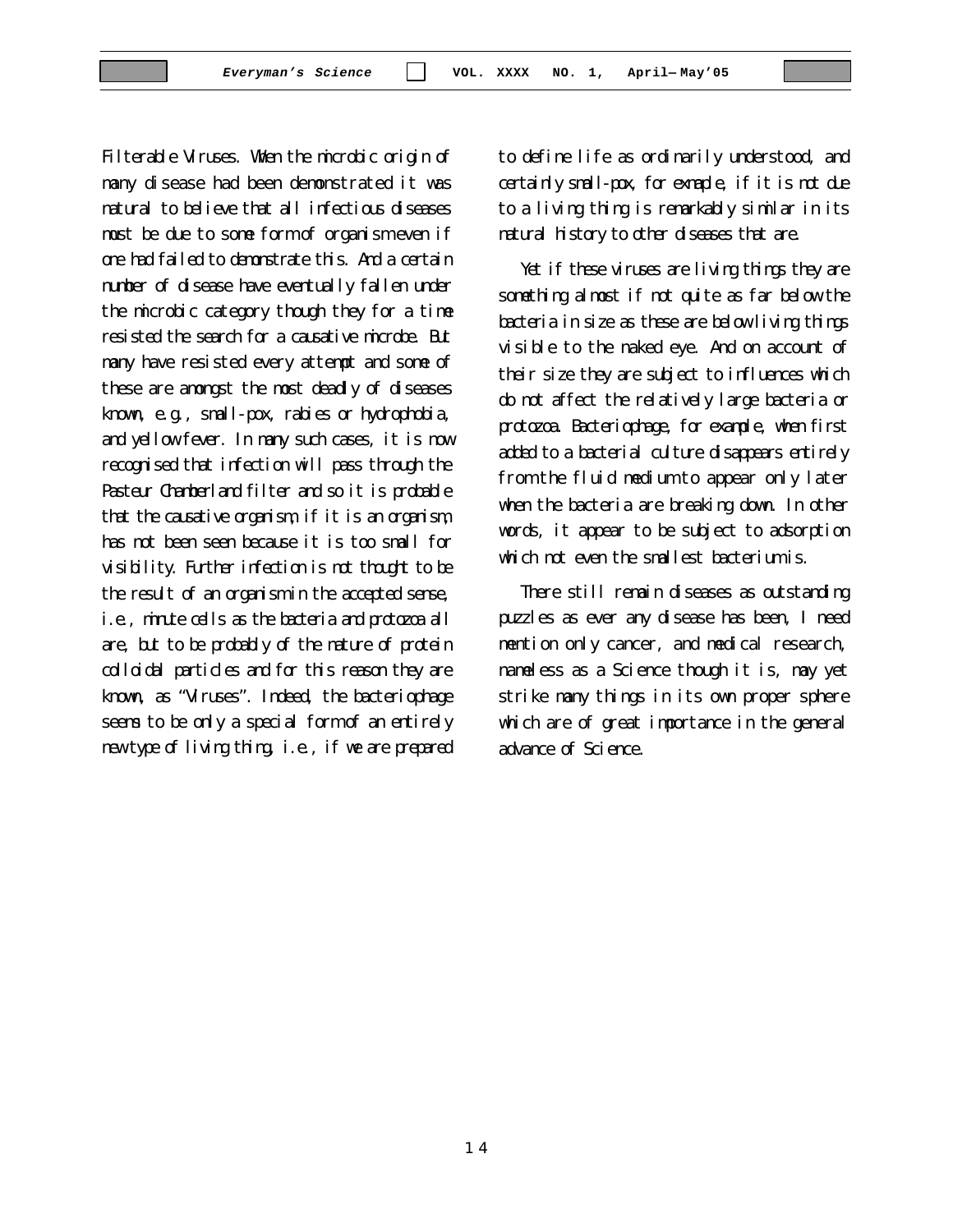Filterable Viruses. When the microbic origin of many disease had been demonstrated it was natural to believe that all infectious diseases must be due to some form of organism even if one had failed to demonstrate this. And a certain number of disease have eventually fallen under the microbic category though they for a time resisted the search for a causative microbe. But many have resisted every attempt and some of these are amongst the most deadly of diseases known, e.g., small-pox, rabies or hydrophobia, and yellow fever. In many such cases, it is now recognised that infection will pass through the Pasteur Chamberland filter and so it is probable that the causative organism, if it is an organism, has not been seen because it is too small for visibility. Further infection is not thought to be the result of an organism in the accepted sense, i.e., minute cells as the bacteria and protozoa all are, but to be probably of the nature of protein colloidal particles and for this reason they are known, as "Viruses". Indeed, the bacteriophage seems to be only a special form of an entirely new type of living thing, i.e., if we are prepared to define life as ordinarily understood, and certainly small-pox, for example, if it is not due to a living thing is remarkably similar in its natural history to other diseases that are.

Yet if these viruses are living things they are something almost if not quite as far below the bacteria in size as these are below living things visible to the naked eye. And on account of their size they are subject to influences which do not affect the relatively large bacteria or protozoa. Bacteriophage, for example, when first added to a bacterial culture disappears entirely from the fluid medium to appear only later when the bacteria are breaking down. In other words, it appear to be subject to adsorption which not even the smallest bacterium is.

There still remain diseases as outstanding puzzles as ever any disease has been, I need mention only cancer, and medical research, nameless as a Science though it is, may yet strike many things in its own proper sphere which are of great importance in the general advance of Science.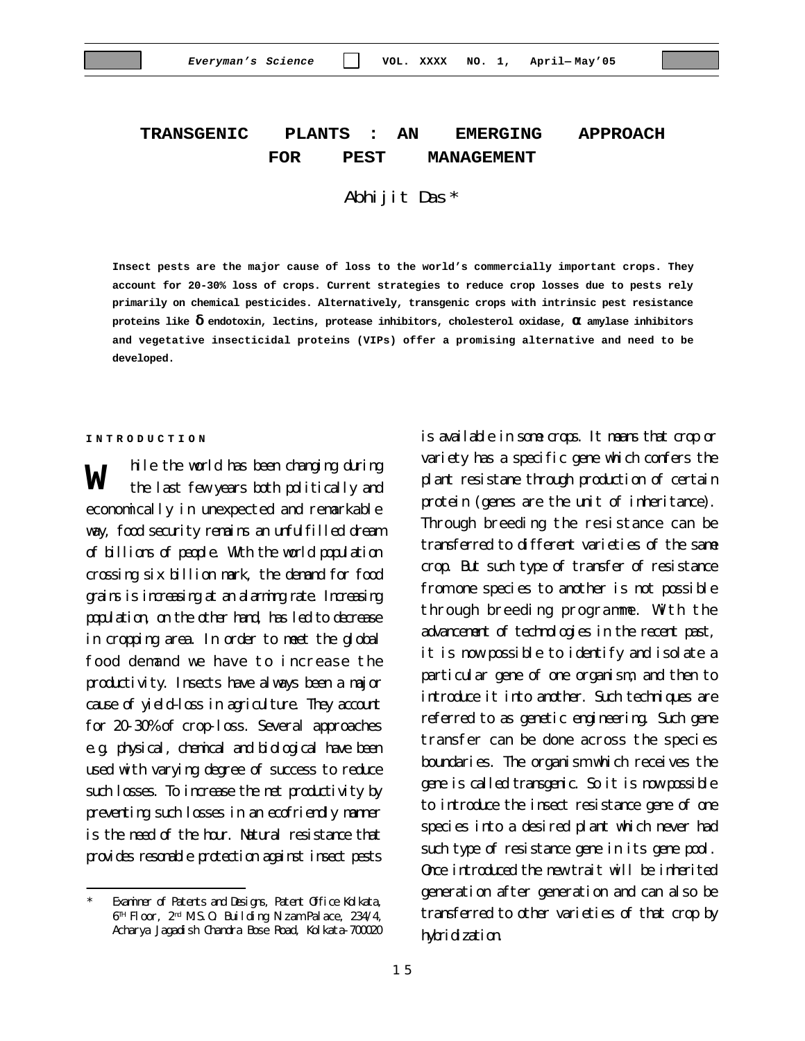# TRANSGENIC PLANTS : AN EMERGING APPROACH FOR PEST MANAGEMENT

Abhijit Das *

**Insect pests are the major cause of loss to the world's commercially important crops. They account for 20-30% loss of crops. Current strategies to reduce crop losses due to pests rely primarily on chemical pesticides. Alternatively, transgenic crops with intrinsic pest resistance proteins like δ endotoxin, lectins, protease inhibitors, cholesterol oxidase, α amylase inhibitors and vegetative insecticidal proteins (VIPs) offer a promising alternative and need to be developed.**

## INTRODUCTION

While the world has been changing during the last few years both politically and economically in unexpected and remarkable way, food security remains an unfulfilled dream of billions of people. With the world population crossing six billion mark, the demand for food grains is increasing at an alarming rate. Increasing population, on the other hand, has led to decrease in cropping area. In order to meet the global food demand we have to increase the productivity. Insects have always been a major cause of yield-loss in agriculture. They account for 20-30% of crop-loss. Several approaches e.g. physical, chemical and biological have been used with varying degree of success to reduce such losses. To increase the net productivity by preventing such losses in an ecofriendly manner is the need of the hour. Natural resistance that provides resonable protection against insect pests is available in some crops. It means that crop or variety has a specific gene which confers the plant resistane through production of certain protein (genes are the unit of inheritance). Through breeding the resistance can be transferred to different varieties of the same crop. But such type of transfer of resistance from one species to another is not possible through breeding programme. With the advancemant of technologies in the recent past, it is now possible to identify and isolate a particular gene of one organism, and then to introduce it into another. Such techniques are referred to as genetic engineering. Such gene transfer can be done across the species boundaries. The organism which receives the gene is called transgenic. So it is now possible to introduce the insect resistance gene of one species into a desired plant which never had such type of resistance gene in its gene pool. Once introduced the new trait will be inherited generation after generation and can also be transferred to other varieties of that crop by hybridization.

---

\* Examiner of Patents and Designs, Patent Office Kolkata, 6[TH] Floor, 2[nd] M.S.O. Building Nizam Palace, 234/4, Acharya Jagadish Chandra Bose Road, Kolkata-700020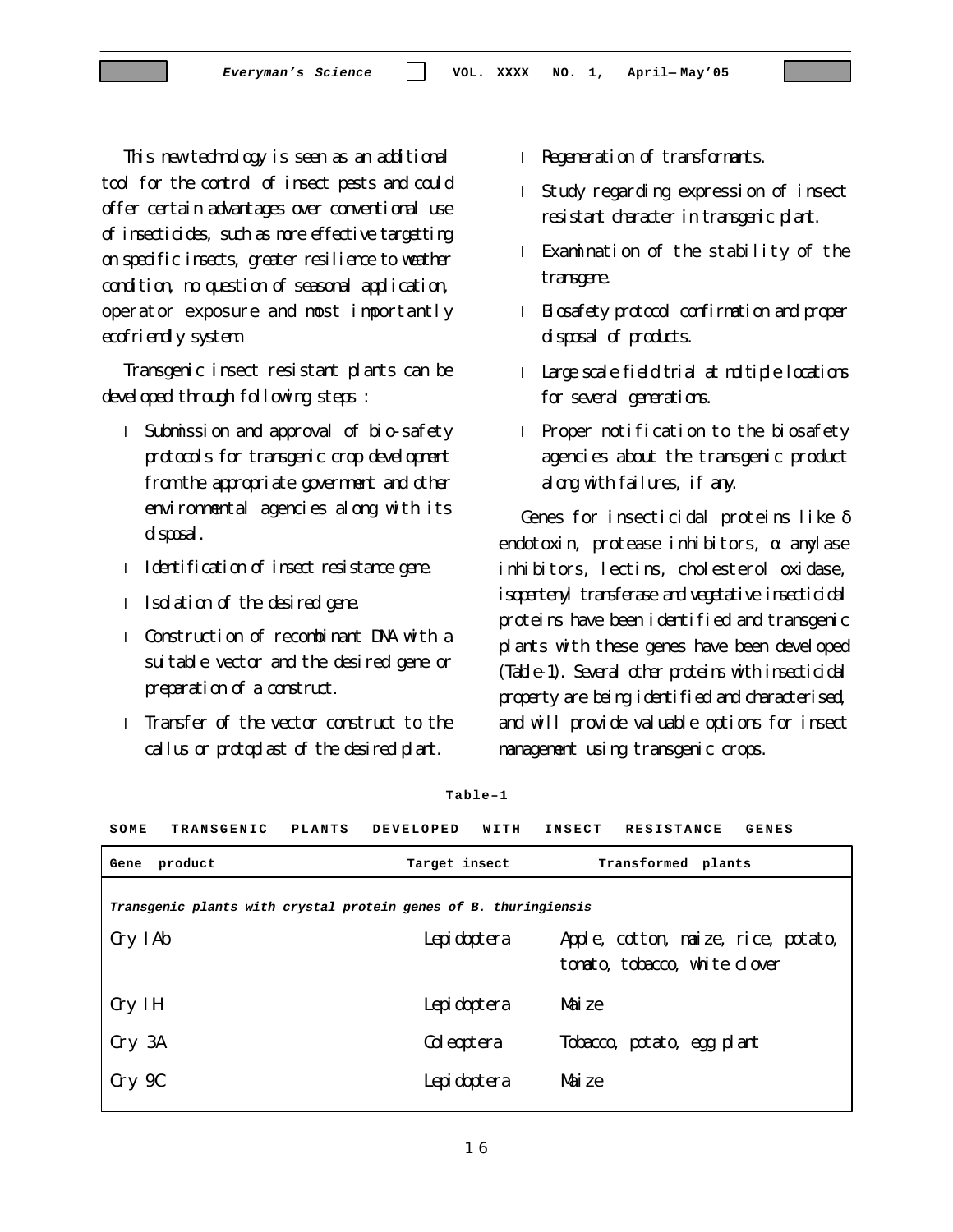This new technology is seen as an additional tool for the control of insect pests and could offer certain advantages over conventional use of insecticides, such as more effective targetting on specific insects, greater resilience to weather condition, no question of seasonal application, operator exposure and most importantly ecofriendly system.

Transgenic insect resistant plants can be developed through following steps :

- Submission and approval of bio-safety protocols for transgenic crop development from the appropriate government and other environmental agencies along with its disposal.
- Identification of insect resistance gene.
- Isolation of the desired gene.
- Construction of recombinant DNA with a suitable vector and the desired gene or preparation of a construct.
- Transfer of the vector construct to the callus or protoplast of the desired plant.
- Regeneration of transformants.
- Study regarding expression of insect resistant character in transgenic plant.
- Examination of the stability of the transgene.
- Biosafety protocol confirmation and proper disposal of products.
- Large scale field trial at multiple locations for several generations.
- Proper notification to the biosafety agencies about the transgenic product along with failures, if any.

Genes for insecticidal proteins like δ endotoxin, protease inhibitors, α amylase inhibitors, lectins, cholesterol oxidase, isopentenyl transferase and vegetative insecticidal proteins have been identified and transgenic plants with these genes have been developed (Table-1). Several other proteins with insecticidal property are being identified and characterised, and will provide valuable options for insect management using transgenic crops.

**Table–1**

**SOME TRANSGENIC PLANTS DEVELOPED WITH INSECT RESISTANCE GENES**

| Gene product | Target insect | Transformed plants |
|---|---|---|
| ***Transgenic plants with crystal protein genes of B. thuringiensis*** | | |
| Cry IAb | Lepidoptera | Apple, cotton, maize, rice, potato, tomato, tobacco, white clover |
| Cry IH | Lepidoptera | Maize |
| Cry 3A | Coleoptera | Tobacco, potato, egg plant |
| Cry 9C | Lepidoptera | Maize |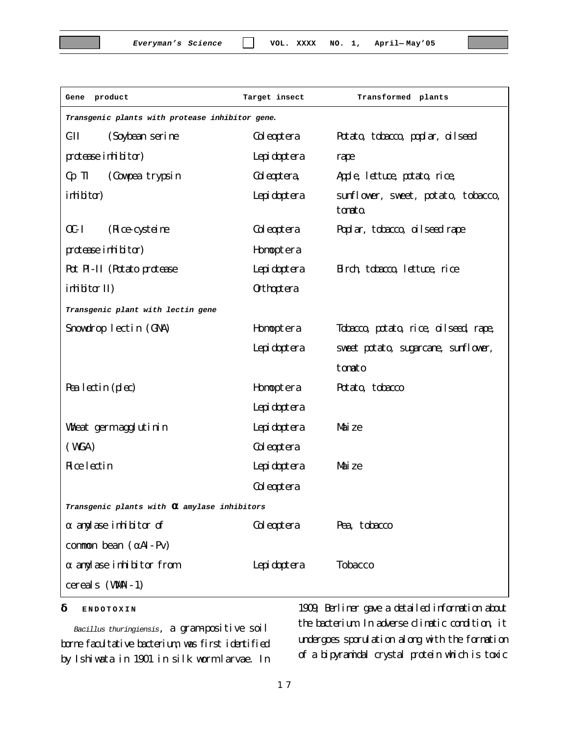| Gene product | Target insect | Transformed plants |
|---|---|---|
| *Transgenic plants with protease inhibitor gene.* | | |
| C-II (Soybean serine protease inhibitor) | Coleoptera Lepidoptera | Potato, tobacco, poplar, oilseed rape |
| Cp TI (Cowpea trypsin inhibitor) | Coleoptera, Lepidoptera | Apple, lettuce, potato, rice, sunflower, sweet, potato, tobacco, tomato. |
| OC-I (Rice-cysteine protease inhibitor) | Coleoptera Homoptera | Poplar, tobacco, oilseed rape |
| Pot PI-II (Potato protease inhibitor II) | Lepidoptera Orthoptera | Birch, tobacco, lettuce, rice |
| *Transgenic plant with lectin gene* | | |
| Snowdrop lectin (GNA) | Homoptera Lepidoptera | Tobacco, potato, rice, oilseed, rape, sweet potato, sugarcane, sunflower, tomato |
| Pea lectin (plec) | Homoptera Lepidoptera | Potato, tobacco |
| Wheat germ agglutinin (WGA) | Lepidoptera Coleoptera | Maize |
| Rice lectin | Lepidoptera Coleoptera | Maize |
| *Transgenic plants with $\alpha$ amylase inhibitors* | | |
| $\alpha$ amylase inhibitor of common bean ($\alpha$AI-Pv) | Coleoptera | Pea, tobacco |
| $\alpha$ amylase inhibitor from cereals (WMAI-1) | Lepidoptera | Tobacco |

## $\delta$ ENDOTOXIN

*Bacillus thuringiensis*, a gram-positive soil borne facultative bacterium, was first identified by Ishiwata in 1901 in silk worm larvae. In 1909, Berliner gave a detailed information about the bacterium. In adverse climatic condition, it undergoes sporulation along with the formation of a bipyramidal crystal protein which is toxic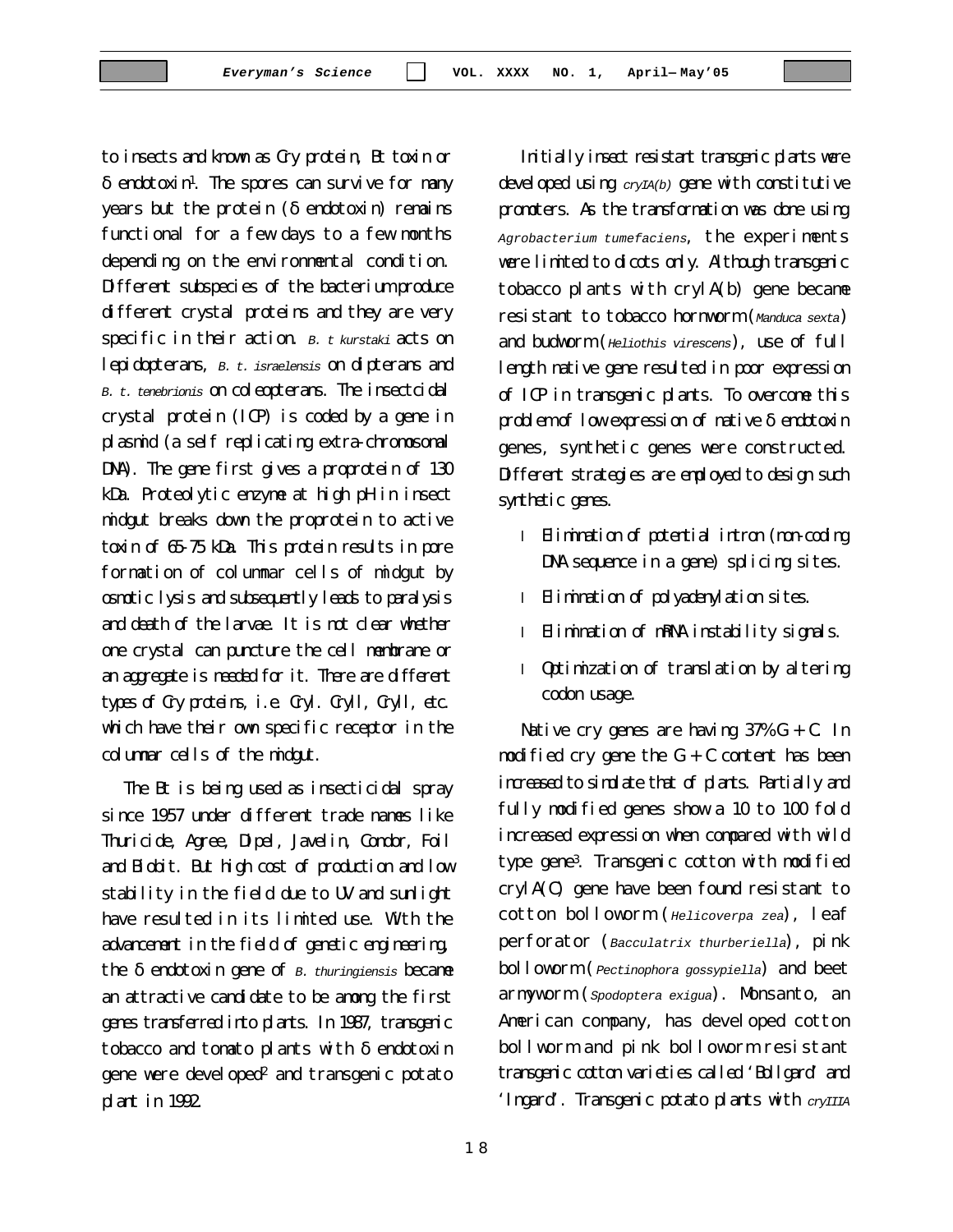to insects and known as Cry protein, Bt toxin or δ endotoxin[1]. The spores can survive for many years but the protein (δ endotoxin) remains functional for a few days to a few months depending on the environmental condition. Different subspecies of the bacterium produce different crystal proteins and they are very specific in their action. *B. t kurstaki* acts on lepidopterans, *B. t. israelensis* on dipterans and *B. t. tenebrionis* on coleopterans. The insectcidal crystal protein (ICP) is coded by a gene in plasmid (a self replicating extra-chromosomal DNA). The gene first gives a proprotein of 130 kDa. Proteolytic enzyme at high pH in insect midgut breaks down the proprotein to active toxin of 65-75 kDa. This protein results in pore formation of columnar cells of midgut by osmotic lysis and subsequently leads to paralysis and death of the larvae. It is not clear whether one crystal can puncture the cell membrane or an aggregate is needed for it. There are different types of Cry proteins, i.e. CryI. CryII, CryII, etc. which have their own specific receptor in the columnar cells of the midgut.

The Bt is being used as insecticidal spray since 1957 under different trade names like Thuricide, Agree, Dipel, Javelin, Condor, Foil and Biobit. But high cost of production and low stability in the field due to UV and sunlight have resulted in its limited use. With the advancement in the field of genetic engineering, the δ endotoxin gene of *B. thuringiensis* became an attractive candidate to be among the first genes transferred into plants. In 1987, transgenic tobacco and tomato plants with δ endotoxin gene were developed[2] and transgenic potato plant in 1992.

Initially insect resistant transgenic plants were developed using *cryIA(b)* gene with constitutive promoters. As the transformation was done using *Agrobacterium tumefaciens*, the experiments were limited to dicots only. Although transgenic tobacco plants with cryIA(b) gene became resistant to tobacco hornworm (*Manduca sexta*) and budworm (*Heliothis virescens*), use of full length native gene resulted in poor expression of ICP in transgenic plants. To overcome this problem of low expression of native δ endotoxin genes, synthetic genes were constructed. Different strategies are employed to design such synthetic genes.

- Elimination of potential intron (non-coding DNA sequence in a gene) splicing sites.
- Elimination of polyadenylation sites.
- Elimination of mRNA instability signals.
- Optimization of translation by altering codon usage.

Native cry genes are having 37% G + C. In modified cry gene the G + C content has been increased to simulate that of plants. Partially and fully modified genes show a 10 to 100 fold increased expression when compared with wild type gene[3]. Transgenic cotton with modified cryIA(C) gene have been found resistant to cotton bolloworm (*Helicoverpa zea*), leaf perforator (*Bacculatrix thurberiella*), pink bolloworm (*Pectinophora gossypiella*) and beet armyworm (*Spodoptera exigua*). Monsanto, an American company, has developed cotton bollworm and pink bolloworm resistant transgenic cotton varieties called 'Bollgard' and 'Ingard'. Transgenic potato plants with *cryIIIA*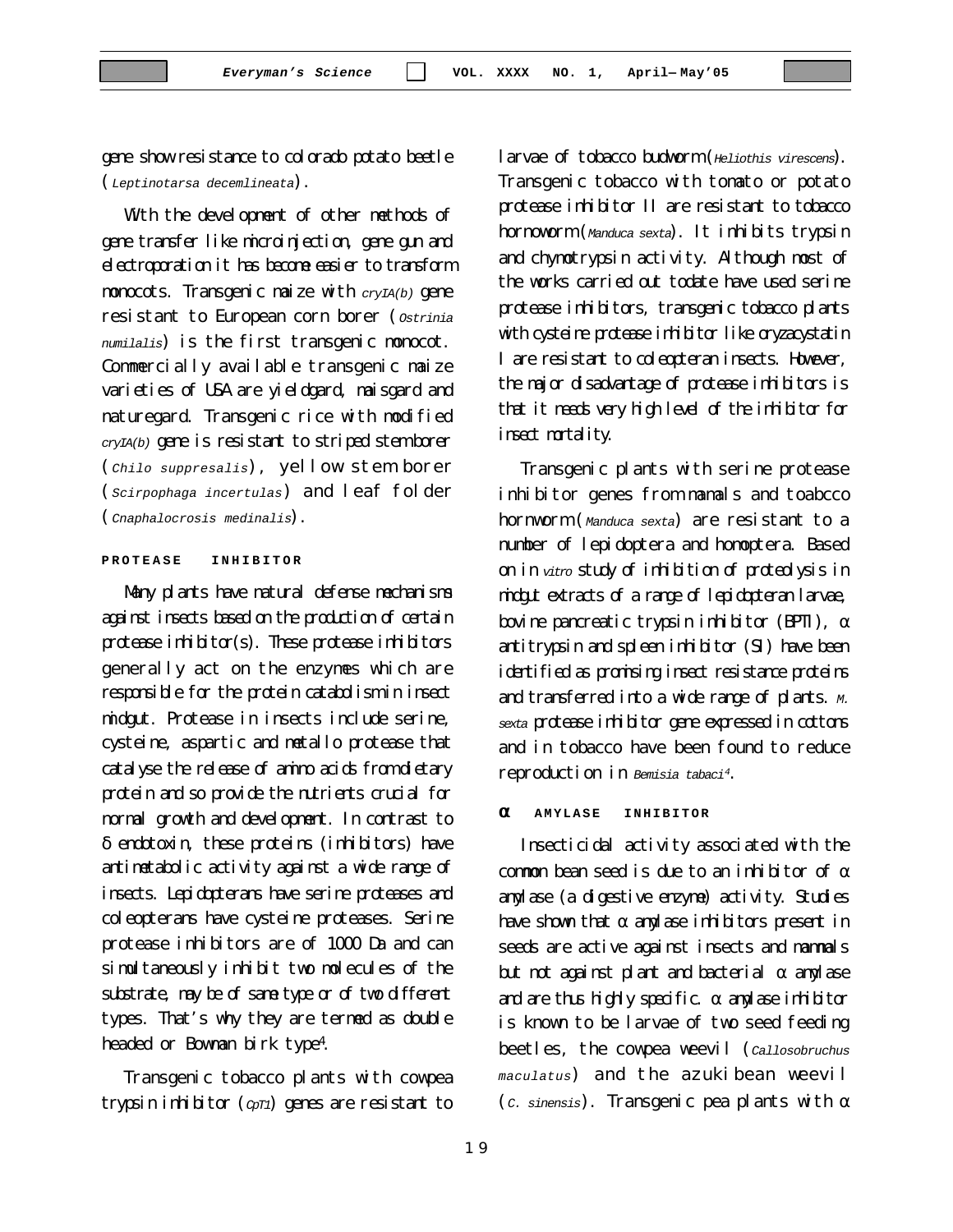gene show resistance to colorado potato beetle (*Leptinotarsa decemlineata*).

With the development of other methods of gene transfer like microinjection, gene gun and electroporation it has become easier to transform monocots. Transgenic maize with *cryIA(b)* gene resistant to European corn borer (*Ostrinia numilalis*) is the first transgenic monocot. Commercially available transgenic maize varieties of USA are yieldgard, maisgard and naturegard. Transgenic rice with modified *cryIA(b)* gene is resistant to striped stemborer (*Chilo suppresalis*), yellow stem borer (*Scirpophaga incertulas*) and leaf folder (*Cnaphalocrosis medinalis*).

## PROTEASE INHIBITOR

Many plants have natural defense mechanisms against insects based on the production of certain protease inhibitor(s). These protease inhibitors generally act on the enzymes which are responsible for the protein catabolism in insect midgut. Protease in insects include serine, cysteine, aspartic and metallo protease that catalyse the release of amino acids from dietary protein and so provide the nutrients crucial for normal growth and development. In contrast to δ endotoxin, these proteins (inhibitors) have antimetabolic activity against a wide range of insects. Lepidopterans have serine proteases and coleopterans have cysteine proteases. Serine protease inhibitors are of 1000 Da and can simultaneously inhibit two molecules of the substrate, may be of same type or of two different types. That's why they are termed as double headed or Bowman birk type[4].

Transgenic tobacco plants with cowpea trypsin inhibitor (*CpTI*) genes are resistant to larvae of tobacco budworm (*Heliothis virescens*). Transgenic tobacco with tomato or potato protease inhibitor II are resistant to tobacco hornoworm (*Manduca sexta*). It inhibits trypsin and chymotrypsin activity. Although most of the works carried out todate have used serine protease inhibitors, transgenic tobacco plants with cysteine protease inhibitor like oryzacystatin I are resistant to coleopteran insects. However, the major disadvantage of protease inhibitors is that it needs very high level of the inhibitor for insect mortality.

Transgenic plants with serine protease inhibitor genes from mamals and toabcco hornworm (*Manduca sexta*) are resistant to a number of lepidoptera and homoptera. Based on in *vitro* study of inhibition of proteolysis in midgut extracts of a range of lepidopteran larvae, bovine pancreatic trypsin inhibitor (BPTI), α antitrypsin and spleen inhibitor (SI) have been identified as promising insect resistance proteins and transferred into a wide range of plants. *M. sexta* protease inhibitor gene expressed in cottons and in tobacco have been found to reduce reproduction in *Bemisia tabaci*[4].

## α AMYLASE INHIBITOR

Insecticidal activity associated with the common bean seed is due to an inhibitor of α amylase (a digestive enzyme) activity. Studies have shown that α amylase inhibitors present in seeds are active against insects and mammals but not against plant and bacterial α amylase and are thus highly specific. α amylase inhibitor is known to be larvae of two seed feeding beetles, the cowpea weevil (*Callosobruchus maculatus*) and the azuki bean weevil (*C. sinensis*). Transgenic pea plants with α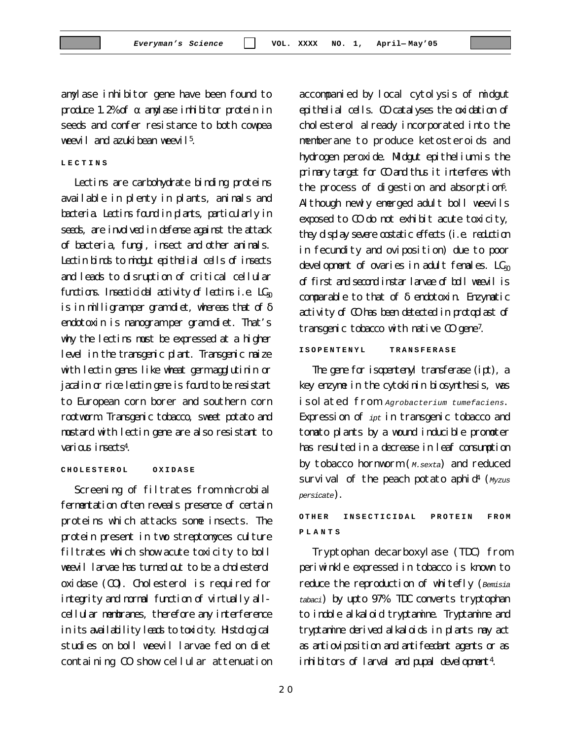amylase inhibitor gene have been found to produce 1.2% of α amylase inhibitor protein in seeds and confer resistance to both cowpea weevil and azukibean weevil[5].

## LECTINS

Lectins are carbohydrate binding proteins available in plenty in plants, animals and bacteria. Lectins found in plants, particularly in seeds, are involved in defense against the attack of bacteria, fungi, insect and other animals. Lectin binds to midgut epithelial cells of insects and leads to disruption of critical cellular functions. Insecticidal activity of lectins i.e. $LC_{50}$ is in milligram per gram diet, whereas that of δ endotoxin is nanogram per gram diet. That's why the lectins must be expressed at a higher level in the transgenic plant. Transgenic maize with lectin genes like wheat germ agglutinin or jacalin or rice lectin gene is found to be resistant to European corn borer and southern corn rootworm. Transgenic tobacco, sweet potato and mustard with lectin gene are also resistant to various insects[4].

## CHOLESTEROL OXIDASE

Screening of filtrates from microbial fermentation often reveals presence of certain proteins which attacks some insects. The protein present in two streptomyces culture filtrates which show acute toxicity to boll weevil larvae has turned out to be a cholesterol oxidase (CO). Cholesterol is required for integrity and normal function of virtually all-cellular membranes, therefore any interference in its availability leads to toxicity. Histological studies on boll weevil larvae fed on diet containing CO show cellular attenuation accompanied by local cytolysis of midgut epithelial cells. CO catalyses the oxidation of cholesterol already incorporated into the memberane to produce ketosteroids and hydrogen peroxide. Midgut epithelium is the primary target for CO and thus it interferes with the process of digestion and absorption[6]. Although newly emerged adult boll weevils exposed to CO do not exhibit acute toxicity, they display severe costatic effects (i.e. reduction in fecundity and oviposition) due to poor development of ovaries in adult females. $LC_{50}$ of first and second instar larvae of boll weevil is comparable to that of δ endotoxin. Enzymatic activity of CO has been detected in protoplast of transgenic tobacco with native CO gene[7].

## ISOPENTENYL TRANSFERASE

The gene for isopentenyl transferase (ipt), a key enzyme in the cytokinin biosynthesis, was isolated from *Agrobacterium tumefaciens*. Expression of *ipt* in transgenic tobacco and tomato plants by a wound inducible promoter has resulted in a decrease in leaf consumption by tobacco hornworm (*M.sexta*) and reduced survival of the peach potato aphid[4] (*Myzus persicate*).

## OTHER INSECTICIDAL PROTEIN FROM PLANTS

Tryptophan decarboxylase (TDC) from periwinkle expressed in tobacco is known to reduce the reproduction of whitefly (*Bemisia tabaci*) by upto 97%. TDC converts tryptophan to indole alkaloid tryptamine. Tryptamine and tryptamine derived alkaloids in plants may act as antioviposition and antifeedant agents or as inhibitors of larval and pupal development[4].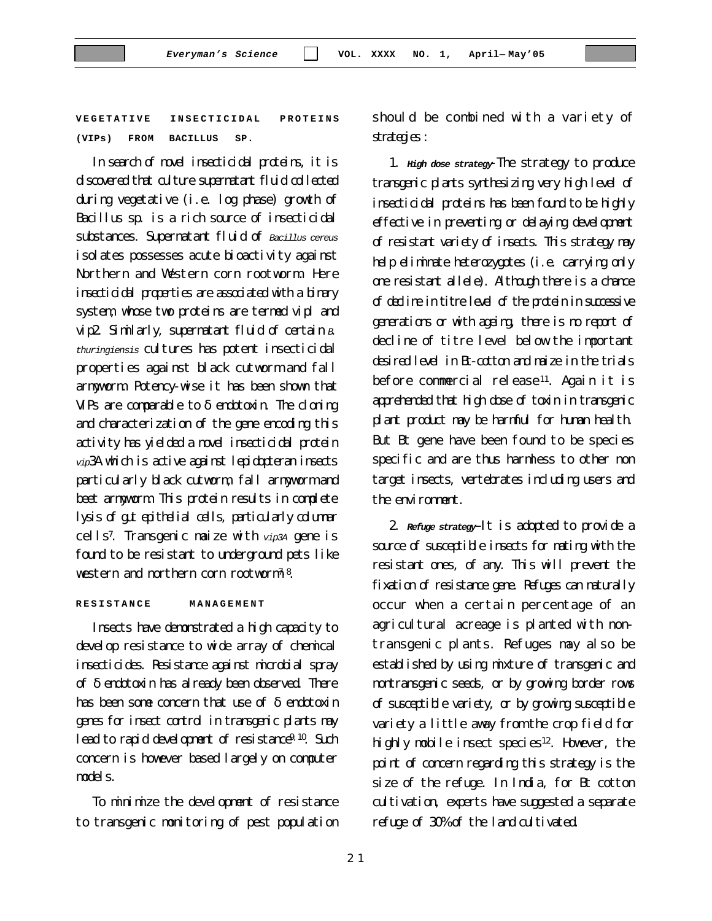## VEGETATIVE INSECTICIDAL PROTEINS (VIPs) FROM BACILLUS SP.

In search of novel insecticidal proteins, it is discovered that culture supernatant fluid collected during vegetative (i.e. log phase) growth of Bacillus sp. is a rich source of insecticidal substances. Supernatant fluid of *Bacillus cereus* isolates possesses acute bioactivity against Northern and Western corn rootworm. Here insecticidal properties are associated with a binary system, whose two proteins are termed vip1 and vip2. Similarly, supernatant fluid of certain *B. thuringiensis* cultures has potent insecticidal properties against black cutworm and fall armyworm. Potency-wise it has been shown that VIPs are comparable to δ endotoxin. The cloning and characterization of the gene encoding this activity has yielded a novel insecticidal protein *vip*3A which is active against lepidopteran insects particularly black cutworm, fall armyworm and beet armyworm. This protein results in complete lysis of gut epithelial cells, particularly columar cells[7]. Transgenic maize with *vip3A* gene is found to be resistant to underground pets like western and northern corn rootworm[7,8].

## RESISTANCE MANAGEMENT

Insects have demonstrated a high capacity to develop resistance to wide array of chemical insecticides. Resistance against microbial spray of δ endotoxin has already been observed. There has been some concern that use of δ endotoxin genes for insect control in transgenic plants may lead to rapid development of resistance[9,10]. Such concern is however based largely on computer models.

To minimize the development of resistance to transgenic monitoring of pest population should be combined with a variety of strategies :

1. ***High dose strategy-*** The strategy to produce transgenic plants synthesizing very high level of insecticidal proteins has been found to be highly effective in preventing or delaying development of resistant variety of insects. This strategy may help eliminate heterozygotes (i.e. carrying only one resistant allele). Although there is a chance of decline in titre level of the protein in successive generations or with ageing, there is no report of decline of titre level below the important desired level in Bt-cotton and maize in the trials before commercial release[11]. Again it is apprehended that high dose of toxin in transgenic plant product may be harmful for human health. But Bt gene have been found to be species specific and are thus harmless to other non target insects, vertebrates including users and the environment.

2. ***Refuge strategy-*** It is adopted to provide a source of susceptible insects for mating with the resistant ones, of any. This will prevent the fixation of resistance gene. Refuges can naturally occur when a certain percentage of an agricultural acreage is planted with non-transgenic plants. Refuges may also be established by using mixture of transgenic and nontransgenic seeds, or by growing border rows of susceptible variety, or by growing susceptible variety a little away from the crop field for highly mobile insect species[12]. However, the point of concern regarding this strategy is the size of the refuge. In India, for Bt cotton cultivation, experts have suggested a separate refuge of 30% of the land cultivated.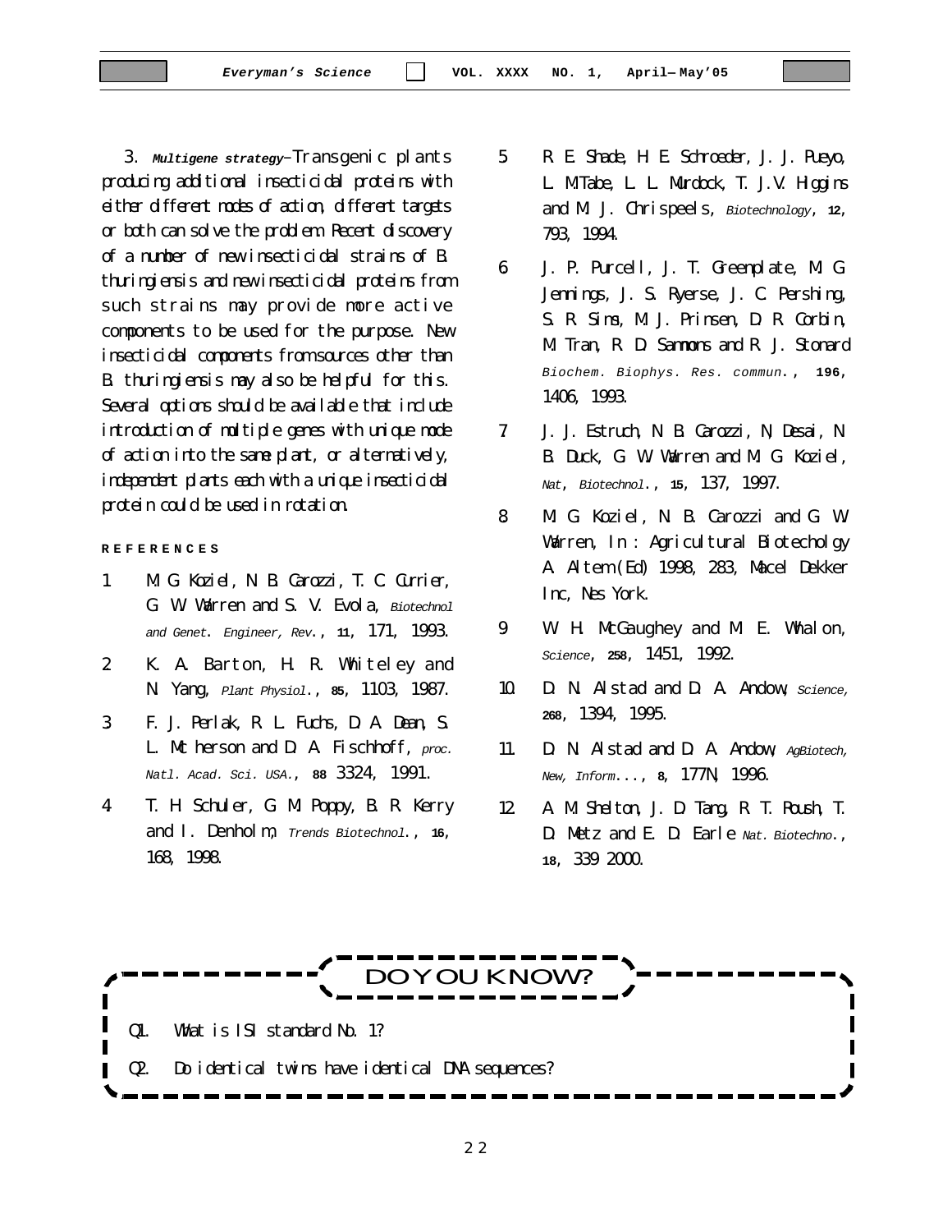3. ***Multigene strategy***–Transgenic plants producing additional insecticidal proteins with either different modes of action, different targets or both can solve the problem. Recent discovery of a number of new insecticidal strains of B. thuringiensis and new insecticidal proteins from such strains may provide more active components to be used for the purpose. New insecticidal components from sources other than B. thuringiensis may also be helpful for this. Several options should be available that include introduction of multiple genes with unique mode of action into the same plant, or alternatively, independent plants each with a unique insecticidal protein could be used in rotation.

**REFERENCES**

1. M. G. Koziel, N. B. Carozzi, T. C. Currier, G. W. Warren and S. V. Evola, *Biotechnol and Genet. Engineer, Rev.*, **11**, 171, 1993.
2. K. A. Barton, H. R. Whiteley and N. Yang, *Plant Physiol.*, **85**, 1103, 1987.
3. F. J. Perlak, R. L. Fuchs, D. A. Dean, S. L. Mc herson and D. A. Fischhoff, *proc. Natl. Acad. Sci. USA.*, **88** 3324, 1991.
4. T. H. Schuler, G. M. Poppy, B. R. Kerry and I. Denholm, *Trends Biotechnol.*, **16**, 168, 1998.
5. R. E. Shade, H. E. Schroeder, J. J. Pueyo, L. M. Tabe, L. L. Murdock, T. J.V. Higgins and M. J. Chrispeels, *Biotechnology*, **12**, 793, 1994.
6. J. P. Purcell, J. T. Greenplate, M. G. Jennings, J. S. Ryerse, J. C. Pershing, S. R. Sims, M. J. Prinsen, D. R. Corbin, M. Tran, R. D. Sammons and R. J. Stonard *Biochem. Biophys. Res. commun.*, **196**, 1406, 1993.
7. J. J. Estruch, N. B. Carozzi, N. Desai, N. B. Duck, G. W. Warren and M. G. Koziel, *Nat, Biotechnol.*, **15**, 137, 1997.
8. M. G. Koziel, N. B. Carozzi and G. W. Warren, In : Agricultural Biotecholgy A. Altern (Ed) 1998, 283, Macel Dekker Inc, Nes York.
9. W. H. McGaughey and M. E. Whalon, *Science*, **258**, 1451, 1992.
10. D. N. Alstad and D. A. Andow, *Science*, **268**, 1394, 1995.
11. D. N. Alstad and D. A. Andow, *AgBiotech, New, Inform...*, **8**, 177N, 1996.
12. A. M. Shelton, J. D. Tang, R. T. Roush, T. D. Metz and E. D. Earle *Nat. Biotechno.*, **18**, 339 2000.

**DO YOU KNOW?**

Q1. What is ISI standard No. 1?

Q2. Do identical twins have identical DNA sequences?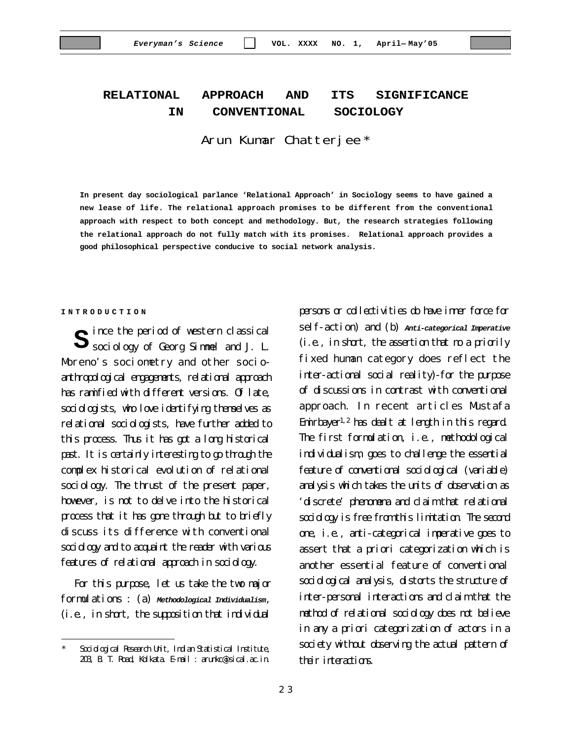# RELATIONAL APPROACH AND ITS SIGNIFICANCE IN CONVENTIONAL SOCIOLOGY

Arun Kumar Chatterjee *

**In present day sociological parlance 'Relational Approach' in Sociology seems to have gained a new lease of life. The relational approach promises to be different from the conventional approach with respect to both concept and methodology. But, the research strategies following the relational approach do not fully match with its promises. Relational approach provides a good philosophical perspective conducive to social network analysis.**

## INTRODUCTION

Since the period of western classical sociology of Georg Simmel and J. L. Moreno's sociometry and other socio-anthropological engagements, relational approach has ramified with different versions. Of late, sociologists, who love identifying themselves as relational sociologists, have further added to this process. Thus it has got a long historical past. It is certainly interesting to go through the complex historical evolution of relational sociology. The thrust of the present paper, however, is not to delve into the historical process that it has gone through but to briefly discuss its difference with conventional sociology and to acquaint the reader with various features of relational approach in sociology.

For this purpose, let us take the two major formulations : (a) ***Methodological Individualism***, (i.e., in short, the supposition that individual persons or collectivities do have inner force for self-action) and (b) ***Anti-categorical Imperative*** (i.e., in short, the assertion that no a priorily fixed human category does reflect the inter-actional social reality)-for the purpose of discussions in contrast with conventional approach. In recent articles Mustafa Emirbayer[1,2] has dealt at length in this regard. The first formulation, i.e., methodological individualism, goes to challenge the essential feature of conventional sociological (variable) analysis which takes the units of observation as 'discrete' phenomena and claim that relational sociology is free from this limitation. The second one, i.e., anti-categorical imperative goes to assert that a priori categorization which is another essential feature of conventional sociological analysis, distorts the structure of inter-personal interactions and claim that the method of relational sociology does not believe in any a priori categorization of actors in a society without observing the actual pattern of their interactions.

---

\* Sociological Research Unit, Indian Statistical Institute, 203, B. T. Road, Kolkata. E-mail : arunkc@isical.ac.in.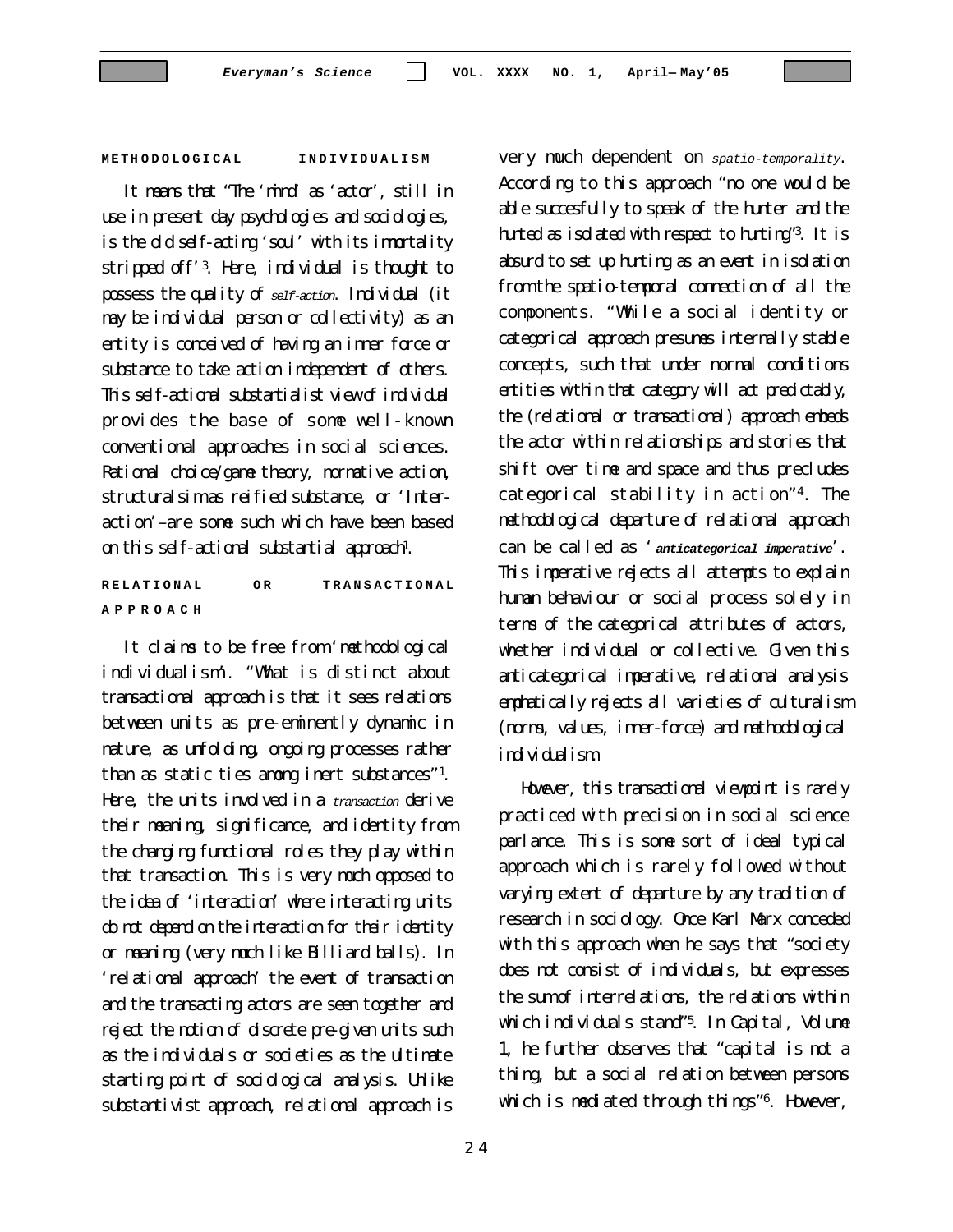### METHODOLOGICAL INDIVIDUALISM

It means that "The 'mind' as 'actor', still in use in present day psychologies and sociologies, is the old self-acting 'soul' with its immortality stripped off'[3]. Here, individual is thought to possess the quality of *self-action*. Individual (it may be individual person or collectivity) as an entity is conceived of having an inner force or substance to take action independent of others. This self-actional substantialist view of individual provides the base of some well-known conventional approaches in social sciences. Rational choice/game theory, normative action, structuralsim as reified substance, or 'Inter-action'–are some such which have been based on this self-actional substantial approach[1].

### RELATIONAL OR TRANSACTIONAL APPROACH

It claims to be free from 'methodological individualism'. "What is distinct about transactional approach is that it sees relations between units as pre-eminently dynamic in nature, as unfolding, ongoing processes rather than as static ties among inert substances"[1]. Here, the units involved in a *transaction* derive their meaning, significance, and identity from the changing functional roles they play within that transaction. This is very much opposed to the idea of 'interaction' where interacting units do not depend on the interaction for their identity or meaning (very much like Billiard balls). In 'relational approach' the event of transaction and the transacting actors are seen together and reject the notion of discrete pre-given units such as the individuals or societies as the ultimate starting point of sociological analysis. Unlike substantivist approach, relational approach is very much dependent on *spatio-temporality*. According to this approach "no one would be able succesfully to speak of the hunter and the hunted as isolated with respect to hunting"[3]. It is absurd to set up hunting as an event in isolation from the spatio-temporal connection of all the components. "While a social identity or categorical approach presumes internally stable concepts, such that under normal conditions entities within that category will act predictably, the (relational or transactional) approach embeds the actor within relationships and stories that shift over time and space and thus precludes categorical stability in action"[4]. The methodological departure of relational approach can be called as '***anticategorical imperative***'. This imperative rejects all attempts to explain human behaviour or social process solely in terms of the categorical attributes of actors, whether individual or collective. Given this anticategorical imperative, relational analysis emphatically rejects all varieties of culturalism (norms, values, inner-force) and methodological individualism.

However, this transactional viewpoint is rarely practiced with precision in social science parlance. This is some sort of ideal typical approach which is rarely followed without varying extent of departure by any tradition of research in sociology. Once Karl Marx conceded with this approach when he says that "society does not consist of individuals, but expresses the sum of interrelations, the relations within which individuals stand"[5]. In Capital, Volume 1, he further observes that "capital is not a thing, but a social relation between persons which is mediated through things"[6]. However,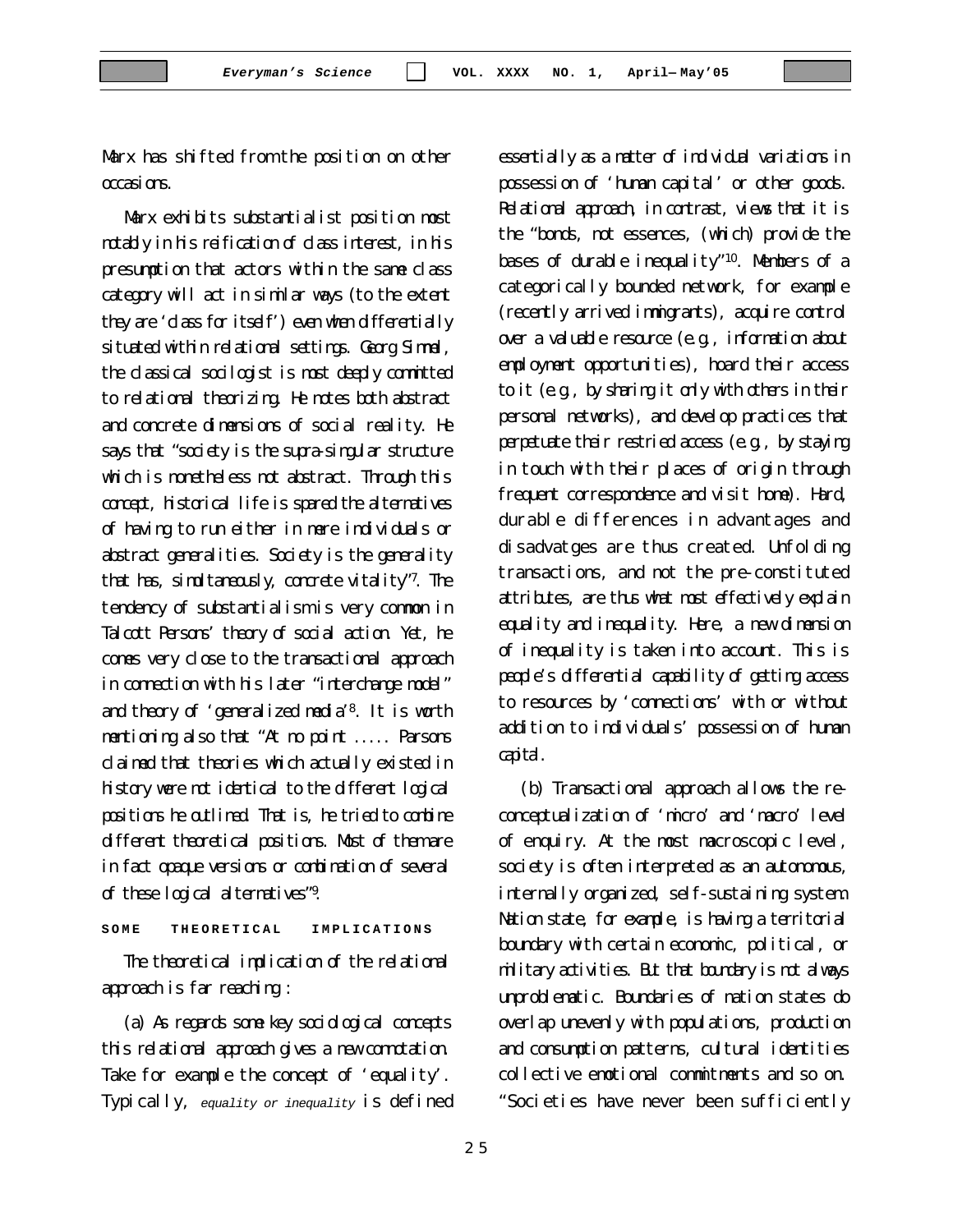Marx has shifted from the position on other occasions.

Marx exhibits substantialist position most notably in his reification of class interest, in his presumption that actors within the same class category will act in similar ways (to the extent they are 'class for itself') even when differentially situated within relational settings. Georg Simmel, the classical socilogist is most deeply committed to relational theorizing. He notes both abstract and concrete dimensions of social reality. He says that "society is the supra-singular structure which is nonetheless not abstract. Through this concept, historical life is spared the alternatives of having to run either in mere individuals or abstract generalities. Society is the generality that has, simultaneously, concrete vitality"[7]. The tendency of substantialism is very common in Talcott Persons' theory of social action. Yet, he comes very close to the transactional approach in connection with his later "interchange model" and theory of 'generalized media'[8]. It is worth mentioning also that "At no point ..... Parsons claimed that theories which actually existed in history were not identical to the different logical positions he outlined. That is, he tried to combine different theoretical positions. Most of them are in fact opaque versions or combination of several of these logical alternatives"[9].

## SOME THEORETICAL IMPLICATIONS

The theoretical implication of the relational approach is far reaching :

(a) As regards some key sociological concepts this relational approach gives a new connotation. Take for example the concept of 'equality'. Typically, *equality or inequality* is defined essentially as a matter of individual variations in possession of 'human capital' or other goods. Relational approach, in contrast, views that it is the "bonds, not essences, (which) provide the bases of durable inequality"[10]. Members of a categorically bounded network, for example (recently arrived immigrants), acquire control over a valuable resource (e.g., information about employment opportunities), hoard their access to it (e.g., by sharing it only with others in their personal networks), and develop practices that perpetuate their restried access (e.g., by staying in touch with their places of origin through frequent correspondence and visit home). Hard, durable differences in advantages and disadvatges are thus created. Unfolding transactions, and not the pre-constituted attributes, are thus what most effectively explain equality and inequality. Here, a new dimension of inequality is taken into account. This is people's differential capability of getting access to resources by 'connections' with or without addition to individuals' possession of human capital.

(b) Transactional approach allows the re-conceptualization of 'micro' and 'macro' level of enquiry. At the most macroscopic level, society is often interpreted as an autonomous, internally organized, self-sustaining system. Nation state, for example, is having a territorial boundary with certain economic, political, or military activities. But that boundary is not always unproblematic. Boundaries of nation states do overlap unevenly with populations, production and consumption patterns, cultural identities collective emotional commitments and so on. "Societies have never been sufficiently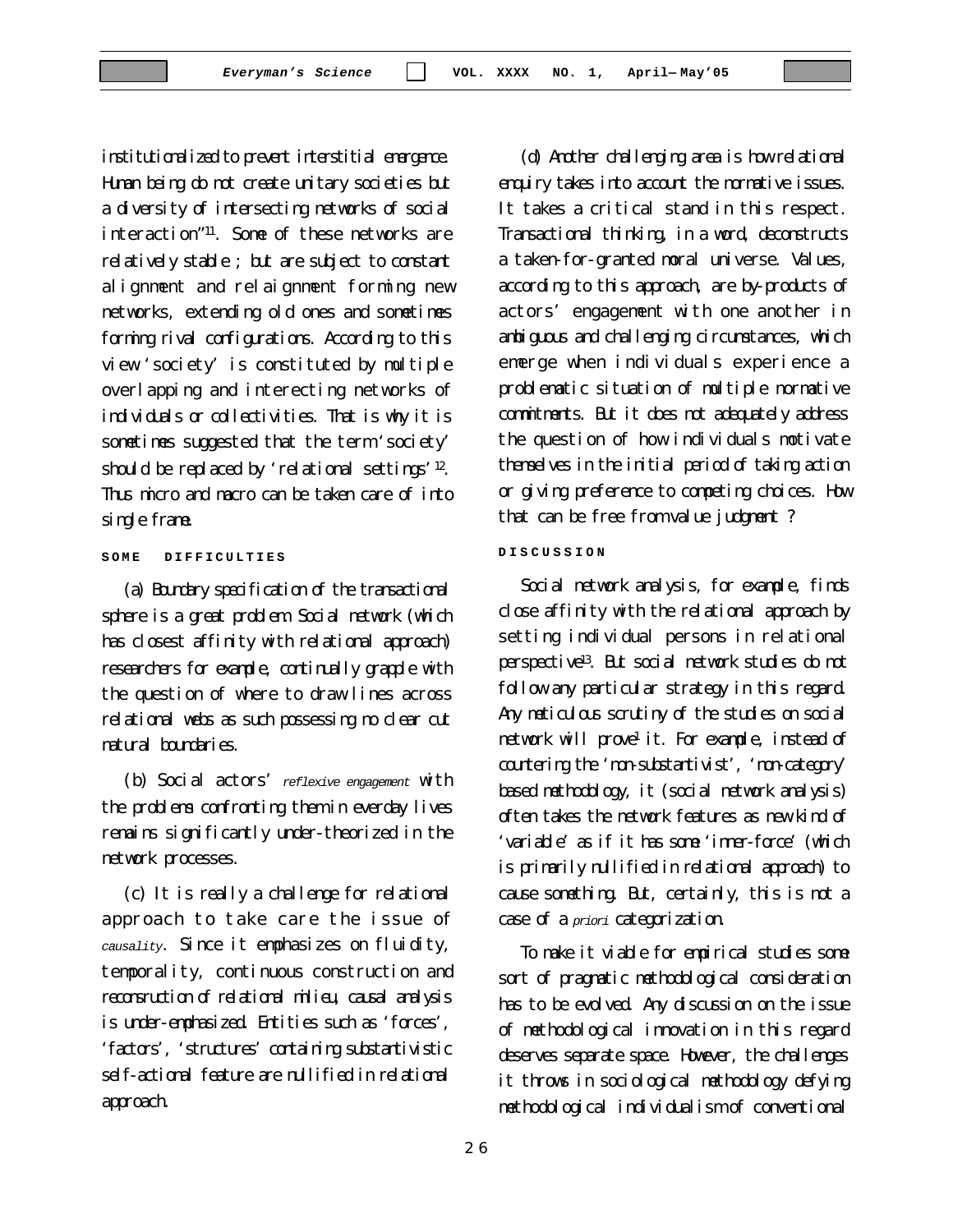institutionalized to prevent interstitial emergence. Human being do not create unitary societies but a diversity of intersecting networks of social interaction"[11]. Some of these networks are relatively stable ; but are subject to constant alignment and relaignment forming new networks, extending old ones and sometimes forming rival configurations. According to this view 'society' is constituted by multiple overlapping and interecting networks of individuals or collectivities. That is why it is sometimes suggested that the term 'society' should be replaced by 'relational settings'[12]. Thus micro and macro can be taken care of into single frame.

## SOME DIFFICULTIES

(a) Boundary specification of the transactional sphere is a great problem. Social network (which has closest affinity with relational approach) researchers for example, continually grapple with the question of where to draw lines across relational webs as such possessing no clear cut natural boundaries.

(b) Social actors' *reflexive engagement* with the problems confronting them in everday lives remains significantly under-theorized in the network processes.

(c) It is really a challenge for relational approach to take care the issue of *causality*. Since it emphasizes on fluidity, temporality, continuous construction and reconsruction of relational milieu, causal analysis is under-emphasized. Entities such as 'forces', 'factors', 'structures' containing substantivistic self-actional feature are nullified in relational approach.

(d) Another challenging area is how relational enquiry takes into account the normative issues. It takes a critical stand in this respect. Transactional thinking, in a word, deconstructs a taken-for-granted moral universe. Values, according to this approach, are by-products of actors' engagement with one another in ambiguous and challenging circumstances, which emerge when individuals experience a problematic situation of multiple normative commitments. But it does not adequately address the question of how individuals motivate themselves in the initial period of taking action or giving preference to competing choices. How that can be free from value judgment ?

## DISCUSSION

Social network analysis, for example, finds close affinity with the relational approach by setting individual persons in relational perspective[13]. But social network studies do not follow any particular strategy in this regard. Any meticulous scrutiny of the studies on social network will prove[1] it. For example, instead of countering the 'non-substantivist', 'non-category' based methodology, it (social network analysis) often takes the network features as new kind of 'variable' as if it has some 'inner-force' (which is primarily nullified in relational approach) to cause something. But, certainly, this is not a case of a *priori* categorization.

To make it viable for empirical studies some sort of pragmatic methodological consideration has to be evolved. Any discussion on the issue of methodological innovation in this regard deserves separate space. However, the challenges it throws in sociological methodology defying methodological individualism of conventional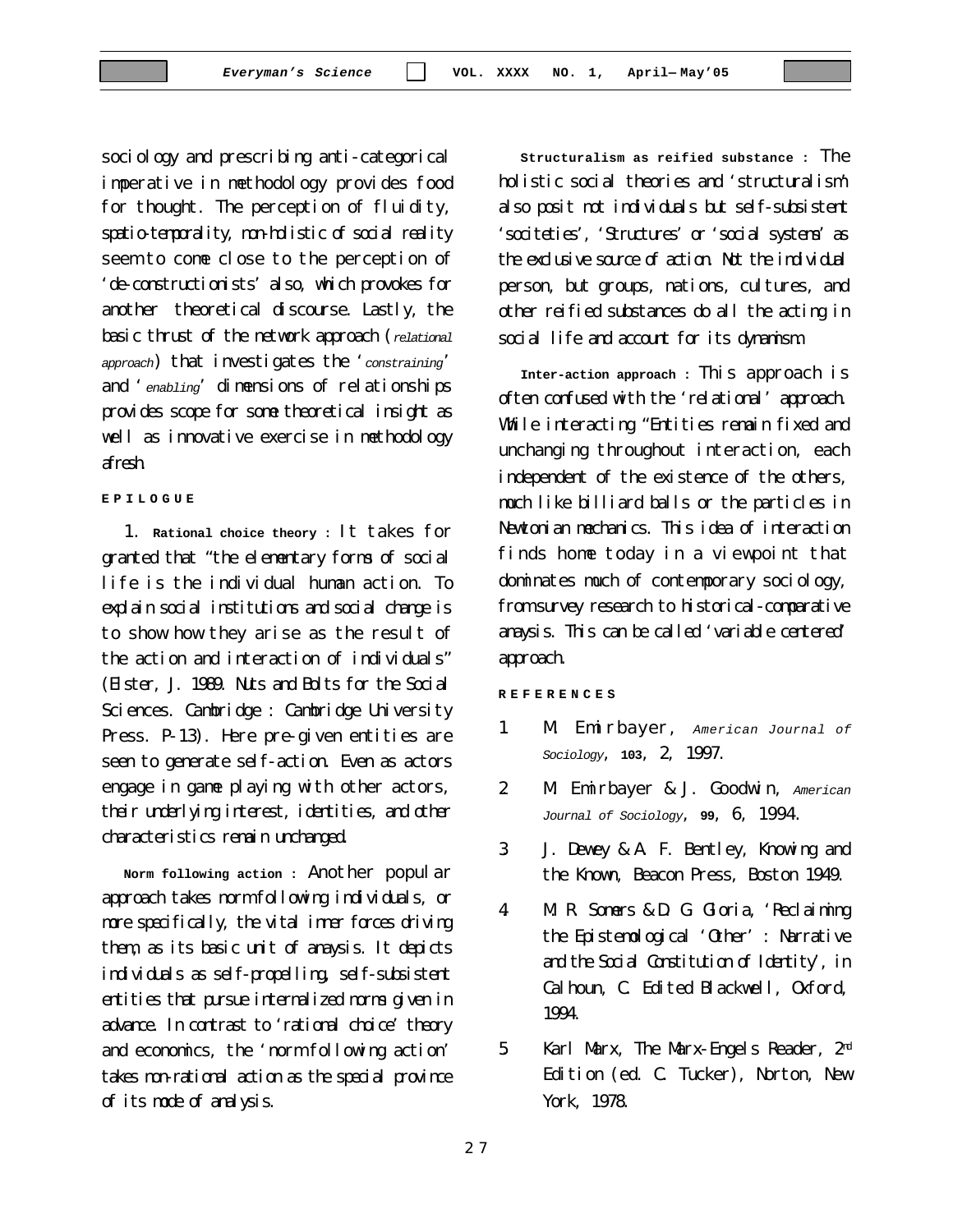sociology and prescribing anti-categorical imperative in methodology provides food for thought. The perception of fluidity, spatio-temporality, non-holistic of social reality seem to come close to the perception of 'de-constructionists' also, which provokes for another theoretical discourse. Lastly, the basic thrust of the network approach (*relational approach*) that investigates the '*constraining*' and '*enabling*' dimensions of relationships provides scope for some theoretical insight as well as innovative exercise in methodology afresh.

## EPILOGUE

1. **Rational choice theory :** It takes for granted that "the elementary forms of social life is the individual human action. To explain social institutions and social change is to show how they arise as the result of the action and interaction of individuals" (Elster, J. 1989. Nuts and Bolts for the Social Sciences. Cambridge : Cambridge University Press. P-13). Here pre-given entities are seen to generate self-action. Even as actors engage in game playing with other actors, their underlying interest, identities, and other characteristics remain unchanged.

**Norm following action :** Another popular approach takes norm following individuals, or more specifically, the vital inner forces driving them, as its basic unit of anaysis. It depicts individuals as self-propelling, self-subsistent entities that pursue internalized norms given in advance. In contrast to 'rational choice' theory and economics, the 'norm following action' takes non-rational action as the special province of its mode of analysis.

**Structuralism as reified substance :** The holistic social theories and 'structuralism' also posit not individuals but self-subsistent 'socities', 'Structures' or 'social systems' as the exclusive source of action. Not the individual person, but groups, nations, cultures, and other reified substances do all the acting in social life and account for its dynamism.

**Inter-action approach :** This approach is often confused with the 'relational' approach. While interacting "Entities remain fixed and unchanging throughout interaction, each independent of the existence of the others, much like billiard balls or the particles in Newtonian mechanics. This idea of interaction finds home today in a viewpoint that dominates much of contemporary sociology, from survey research to historical-comparative anaysis. This can be called 'variable centered' approach.

## REFERENCES

1. M. Emirbayer, *American Journal of Sociology*, **103**, 2, 1997.
2. M. Emirbayer & J. Goodwin, *American Journal of Sociology*, **99**, 6, 1994.
3. J. Dewey & A. F. Bentley, Knowing and the Known, Beacon Press, Boston 1949.
4. M. R. Somers & D. G. Gloria, 'Reclaiming the Epistemological 'Other' : Narrative and the Social Constitution of Identity', in Calhoun, C. Edited Blackwell, Oxford, 1994.
5. Karl Marx, The Marx-Engels Reader, 2nd Edition (ed. C. Tucker), Norton, New York, 1978.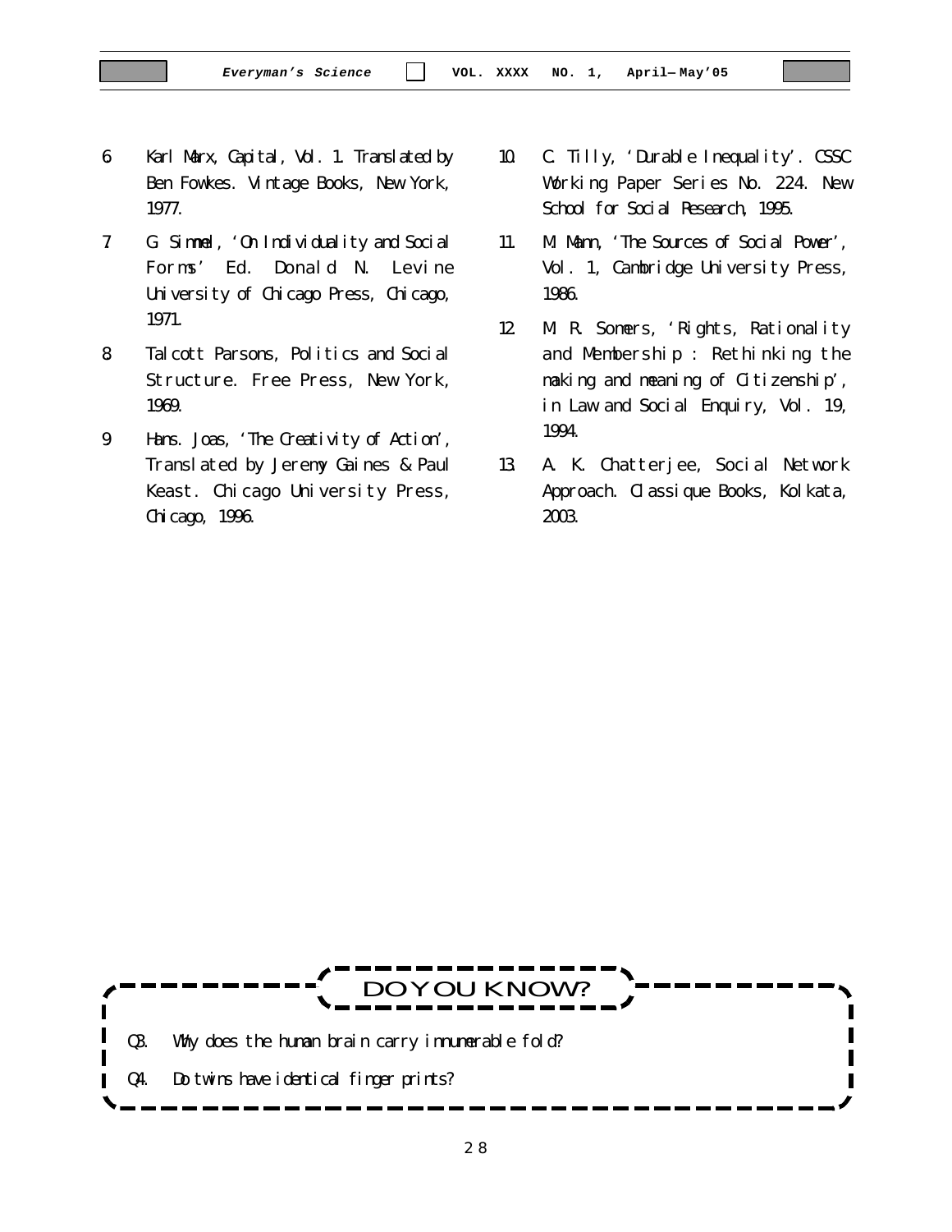6. Karl Marx, Capital, Vol. 1. Translated by Ben Fowkes. Vintage Books, New York, 1977.

7. G. Simmel, 'On Individuality and Social Forms' Ed. Donald N. Levine University of Chicago Press, Chicago, 1971.

8. Talcott Parsons, Politics and Social Structure. Free Press, New York, 1969.

9. Hans. Joas, 'The Creativity of Action', Translated by Jeremy Gaines & Paul Keast. Chicago University Press, Chicago, 1996.

10. C. Tilly, 'Durable Inequality'. CSSC Working Paper Series No. 224. New School for Social Research, 1995.

11. M. Mann, 'The Sources of Social Power', Vol. 1, Cambridge University Press, 1986.

12. M. R. Somers, 'Rights, Rationality and Membership : Rethinking the making and meaning of Citizenship', in Law and Social Enquiry, Vol. 19, 1994.

13. A. K. Chatterjee, Social Network Approach. Classique Books, Kolkata, 2003.

## DO YOU KNOW?

Q3. Why does the human brain carry innumerable fold?

Q4. Do twins have identical finger prints?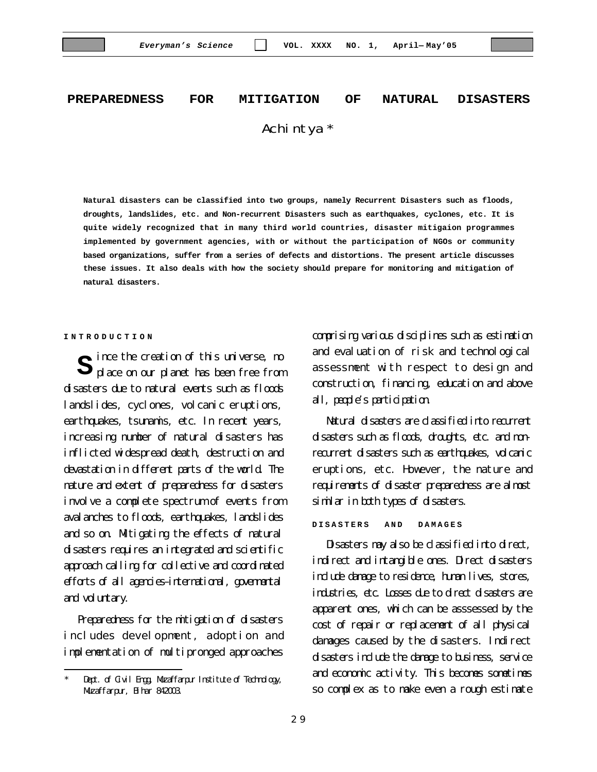# PREPAREDNESS FOR MITIGATION OF NATURAL DISASTERS

Achintya *

**Natural disasters can be classified into two groups, namely Recurrent Disasters such as floods, droughts, landslides, etc. and Non-recurrent Disasters such as earthquakes, cyclones, etc. It is quite widely recognized that in many third world countries, disaster mitigaion programmes implemented by government agencies, with or without the participation of NGOs or community based organizations, suffer from a series of defects and distortions. The present article discusses these issues. It also deals with how the society should prepare for monitoring and mitigation of natural disasters.**

## INTRODUCTION

Since the creation of this universe, no place on our planet has been free from disasters due to natural events such as floods landslides, cyclones, volcanic eruptions, earthquakes, tsunamis, etc. In recent years, increasing number of natural disasters has inflicted widespread death, destruction and devastation in different parts of the world. The nature and extent of preparedness for disasters involve a complete spectrum of events from avalanches to floods, earthquakes, landslides and so on. Mitigating the effects of natural disasters requires an integrated and scientific approach calling for collective and coordinated efforts of all agencies–international, govenmental and voluntary.

Preparedness for the mitigation of disasters includes development, adoption and implementation of multipronged approaches comprising various disciplines such as estimation and evaluation of risk and technological assessment with respect to design and construction, financing, education and above all, people's participation.

Natural disasters are classified into recurrent disasters such as floods, droughts, etc. and non-recurrent disasters such as earthquakes, volcanic eruptions, etc. However, the nature and requirements of disaster preparedness are almost similar in both types of disasters.

## DISASTERS AND DAMAGES

Disasters may also be classified into direct, indirect and intangible ones. Direct disasters include damage to residence, human lives, stores, industries, etc. Losses due to direct disasters are apparent ones, which can be asssessed by the cost of repair or replacement of all physical damages caused by the disasters. Indirect disasters include the damage to business, service and economic activity. This becomes sometimes so complex as to make even a rough estimate

---

\* Dept. of Civil Engg, Muzaffarpur Institute of Technology, Muzaffarpur, Bihar 842003.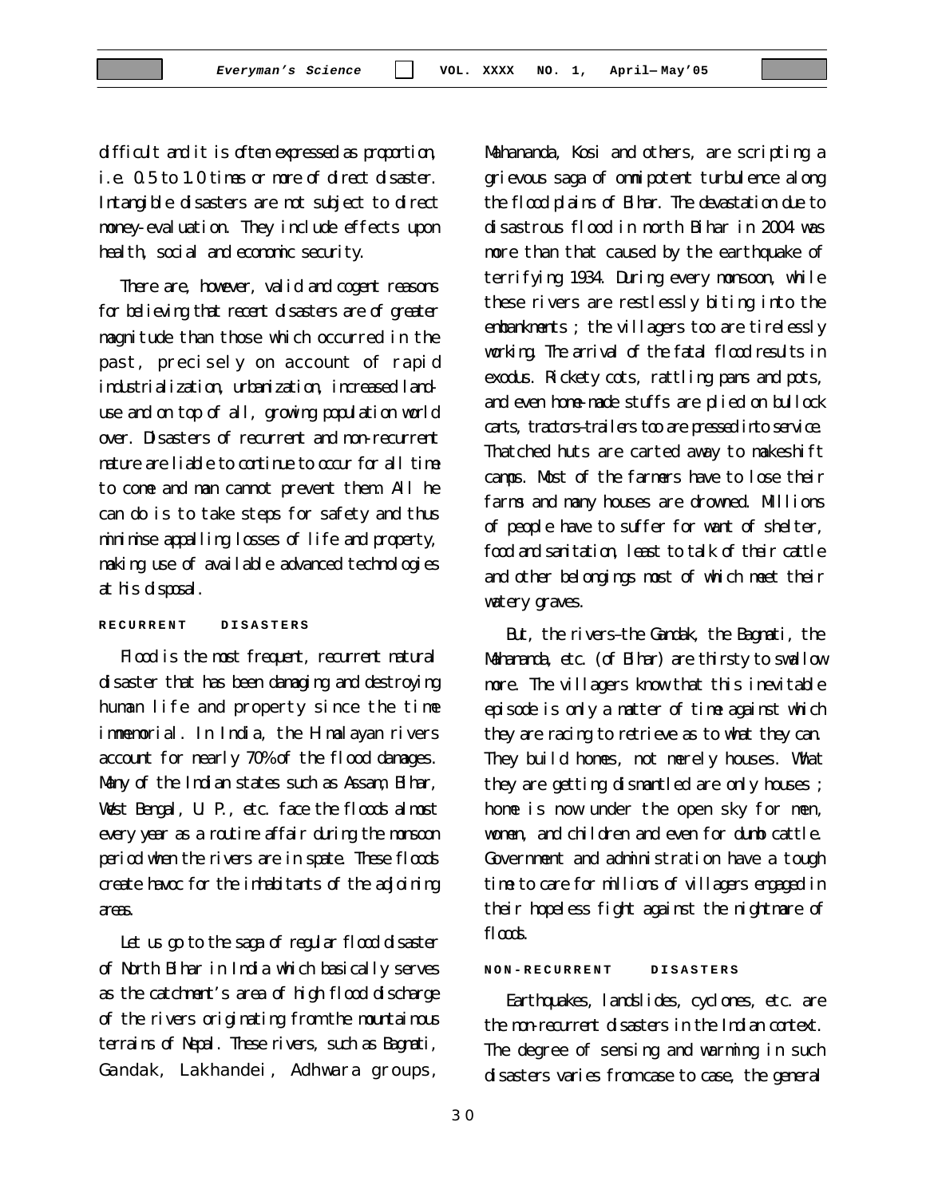difficult and it is often expressed as proportion, i.e. 0.5 to 1.0 times or more of direct disaster. Intangible disasters are not subject to direct money-evaluation. They include effects upon health, social and economic security.

There are, however, valid and cogent reasons for believing that recent disasters are of greater magnitude than those which occurred in the past, precisely on account of rapid industrialization, urbanization, increased land-use and on top of all, growing population world over. Disasters of recurrent and non-recurrent nature are liable to continue to occur for all time to come and man cannot prevent them. All he can do is to take steps for safety and thus minimise appalling losses of life and property, making use of available advanced technologies at his disposal.

## RECURRENT DISASTERS

Flood is the most frequent, recurrent natural disaster that has been damaging and destroying human life and property since the time immemorial. In India, the Himalayan rivers account for nearly 70% of the flood damages. Many of the Indian states such as Assam, Bihar, West Bengal, U.P., etc. face the floods almost every year as a routine affair during the monsoon period when the rivers are in spate. These floods create havoc for the inhabitants of the adjoining areas.

Let us go to the saga of regular flood disaster of North Bihar in India which basically serves as the catchment's area of high flood discharge of the rivers originating from the mountainous terrains of Nepal. These rivers, such as Bagmati, Gandak, Lakhandei, Adhwara groups, Mahananda, Kosi and others, are scripting a grievous saga of omnipotent turbulence along the flood plains of Bihar. The devastation due to disastrous flood in north Bihar in 2004 was more than that caused by the earthquake of terrifying 1934. During every monsoon, while these rivers are restlessly biting into the embankments ; the villagers too are tirelessly working. The arrival of the fatal flood results in exodus. Rickety cots, rattling pans and pots, and even home-made stuffs are plied on bullock carts, tractors-trailers too are pressed into service. Thatched huts are carted away to makeshift camps. Most of the farmers have to lose their farms and many houses are drowned. Millions of people have to suffer for want of shelter, food and sanitation, least to talk of their cattle and other belongings most of which meet their watery graves.

But, the rivers–the Gandak, the Bagmati, the Mahananda, etc. (of Bihar) are thirsty to swallow more. The villagers know that this inevitable episode is only a matter of time against which they are racing to retrieve as to what they can. They build homes, not merely houses. What they are getting dismantled are only houses ; home is now under the open sky for men, women, and children and even for dumb cattle. Government and administration have a tough time to care for millions of villagers engaged in their hopeless fight against the nightmare of floods.

## NON-RECURRENT DISASTERS

Earthquakes, landslides, cyclones, etc. are the non-recurrent disasters in the Indian context. The degree of sensing and warming in such disasters varies from case to case, the general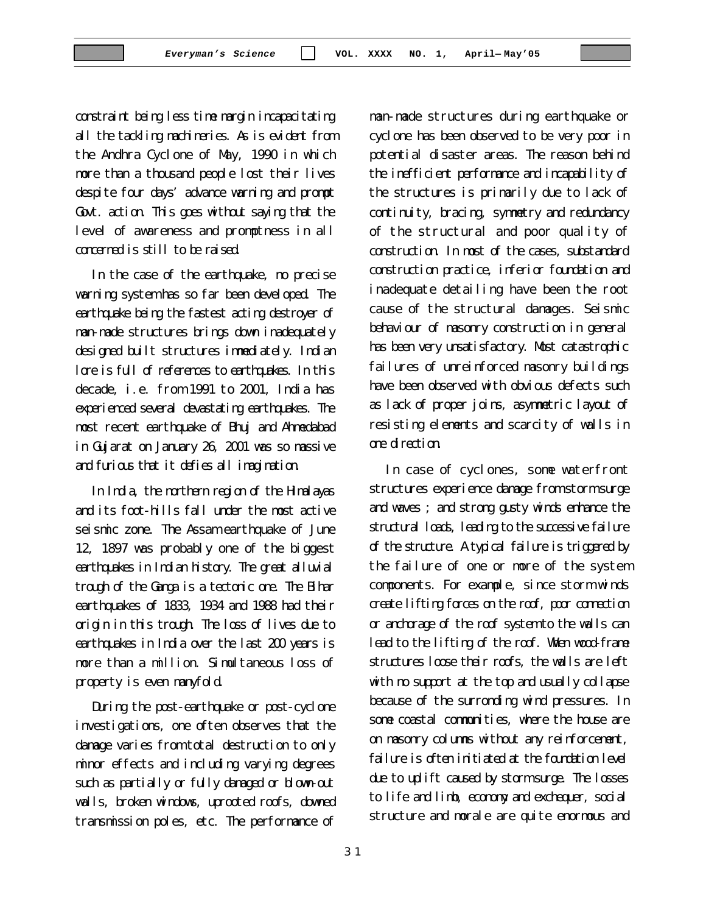constraint being less time margin incapacitating all the tackling machineries. As is evident from the Andhra Cyclone of May, 1990 in which more than a thousand people lost their lives despite four days' advance warning and prompt Govt. action. This goes without saying that the level of awareness and promptness in all concerned is still to be raised.

In the case of the earthquake, no precise warning system has so far been developed. The earthquake being the fastest acting destroyer of man-made structures brings down inadequately designed built structures immediately. Indian lore is full of references to earthquakes. In this decade, i.e. from 1991 to 2001, India has experienced several devastating earthquakes. The most recent earthquake of Bhuj and Ahmedabad in Gujarat on January 26, 2001 was so massive and furious that it defies all imagination.

In India, the northern region of the Himalayas and its foot-hills fall under the most active seismic zone. The Assam earthquake of June 12, 1897 was probably one of the biggest earthquakes in Indian history. The great alluvial trough of the Ganga is a tectonic one. The Bihar earthquakes of 1833, 1934 and 1988 had their origin in this trough. The loss of lives due to earthquakes in India over the last 200 years is more than a million. Simultaneous loss of property is even manyfold.

During the post-earthquake or post-cyclone investigations, one often observes that the damage varies from total destruction to only minor effects and including varying degrees such as partially or fully damaged or blown-out walls, broken windows, uprooted roofs, downed transmission poles, etc. The performance of man-made structures during earthquake or cyclone has been observed to be very poor in potential disaster areas. The reason behind the inefficient performance and incapability of the structures is primarily due to lack of continuity, bracing, symmetry and redundancy of the structural and poor quality of construction. In most of the cases, substandard construction practice, inferior foundation and inadequate detailing have been the root cause of the structural damages. Seismic behaviour of masonry construction in general has been very unsatisfactory. Most catastrophic failures of unreinforced masonry buildings have been observed with obvious defects such as lack of proper joins, asymmetric layout of resisting elements and scarcity of walls in one direction.

In case of cyclones, some waterfront structures experience damage from storm surge and waves ; and strong gusty winds enhance the structural loads, leading to the successive failure of the structure. A typical failure is triggered by the failure of one or more of the system components. For example, since storm winds create lifting forces on the roof, poor connection or anchorage of the roof system to the walls can lead to the lifting of the roof. When wood-frame structures loose their roofs, the walls are left with no support at the top and usually collapse because of the surronding wind pressures. In some coastal communities, where the house are on masonry columns without any reinforcement, failure is often initiated at the foundation level due to uplift caused by storm surge. The losses to life and limb, economy and exchequer, social structure and morale are quite enormous and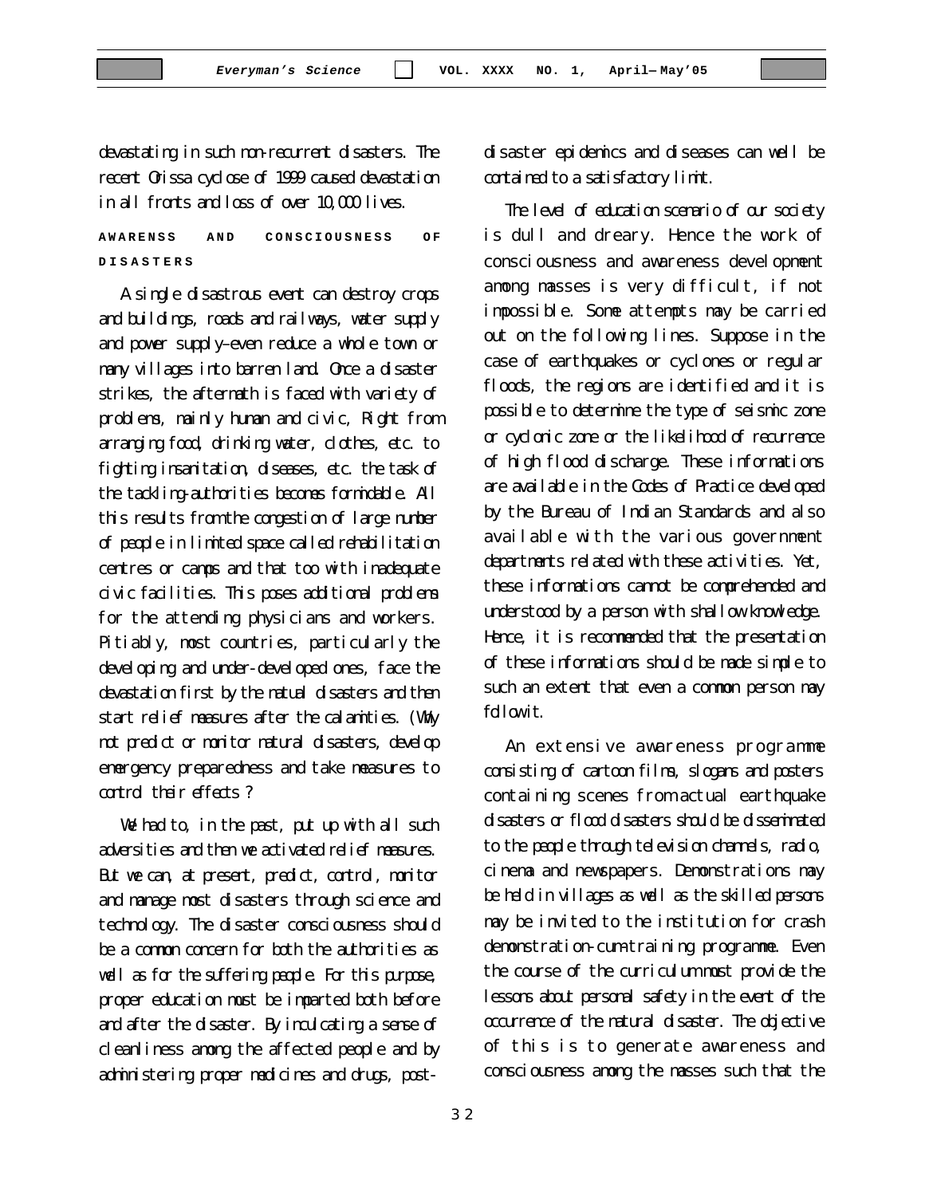devastating in such non-recurrent disasters. The recent Orissa cyclose of 1999 caused devastation in all fronts and loss of over 10,000 lives.

## AWARENSS AND CONSCIOUSNESS OF DISASTERS

A single disastrous event can destroy crops and buildings, roads and railways, water supply and power supply–even reduce a whole town or many villages into barren land. Once a disaster strikes, the aftermath is faced with variety of problems, mainly human and civic, Right from arranging food, drinking water, clothes, etc. to fighting insanitation, diseases, etc. the task of the tackling-authorities becomes formidable. All this results from the congestion of large number of people in limited space called rehabilitation centres or camps and that too with inadequate civic facilities. This poses additional problems for the attending physicians and workers. Pitiably, most countries, particularly the developing and under-developed ones, face the devastation first by the natual disasters and then start relief measures after the calamities. (Why not predict or monitor natural disasters, develop emergency preparedness and take measures to control their effects ?

We had to, in the past, put up with all such adversities and then we activated relief measures. But we can, at present, predict, control, monitor and manage most disasters through science and technology. The disaster consciousness should be a common concern for both the authorities as well as for the suffering people. For this purpose, proper education must be imparted both before and after the disaster. By inculcating a sense of cleanliness among the affected people and by administering proper medicines and drugs, post-disaster epidemics and diseases can well be contained to a satisfactory limit.

The level of education scenario of our society is dull and dreary. Hence the work of consciousness and awareness development among masses is very difficult, if not impossible. Some attempts may be carried out on the following lines. Suppose in the case of earthquakes or cyclones or regular floods, the regions are identified and it is possible to determine the type of seismic zone or cyclonic zone or the likelihood of recurrence of high flood discharge. These informations are available in the Codes of Practice developed by the Bureau of Indian Standards and also available with the various government departments related with these activities. Yet, these informations cannot be comprehended and understood by a person with shallow knowledge. Hence, it is recommended that the presentation of these informations should be made simple to such an extent that even a common person may follow it.

An extensive awareness programme consisting of cartoon films, slogans and posters containing scenes from actual earthquake disasters or flood disasters should be disseminated to the people through television channels, radio, cinema and newspapers. Demonstrations may be held in villages as well as the skilled persons may be invited to the institution for crash demonstration-cum-training programme. Even the course of the curriculum must provide the lessons about personal safety in the event of the occurrence of the natural disaster. The objective of this is to generate awareness and consciousness among the masses such that the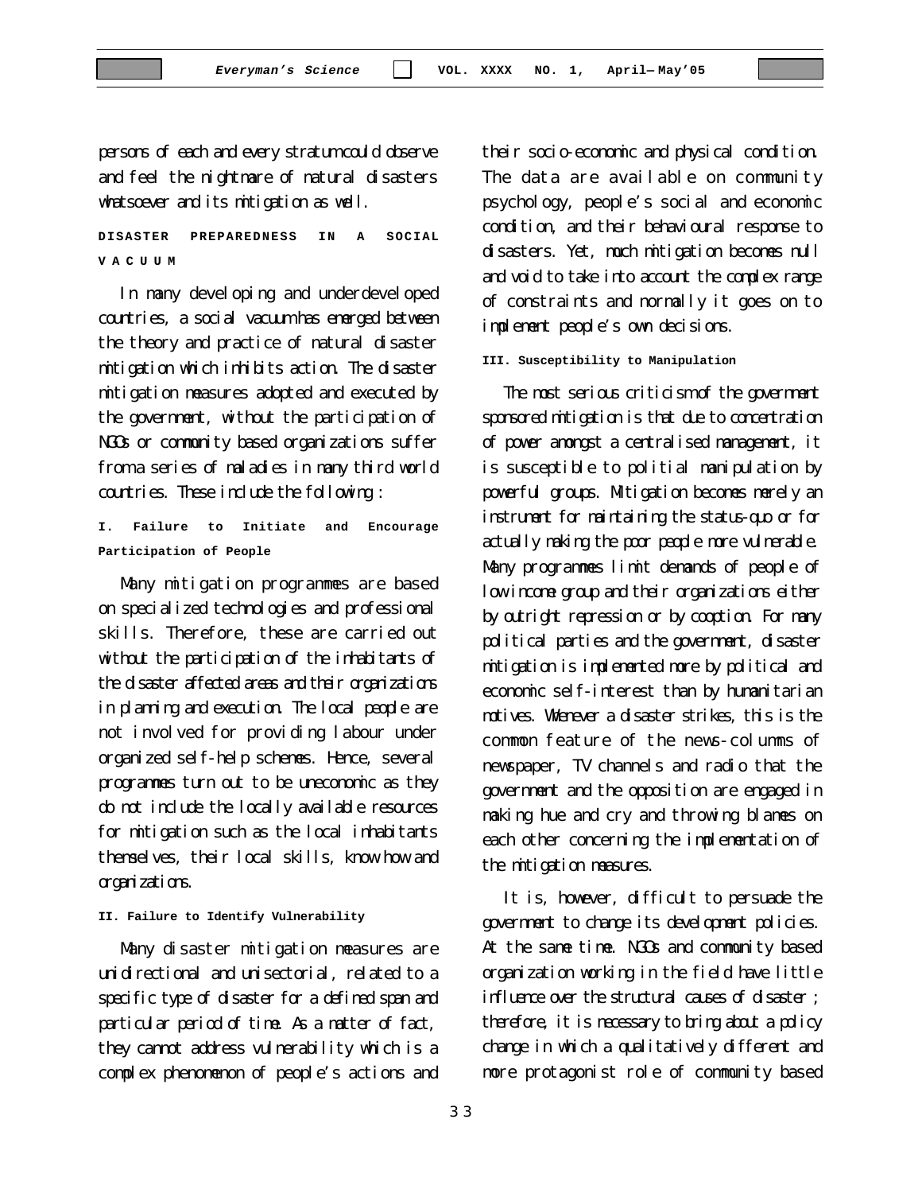persons of each and every stratum could observe and feel the nightmare of natural disasters whatsoever and its mitigation as well.

## DISASTER PREPAREDNESS IN A SOCIAL VACUUM

In many developing and underdeveloped countries, a social vacuum has emerged between the theory and practice of natural disaster mitigation which inhibits action. The disaster mitigation measures adopted and executed by the government, without the participation of NGOs or community based organizations suffer from a series of maladies in many third world countries. These include the following :

### I. Failure to Initiate and Encourage Participation of People

Many mitigation programmes are based on specialized technologies and professional skills. Therefore, these are carried out without the participation of the inhabitants of the disaster affected areas and their organizations in planning and execution. The local people are not involved for providing labour under organized self-help schemes. Hence, several programmes turn out to be uneconomic as they do not include the locally available resources for mitigation such as the local inhabitants themselves, their local skills, know how and organizations.

### II. Failure to Identify Vulnerability

Many disaster mitigation measures are unidirectional and unisectorial, related to a specific type of disaster for a defined span and particular period of time. As a matter of fact, they cannot address vulnerability which is a complex phenomenon of people's actions and their socio-economic and physical condition. The data are available on community psychology, people's social and economic condition, and their behavioural response to disasters. Yet, much mitigation becomes null and void to take into account the complex range of constraints and normally it goes on to implement people's own decisions.

### III. Susceptibility to Manipulation

The most serious criticism of the government sponsored mitigation is that due to concentration of power amongst a centralised management, it is susceptible to political manipulation by powerful groups. Mitigation becomes merely an instrument for maintaining the status-quo or for actually making the poor people more vulnerable. Many programmes limit demands of people of low income group and their organizations either by outright repression or by cooption. For many political parties and the government, disaster mitigation is implemented more by political and economic self-interest than by humanitarian motives. Whenever a disaster strikes, this is the common feature of the news-columns of newspaper, TV channels and radio that the government and the opposition are engaged in making hue and cry and throwing blames on each other concerning the implementation of the mitigation measures.

It is, however, difficult to persuade the government to change its development policies. At the same time. NGOs and community based organization working in the field have little influence over the structural causes of disaster ; therefore, it is necessary to bring about a policy change in which a qualitatively different and more protagonist role of community based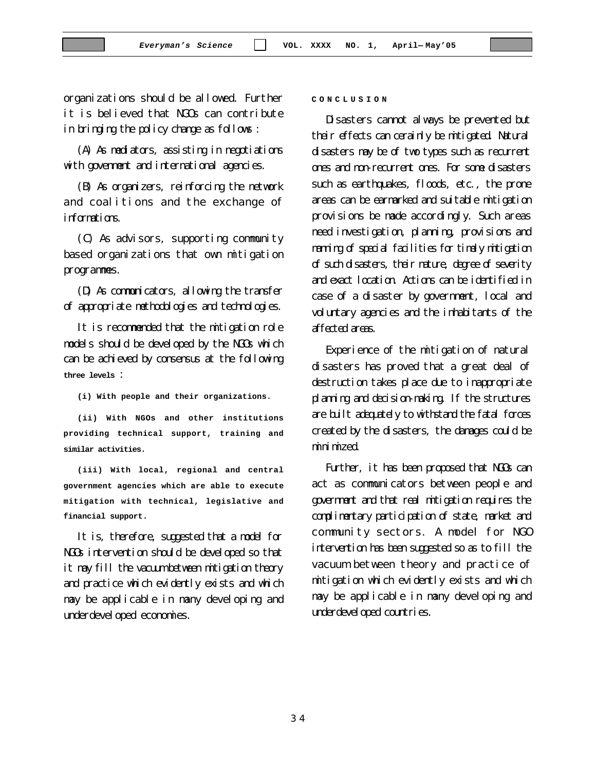organizations should be allowed. Further it is believed that NGOs can contribute in bringing the policy change as follows :

(A) As mediators, assisting in negotiations with government and international agencies.

(B) As organizers, reinforcing the network and coalitions and the exchange of informations.

(C) As advisors, supporting community based organizations that own mitigation programmes.

(D) As communicators, allowing the transfer of appropriate methodologies and technologies.

It is recommended that the mitigation role models should be developed by the NGOs which can be achieved by consensus at the following **three levels** :

**(i) With people and their organizations.**

**(ii) With NGOs and other institutions providing technical support, training and similar activities.**

**(iii) With local, regional and central government agencies which are able to execute mitigation with technical, legislative and financial support.**

It is, therefore, suggested that a model for NGOs intervention should be developed so that it may fill the vacuum between mitigation theory and practice which evidently exists and which may be applicable in many developing and underdeveloped economies.

## CONCLUSION

Disasters cannot always be prevented but their effects can cerainly be mitigated. Natural disasters may be of two types such as recurrent ones and non-recurrent ones. For some disasters such as earthquakes, floods, etc., the prone areas can be earmarked and suitable mitigation provisions be made accordingly. Such areas need investigation, planning, provisions and manning of special facilities for timely mitigation of such disasters, their nature, degree of severity and exact location. Actions can be identified in case of a disaster by government, local and voluntary agencies and the inhabitants of the affected areas.

Experience of the mitigation of natural disasters has proved that a great deal of destruction takes place due to inappropriate planning and decision-making. If the structures are built adequately to withstand the fatal forces created by the disasters, the damages could be minimized.

Further, it has been proposed that NGOs can act as communicators between people and government and that real mitigation requires the complimentary participation of state, market and community sectors. A model for NGO intervention has been suggested so as to fill the vacuum between theory and practice of mitigation which evidently exists and which may be applicable in many developing and underdeveloped countries.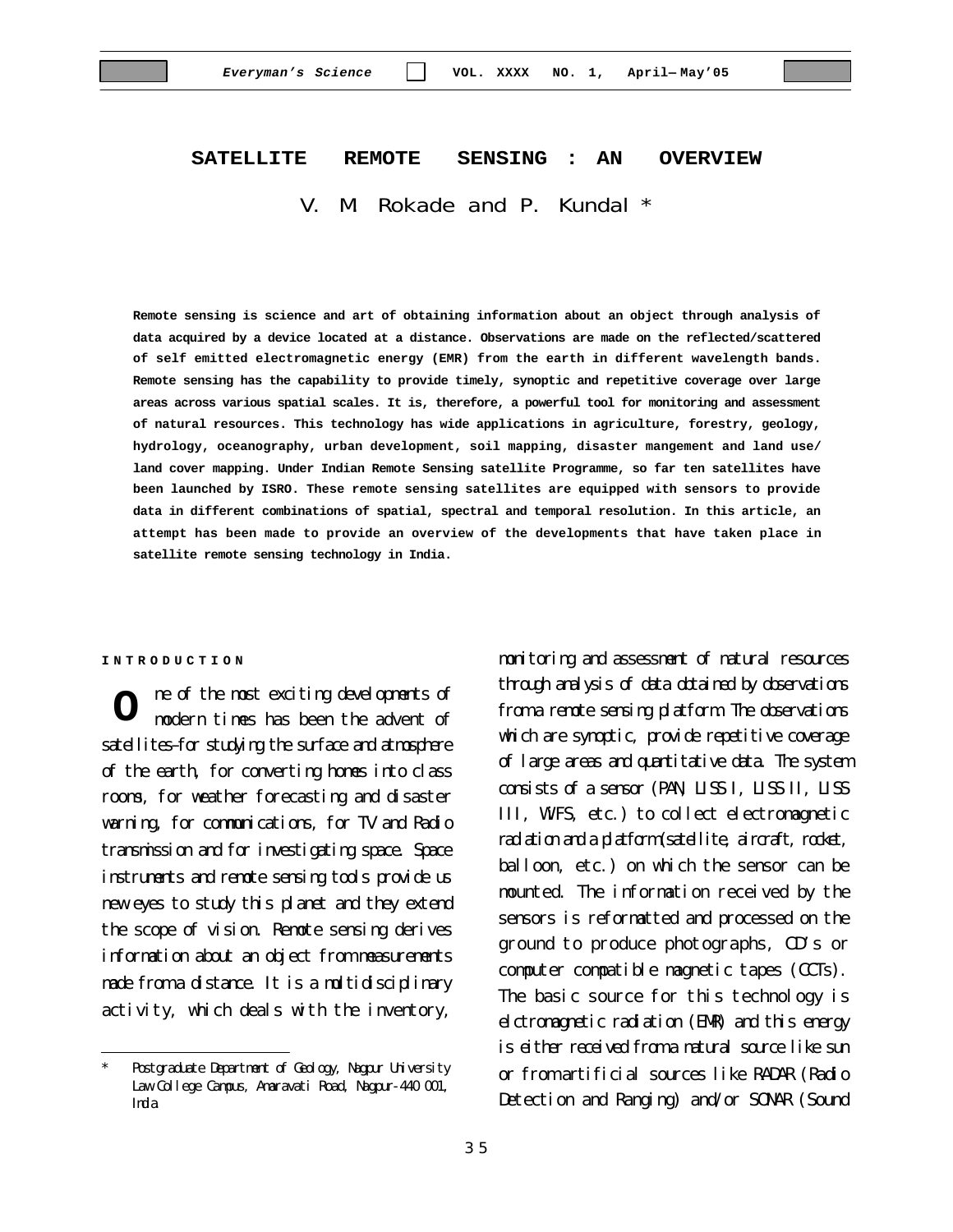# SATELLITE REMOTE SENSING : AN OVERVIEW

V. M. Rokade and P. Kundal *

**Remote sensing is science and art of obtaining information about an object through analysis of data acquired by a device located at a distance. Observations are made on the reflected/scattered of self emitted electromagnetic energy (EMR) from the earth in different wavelength bands. Remote sensing has the capability to provide timely, synoptic and repetitive coverage over large areas across various spatial scales. It is, therefore, a powerful tool for monitoring and assessment of natural resources. This technology has wide applications in agriculture, forestry, geology, hydrology, oceanography, urban development, soil mapping, disaster mangement and land use/ land cover mapping. Under Indian Remote Sensing satellite Programme, so far ten satellites have been launched by ISRO. These remote sensing satellites are equipped with sensors to provide data in different combinations of spatial, spectral and temporal resolution. In this article, an attempt has been made to provide an overview of the developments that have taken place in satellite remote sensing technology in India.**

## INTRODUCTION

One of the most exciting developments of modern times has been the advent of satellites–for studying the surface and atmosphere of the earth, for converting homes into class rooms, for weather forecasting and disaster warning, for communications, for TV and Radio transmission and for investigating space. Space instruments and remote sensing tools provide us new eyes to study this planet and they extend the scope of vision. Remote sensing derives information about an object from measurements made from a distance. It is a multidisciplinary activity, which deals with the inventory, monitoring and assessment of natural resources through analysis of data obtained by observations from a remote sensing platform. The observations which are synoptic, provide repetitive coverage of large areas and quantitative data. The system consists of a sensor (PAN, LISS I, LISS II, LISS III, WiFS, etc.) to collect electromagnetic radiation and a platform (satellite, aircraft, rocket, balloon, etc.) on which the sensor can be mounted. The information received by the sensors is reformatted and processed on the ground to produce photographs, CD's or computer compatible magnetic tapes (CCTs). The basic source for this technology is elctromagnetic radiation (EMR) and this energy is either received from a natural source like sun or from artificial sources like RADAR (Radio Detection and Ranging) and/or SONAR (Sound

\* Postgraduate Department of Geology, Nagpur University Law College Campus, Amaravati Road, Nagpur-440 001, India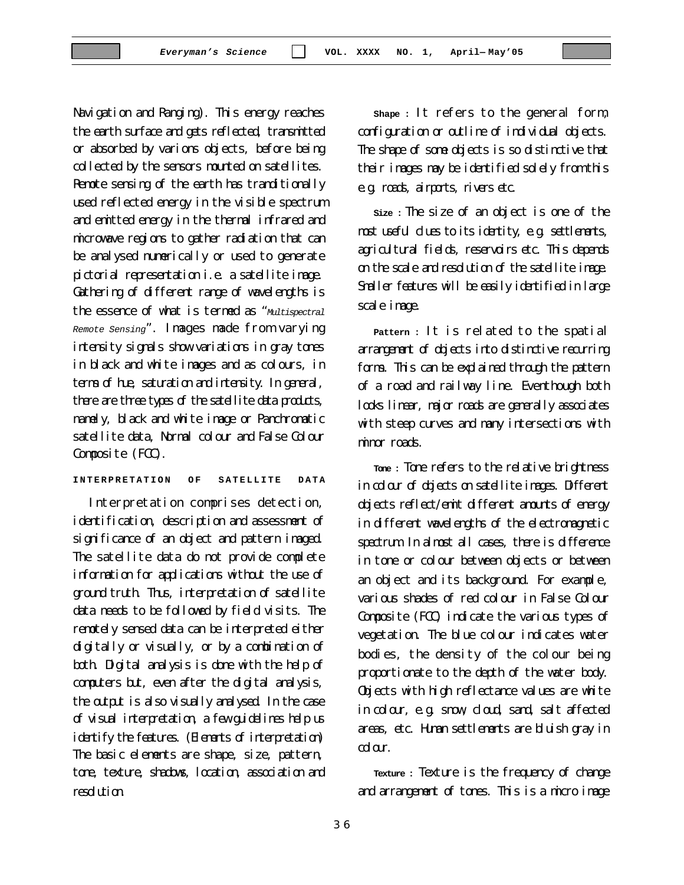Navigation and Ranging). This energy reaches the earth surface and gets reflected, transmitted or absorbed by varions objects, before being collected by the sensors mounted on satellites. Remote sensing of the earth has tranditionally used reflected energy in the visible spectrum and emitted energy in the thermal infrared and microwave regions to gather radiation that can be analysed numerically or used to generate pictorial representation i.e. a satellite image. Gathering of different range of wavelengths is the essence of what is termed as "*Multispectral Remote Sensing*". Images made from varying intensity signals show variations in gray tones in black and white images and as colours, in terms of hue, saturation and intensity. In general, there are three types of the satellite data products, namely, black and white image or Panchromatic satellite data, Normal colour and False Colour Composite (FCC).

## INTERPRETATION OF SATELLITE DATA

Interpretation comprises detection, identification, description and assessment of significance of an object and pattern imaged. The satellite data do not provide complete information for applications without the use of ground truth. Thus, interpretation of satellite data needs to be followed by field visits. The remotely sensed data can be interpreted either digitally or visually, or by a combination of both. Digital analysis is done with the help of computers but, even after the digital analysis, the output is also visually analysed. In the case of visual interpretation, a few guidelines help us identify the features. (Elements of interpretation) The basic elements are shape, size, pattern, tone, texture, shadows, location, association and resolution.

**Shape :** It refers to the general form, configuration or outline of individual objects. The shape of some objects is so distinctive that their images may be identified solely from this e.g. roads, airports, rivers etc.

**Size :** The size of an object is one of the most useful clues to its identity, e.g. settlements, agricultural fields, reservoirs etc. This depends on the scale and resolution of the satellite image. Smaller features will be easily identified in large scale image.

**Pattern :** It is related to the spatial arrangement of objects into distinctive recurring forms. This can be explained through the pattern of a road and railway line. Eventhough both looks linear, major roads are generally associates with steep curves and many intersections with minor roads.

**Tone :** Tone refers to the relative brightness in colour of objects on satellite images. Different objects reflect/emit different amounts of energy in different wavelengths of the electromagnetic spectrum. In almost all cases, there is difference in tone or colour between objects or between an object and its background. For example, various shades of red colour in False Colour Composite (FCC) indicate the various types of vegetation. The blue colour indicates water bodies, the density of the colour being proportionate to the depth of the water body. Objects with high reflectance values are white in colour, e.g. snow, cloud, sand, salt affected areas, etc. Human settlements are bluish gray in colour.

**Texture :** Texture is the frequency of change and arrangement of tones. This is a micro image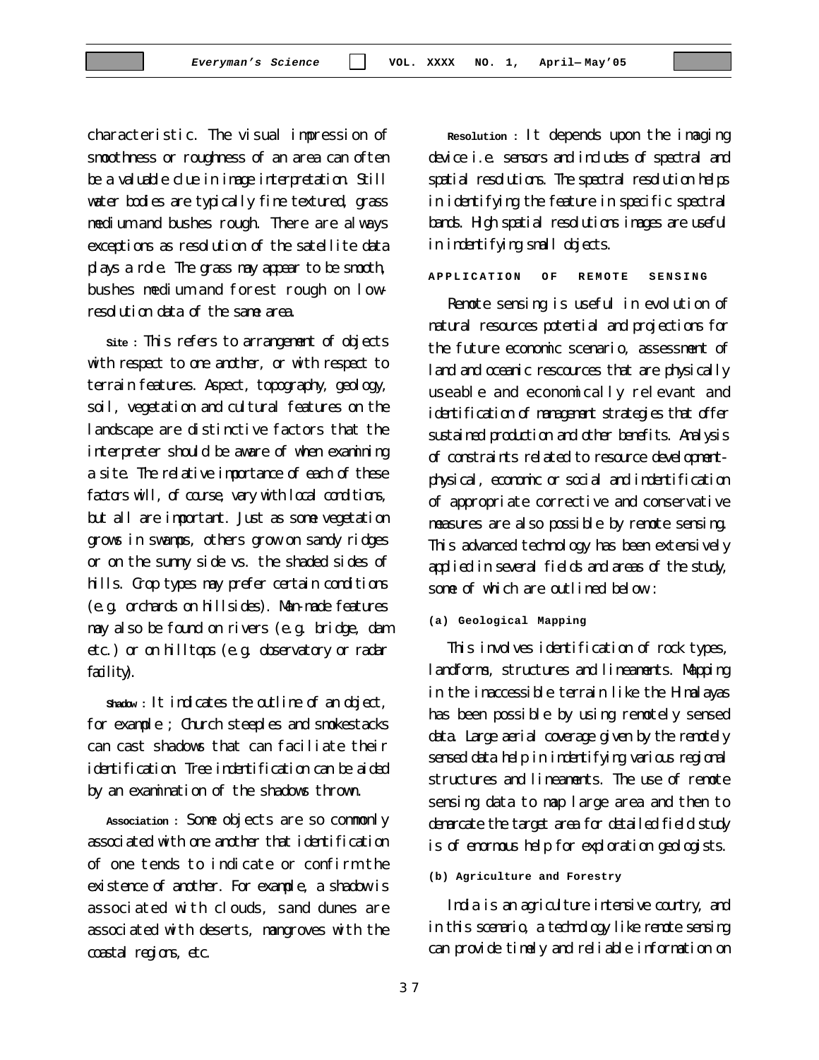characteristic. The visual impression of smoothness or roughness of an area can often be a valuable clue in image interpretation. Still water bodies are typically fine textured, grass medium and bushes rough. There are always exceptions as resolution of the satellite data plays a role. The grass may appear to be smooth, bushes medium and forest rough on low-resolution data of the same area.

**Site :** This refers to arrangement of objects with respect to one another, or with respect to terrain features. Aspect, topography, geology, soil, vegetation and cultural features on the landscape are distinctive factors that the interpreter should be aware of when examining a site. The relative importance of each of these factors will, of course, vary with local conditions, but all are important. Just as some vegetation grows in swamps, others grow on sandy ridges or on the sunny side vs. the shaded sides of hills. Crop types may prefer certain conditions (e.g. orchards on hillsides). Man-made features may also be found on rivers (e.g. bridge, dam etc.) or on hilltops (e.g. observatory or radar facility).

**Shadow :** It indicates the outline of an object, for example ; Church steeples and smokestacks can cast shadows that can faciliate their identification. Tree indentification can be aided by an examination of the shadows thrown.

**Association :** Some objects are so commonly associated with one another that identification of one tends to indicate or confirm the existence of another. For example, a shadow is associated with clouds, sand dunes are associated with deserts, mangroves with the coastal regions, etc.

**Resolution :** It depends upon the imaging device i.e. sensors and includes of spectral and spatial resolutions. The spectral resolution helps in identifying the feature in specific spectral bands. High spatial resolutions images are useful in indentifying small objects.

## APPLICATION OF REMOTE SENSING

Remote sensing is useful in evolution of natural resources potential and projections for the future economic scenario, assessment of land and oceanic rescources that are physically useable and economically relevant and identification of management strategies that offer sustained production and other benefits. Analysis of constraints related to resource development-physical, economic or social and indentification of appropriate corrective and conservative measures are also possible by remote sensing. This advanced technology has been extensively applied in several fields and areas of the study, some of which are outlined below :

### (a) Geological Mapping

This involves identification of rock types, landforms, structures and lineaments. Mapping in the inaccessible terrain like the Himalayas has been possible by using remotely sensed data. Large aerial coverage given by the remotely sensed data help in indentifying various regional structures and lineaments. The use of remote sensing data to map large area and then to demarcate the target area for detailed field study is of enormous help for exploration geologists.

### (b) Agriculture and Forestry

India is an agriculture intensive country, and in this scenario, a technology like remote sensing can provide timely and reliable information on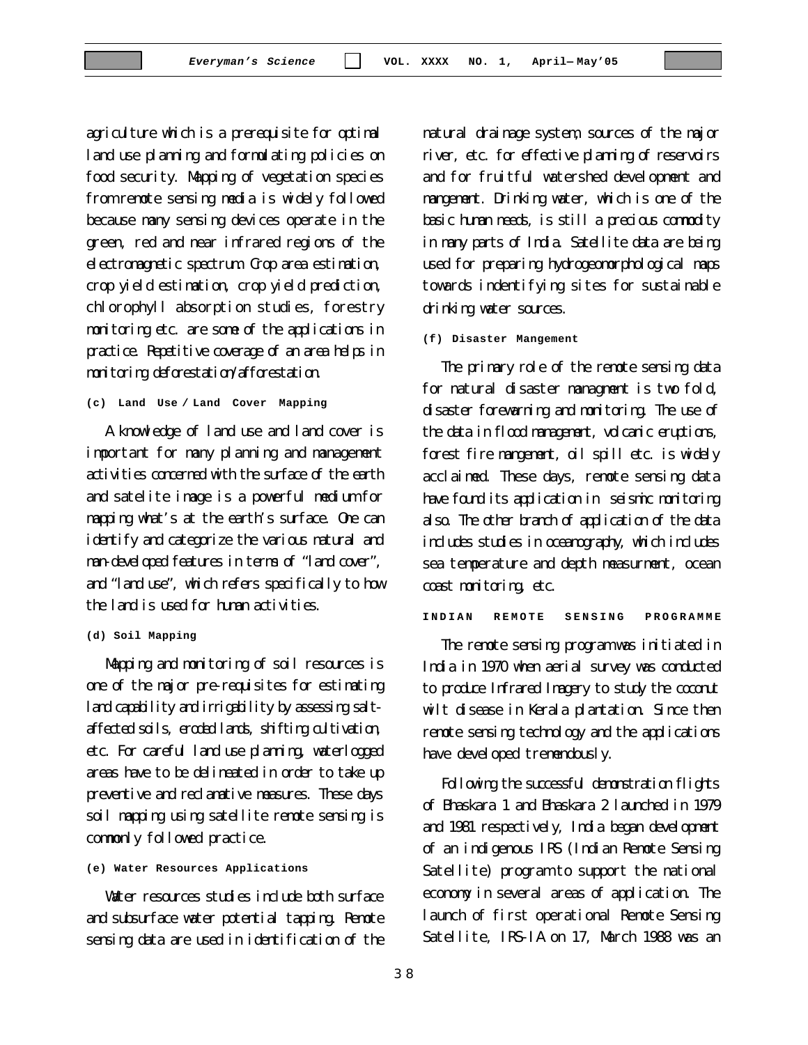agriculture which is a prerequisite for optimal land use planning and formulating policies on food security. Mapping of vegetation species from remote sensing media is widely followed because many sensing devices operate in the green, red and near infrared regions of the electromagnetic spectrum. Crop area estimation, crop yield estimation, crop yield prediction, chlorophyll absorption studies, forestry monitoring etc. are some of the applications in practice. Repetitive coverage of an area helps in monitoring deforestation/afforestation.

**(c) Land Use / Land Cover Mapping**

A knowledge of land use and land cover is important for many planning and management activities concerned with the surface of the earth and satelite image is a powerful medium for mapping what's at the earth's surface. One can identify and categorize the various natural and man-developed features in terms of "land cover", and "land use", which refers specifically to how the land is used for human activities.

**(d) Soil Mapping**

Mapping and monitoring of soil resources is one of the major pre-requisites for estimating land capability and irrigability by assessing salt-affected soils, eroded lands, shifting cultivation, etc. For careful land use planning, waterlogged areas have to be delineated in order to take up preventive and reclamative measures. These days soil mapping using satellite remote sensing is commonly followed practice.

**(e) Water Resources Applications**

Water resources studies include both surface and subsurface water potential tapping. Remote sensing data are used in identification of the natural drainage system, sources of the major river, etc. for effective planning of reservoirs and for fruitful watershed development and mangement. Drinking water, which is one of the basic human needs, is still a precious commodity in many parts of India. Satellite data are being used for preparing hydrogeomorphological maps towards indentifying sites for sustainable drinking water sources.

**(f) Disaster Mangement**

The primary role of the remote sensing data for natural disaster managment is two fold, disaster forewarning and monitoring. The use of the data in flood management, volcanic eruptions, forest fire mangement, oil spill etc. is widely acclaimed. These days, remote sensing data have found its application in seismic monitoring also. The other branch of application of the data includes studies in oceanography, which includes sea temperature and depth measurment, ocean coast monitoring, etc.

## INDIAN REMOTE SENSING PROGRAMME

The remote sensing program was initiated in India in 1970 when aerial survey was conducted to produce Infrared Imagery to study the coconut wilt disease in Kerala plantation. Since then remote sensing technology and the applications have developed tremendously.

Following the successful demonstration flights of Bhaskara 1 and Bhaskara 2 launched in 1979 and 1981 respectively, India began development of an indigenous IRS (Indian Remote Sensing Satellite) program to support the national economy in several areas of application. The launch of first operational Remote Sensing Satellite, IRS-IA on 17, March 1988 was an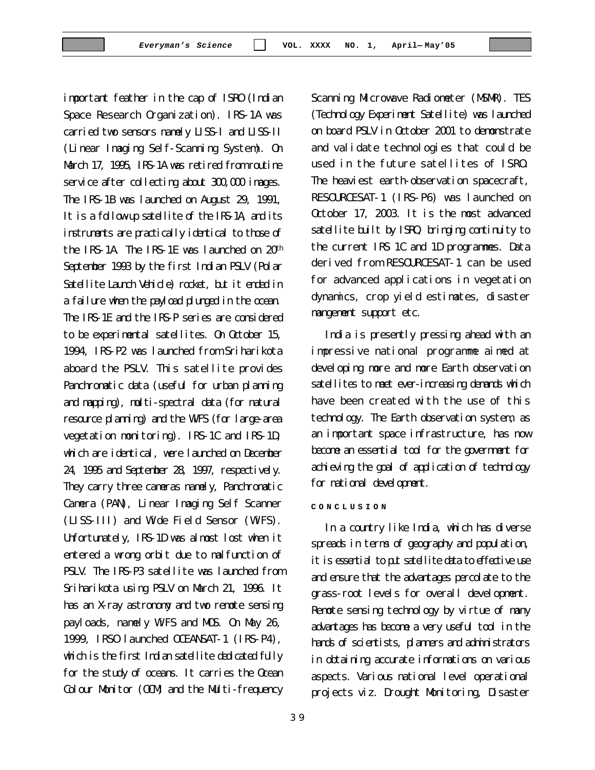important feather in the cap of ISRO (Indian Space Research Organization). IRS-1A was carried two sensors namely LISS-I and LISS-II (Linear Imaging Self-Scanning System). On March 17, 1995, IRS-1A was retired from routine service after collecting about 300,000 images. The IRS-1B was launched on August 29, 1991, It is a follow-up satellite of the IRS-1A, and its instruments are practically identical to those of the IRS-1A. The IRS-1E was launched on 20th September 1993 by the first Indian PSLV (Polar Satellite Launch Vehicle) rocket, but it ended in a failure when the payload plunged in the ocean. The IRS-1E and the IRS-P series are considered to be experimental satellites. On October 15, 1994, IRS-P2 was launched from Sriharikota aboard the PSLV. This satellite provides Panchromatic data (useful for urban planning and mapping), multi-spectral data (for natural resource planning) and the WIFS (for large-area vegetation monitoring). IRS-1C and IRS-1D, which are identical, were launched on December 24, 1995 and September 28, 1997, respectively. They carry three cameras namely, Panchromatic Camera (PAN), Linear Imaging Self Scanner (LISS-III) and Wide Field Sensor (WiFS). Unfortunately, IRS-1D was almost lost when it entered a wrong orbit due to malfunction of PSLV. The IRS-P3 satellite was launched from Sriharikota using PSLV on March 21, 1996. It has an X-ray astronomy and two remote sensing payloads, namely WiFS and MOS. On May 26, 1999, IRSO launched OCEANSAT-1 (IRS-P4), which is the first Indian satellite dedicated fully for the study of oceans. It carries the Ocean Colour Monitor (OCM) and the Multi-frequency Scanning Microwave Radiometer (MSMR). TES (Technology Experiment Satellite) was launched on board PSLV in October 2001 to demonstrate and validate technologies that could be used in the future satellites of ISRO. The heaviest earth-observation spacecraft, RESOURCESAT-1 (IRS-P6) was launched on October 17, 2003. It is the most advanced satellite built by ISRO, bringing continuity to the current IRS 1C and 1D programmes. Data derived from RESOURCESAT-1 can be used for advanced applications in vegetation dynamics, crop yield estimates, disaster mangement support etc.

India is presently pressing ahead with an impressive national programme aimed at developing more and more Earth observation satellites to meet ever-increasing demands which have been created with the use of this technology. The Earth observation system, as an important space infrastructure, has now become an essential tool for the government for achieving the goal of application of technology for national development.

## CONCLUSION

In a country like India, which has diverse spreads in terms of geography and population, it is essential to put satellite data to effective use and ensure that the advantages percolate to the grass-root levels for overall development. Remote sensing technology by virtue of many advantages has become a very useful tool in the hands of scientists, planners and administrators in obtaining accurate informations on various aspects. Various national level operational projects viz. Drought Monitoring, Disaster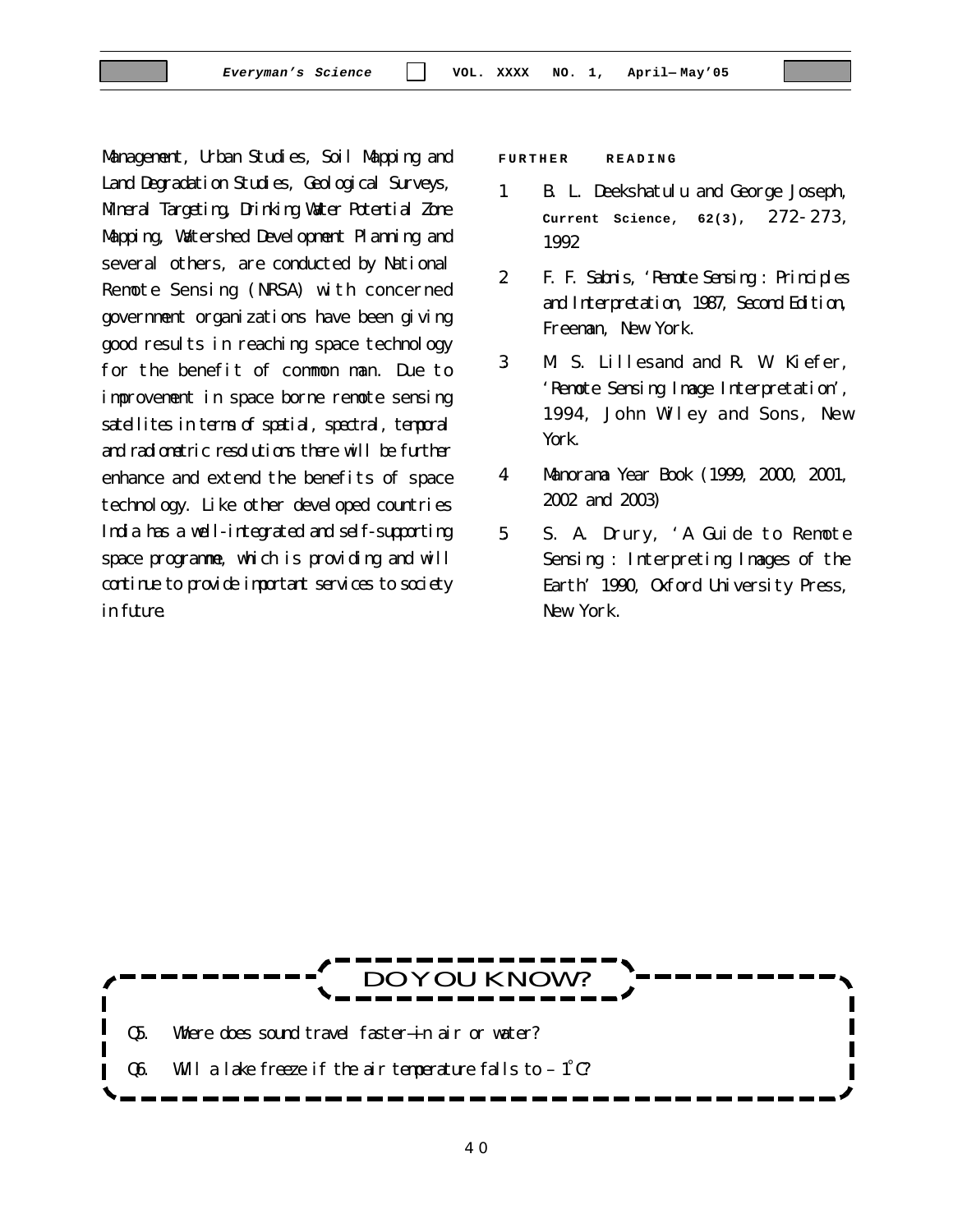Management, Urban Studies, Soil Mapping and Land Degradation Studies, Geological Surveys, Mineral Targeting, Drinking Water Potential Zone Mapping, Watershed Development Planning and several others, are conducted by National Remote Sensing (NRSA) with concerned government organizations have been giving good results in reaching space technology for the benefit of common man. Due to improvement in space borne remote sensing satellites in terms of spatial, spectral, temporal and radiometric resolutions there will be further enhance and extend the benefits of space technology. Like other developed countries India has a well-integrated and self-supporting space programme, which is providing and will continue to provide important services to society in future.

## FURTHER READING

1. B. L. Deekshatulu and George Joseph, **Current Science, 62(3)**, 272-273, 1992
2. F. F. Sabnis, 'Remote Sensing : Principles and Interpretation, 1987, Second Edition, Freeman, New York.
3. M. S. Lillesand and R. W. Kiefer, 'Remote Sensing Image Interpretation', 1994, John Wiley and Sons, New York.
4. Manorama Year Book (1999, 2000, 2001, 2002 and 2003)
5. S. A. Drury, 'A Guide to Remote Sensing : Interpreting Images of the Earth' 1990, Oxford University Press, New York.

## DO YOU KNOW?

Q5. Where does sound travel faster—in air or water?

Q6. Will a lake freeze if the air temperature falls to – 1°C?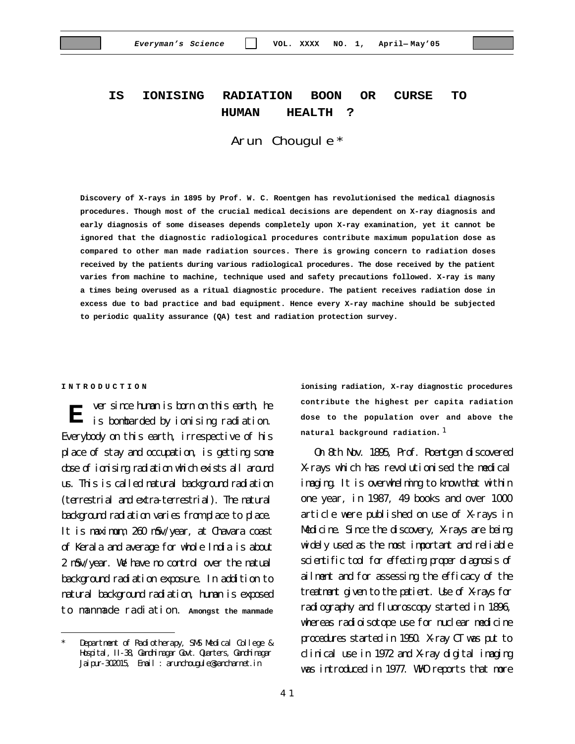# IS IONISING RADIATION BOON OR CURSE TO HUMAN HEALTH ?

Arun Chougule*

**Discovery of X-rays in 1895 by Prof. W. C. Roentgen has revolutionised the medical diagnosis procedures. Though most of the crucial medical decisions are dependent on X-ray diagnosis and early diagnosis of some diseases depends completely upon X-ray examination, yet it cannot be ignored that the diagnostic radiological procedures contribute maximum population dose as compared to other man made radiation sources. There is growing concern to radiation doses received by the patients during various radiological procedures. The dose received by the patient varies from machine to machine, technique used and safety precautions followed. X-ray is many a times being overused as a ritual diagnostic procedure. The patient receives radiation dose in excess due to bad practice and bad equipment. Hence every X-ray machine should be subjected to periodic quality assurance (QA) test and radiation protection survey.**

## INTRODUCTION

Ever since human is born on this earth, he is bombarded by ionising radiation. Everybody on this earth, irrespective of his place of stay and occupation, is getting some dose of ionising radiation which exists all around us. This is called natural background radiation (terrestrial and extra-terrestrial). The natural background radiation varies from place to place. It is maximum, 260 mSv/year, at Chavara coast of Kerala and average for whole India is about 2 mSv/year. We have no control over the natual background radiation exposure. In addition to natural background radiation, human is exposed to manmade radiation. **Amongst the manmade ionising radiation, X-ray diagnostic procedures contribute the highest per capita radiation dose to the population over and above the natural background radiation.** [1]

On 8th Nov. 1895, Prof. Roentgen discovered X-rays which has revolutionised the medical imaging. It is overwhelming to know that within one year, in 1987, 49 books and over 1000 article were published on use of X-rays in Medicine. Since the discovery, X-rays are being widely used as the most important and reliable scientific tool for effecting proper diagnosis of ailment and for assessing the efficacy of the treatment given to the patient. Use of X-rays for radiography and fluoroscopy started in 1896, whereas radioisotope use for nuclear medicine procedures started in 1950. X-ray CT was put to clinical use in 1972 and X-ray digital imaging was introduced in 1977. WHO reports that more

---

\* Department of Radiotherapy, SMS Medical College & Hospital, II-38, Gandhinagar Govt. Quarters, Gandhinagar Jaipur-302015, Email : arunchougule@sancharnet.in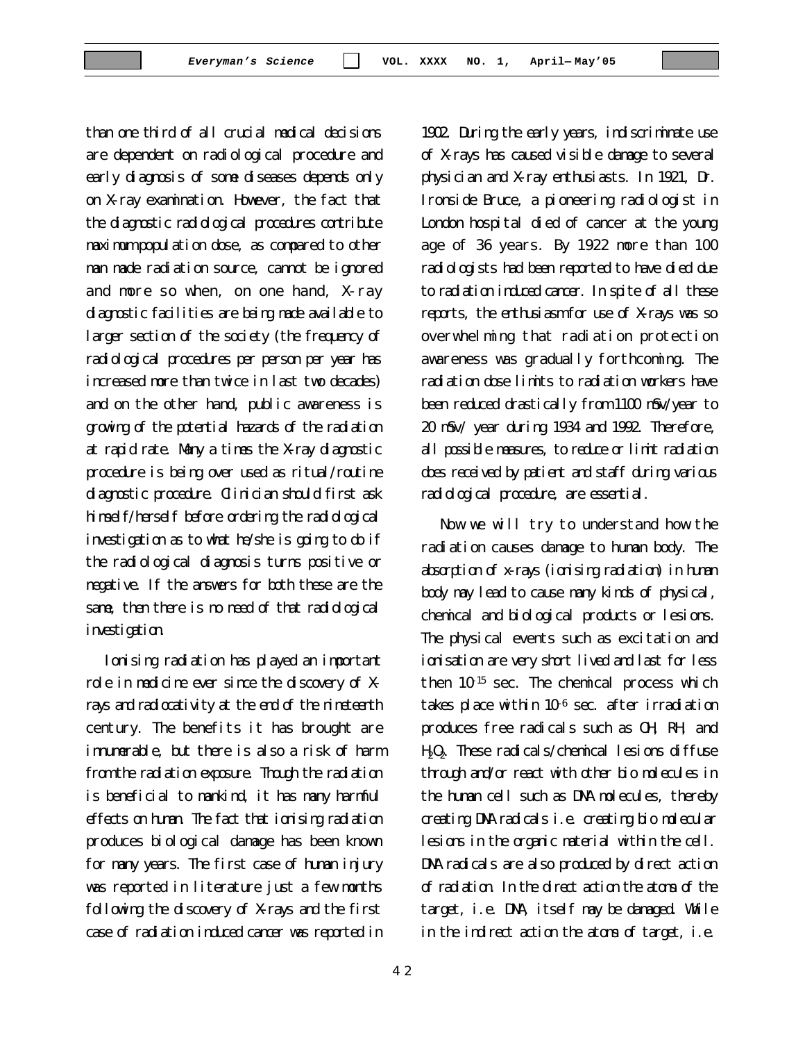than one third of all crucial medical decisions are dependent on radiological procedure and early diagnosis of some diseases depends only on X-ray examination. However, the fact that the diagnostic radiological procedures contribute maximum population dose, as compared to other man made radiation source, cannot be ignored and more so when, on one hand, X-ray diagnostic facilities are being made available to larger section of the society (the frequency of radiological procedures per person per year has increased more than twice in last two decades) and on the other hand, public awareness is growing of the potential hazards of the radiation at rapid rate. Many a times the X-ray diagnostic procedure is being over used as ritual/routine diagnostic procedure. Clinician should first ask himself/herself before ordering the radiological investigation as to what he/she is going to do if the radiological diagnosis turns positive or negative. If the answers for both these are the same, then there is no need of that radiological investigation.

Ionising radiation has played an important role in medicine ever since the discovery of X-rays and radioactivity at the end of the nineteenth century. The benefits it has brought are innumerable, but there is also a risk of harm from the radiation exposure. Though the radiation is beneficial to mankind, it has many harmful effects on human. The fact that ionising radiation produces biological damage has been known for many years. The first case of human injury was reported in literature just a few months following the discovery of X-rays and the first case of radiation induced cancer was reported in 1902. During the early years, indiscriminate use of X-rays has caused visible damage to several physician and X-ray enthusiasts. In 1921, Dr. Ironside Bruce, a pioneering radiologist in London hospital died of cancer at the young age of 36 years. By 1922 more than 100 radiologists had been reported to have died due to radiation induced cancer. In spite of all these reports, the enthusiasm for use of X-rays was so overwhelming that radiation protection awareness was gradually forthcoming. The radiation dose limits to radiation workers have been reduced drastically from 1100 mSv/year to 20 mSv/ year during 1934 and 1992. Therefore, all possible measures, to reduce or limit radiation does received by patient and staff during various radiological procedure, are essential.

Now we will try to understand how the radiation causes damage to human body. The absorption of x-rays (ionising radiation) in human body may lead to cause many kinds of physical, chemical and biological products or lesions. The physical events such as excitation and ionisation are very short lived and last for less then $10^{-15}$ sec. The chemical process which takes place within $10^{-6}$ sec. after irradiation produces free radicals such as OH, RH, and $H_2O_2$. These radicals/chemical lesions diffuse through and/or react with other bio molecules in the human cell such as DNA molecules, thereby creating DNA radicals i.e. creating bio molecular lesions in the organic material within the cell. DNA radicals are also produced by direct action of radiation. In the direct action the atoms of the target, i.e. DNA, itself may be damaged. While in the indirect action the atoms of target, i.e.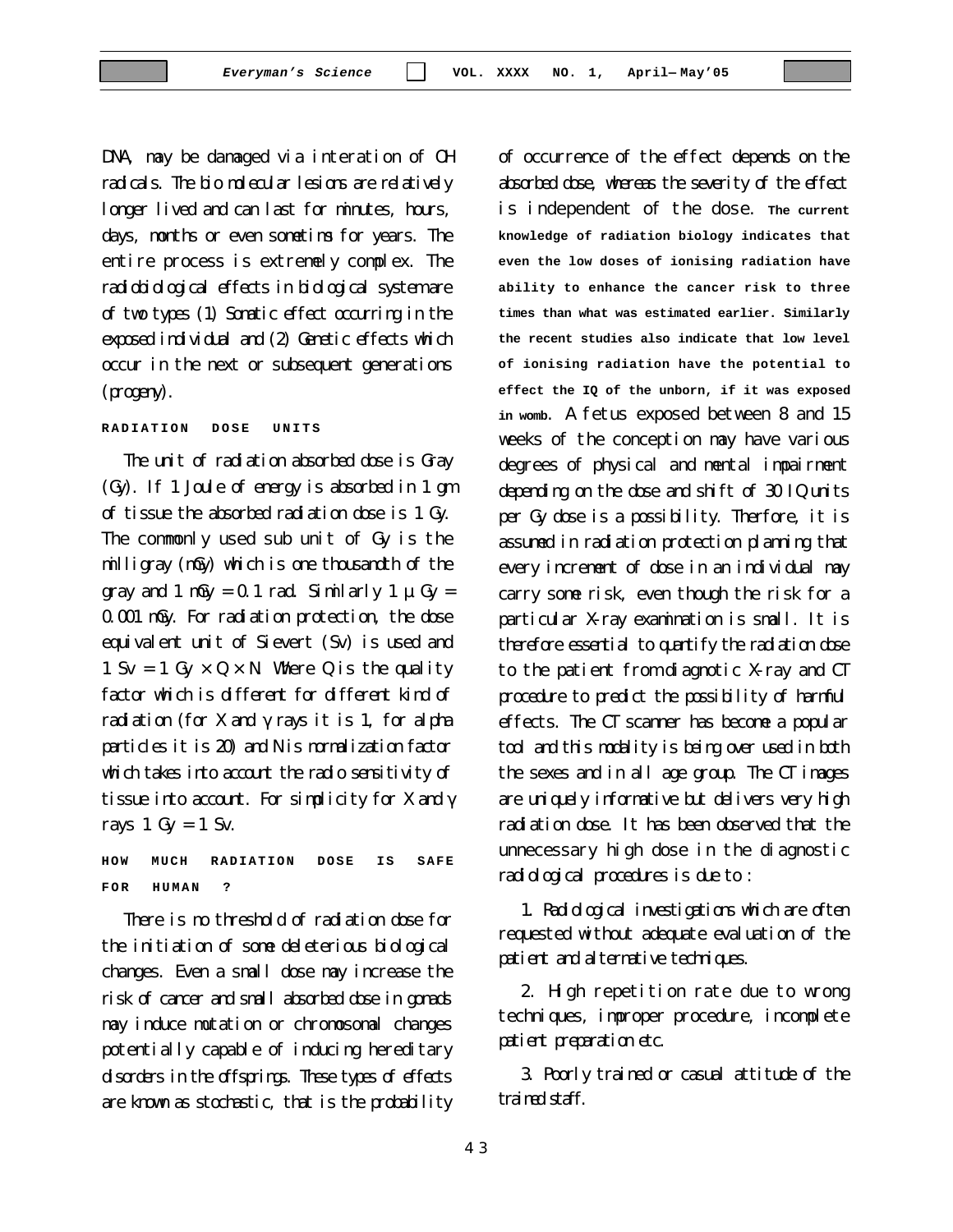DNA, may be damaged via interation of OH radicals. The bio molecular lesions are relatively longer lived and can last for minutes, hours, days, months or even sometims for years. The entire process is extremely complex. The radiobiological effects in biological systemare of two types (1) Somatic effect occurring in the exposed individual and (2) Genetic effects which occur in the next or subsequent generations (progeny).

## RADIATION DOSE UNITS

The unit of radiation absorbed dose is Gray (Gy). If 1 Joule of energy is absorbed in 1 gm of tissue the absorbed radiation dose is 1 Gy. The commonly used sub unit of Gy is the milligray (mGy) which is one thousandth of the gray and 1 mGy = 0.1 rad. Similarly 1 μ Gy = 0.001 mGy. For radiation protection, the dose equivalent unit of Sievert (Sv) is used and 1 Sv = 1 Gy × Q × N. Where Q is the quality factor which is different for different kind of radiation (for X and γ rays it is 1, for alpha particles it is 20) and N is normalization factor which takes into account the radio sensitivity of tissue into account. For simplicity for X and γ rays 1 Gy = 1 Sv.

## HOW MUCH RADIATION DOSE IS SAFE FOR HUMAN ?

There is no threshold of radiation dose for the initiation of some deleterious biological changes. Even a small dose may increase the risk of cancer and small absorbed dose in gonads may induce mutation or chromosomal changes potentially capable of inducing hereditary disorders in the offsprings. These types of effects are known as stochastic, that is the probability of occurrence of the effect depends on the absorbed dose, whereas the severity of the effect is independent of the dose. **The current knowledge of radiation biology indicates that even the low doses of ionising radiation have ability to enhance the cancer risk to three times than what was estimated earlier. Similarly the recent studies also indicate that low level of ionising radiation have the potential to effect the IQ of the unborn, if it was exposed in womb.** A fetus exposed between 8 and 15 weeks of the conception may have various degrees of physical and mental impairment depending on the dose and shift of 30 IQ units per Gy dose is a possibility. Therfore, it is assumed in radiation protection planning that every increment of dose in an individual may carry some risk, even though the risk for a particular X-ray examination is small. It is therefore essential to quantify the radiation dose to the patient from diagnotic X-ray and CT procedure to predict the possibility of harmful effects. The CT scanner has become a popular tool and this modality is being over used in both the sexes and in all age group. The CT images are uniquely informative but delivers very high radiation dose. It has been observed that the unnecessary high dose in the diagnostic radiological procedures is due to :

1. Radiological investigations which are often requested without adequate evaluation of the patient and alternative techniques.

2. High repetition rate due to wrong techniques, improper procedure, incomplete patient preparation etc.

3. Poorly trained or casual attitude of the trained staff.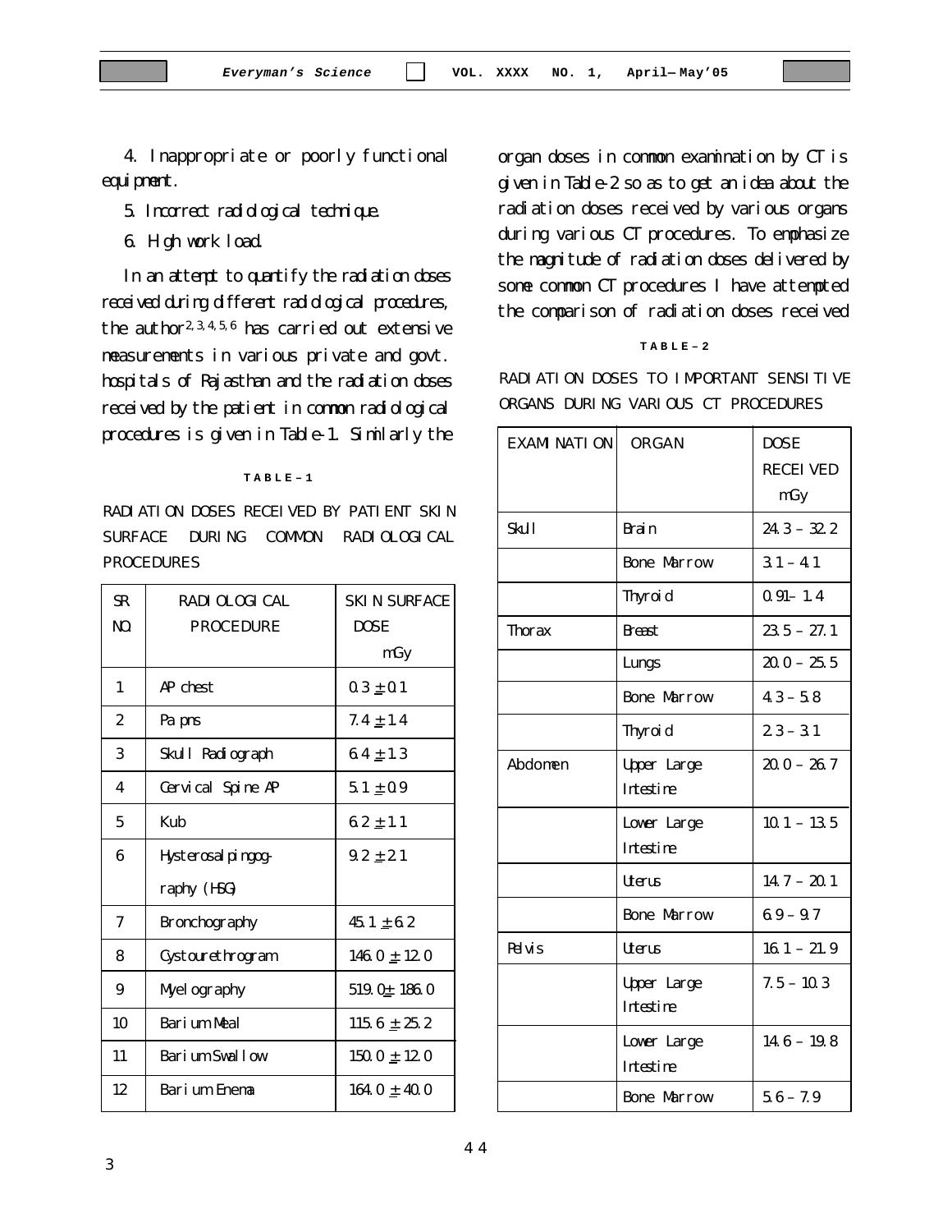4. Inappropriate or poorly functional equipment.

5. Incorrect radiological technique.

6. High work load.

In an attempt to quantify the radiation doses received during different radiological procedures, the author[2,3,4,5,6] has carried out extensive measurements in various private and govt. hospitals of Rajasthan and the radiation doses received by the patient in common radiological procedures is given in Table-1. Similarly the organ doses in common examination by CT is given in Table-2 so as to get an idea about the radiation doses received by various organs during various CT procedures. To emphasize the magnitude of radiation doses delivered by some common CT procedures I have attempted the comparison of radiation doses received

**TABLE–1**

RADIATION DOSES RECEIVED BY PATIENT SKIN SURFACE DURING COMMON RADIOLOGICAL PROCEDURES

| SR NO. | RADIOLOGICAL PROCEDURE | SKIN SURFACE DOSE mGy |
|---|---|---|
| 1 | AP chest | $0.3 \pm 0.1$ |
| 2 | Pa pns | $7.4 \pm 1.4$ |
| 3 | Skull Radiograph | $6.4 \pm 1.3$ |
| 4 | Cervical Spine AP | $5.1 \pm 0.9$ |
| 5 | Kub | $6.2 \pm 1.1$ |
| 6 | Hysterosalpingography (HSG) | $9.2 \pm 2.1$ |
| 7 | Bronchography | $45.1 \pm 6.2$ |
| 8 | Cystourethrogram | $146.0 \pm 12.0$ |
| 9 | Myelography | $519.0 \pm 186.0$ |
| 10 | Barium Meal | $115.6 \pm 25.2$ |
| 11 | Barium Swallow | $150.0 \pm 12.0$ |
| 12 | Barium Enema | $164.0 \pm 40.0$ |

**TABLE–2**

RADIATION DOSES TO IMPORTANT SENSITIVE ORGANS DURING VARIOUS CT PROCEDURES

| EXAMINATION | ORGAN | DOSE RECEIVED mGy |
|---|---|---|
| Skull | Brain | 24.3 – 32.2 |
| | Bone Marrow | 3.1 – 4.1 |
| | Thyroid | 0.91– 1.4 |
| Thorax | Breast | 23.5 – 27.1 |
| | Lungs | 20.0 – 25.5 |
| | Bone Marrow | 4.3 – 5.8 |
| | Thyroid | 2.3 – 3.1 |
| Abdomen | Upper Large Intestine | 20.0 – 26.7 |
| | Lower Large Intestine | 10.1 – 13.5 |
| | Uterus | 14.7 – 20.1 |
| | Bone Marrow | 6.9 – 9.7 |
| Pelvis | Uterus | 16.1 – 21.9 |
| | Upper Large Intestine | 7.5 – 10.3 |
| | Lower Large Intestine | 14.6 – 19.8 |
| | Bone Marrow | 5.6 – 7.9 |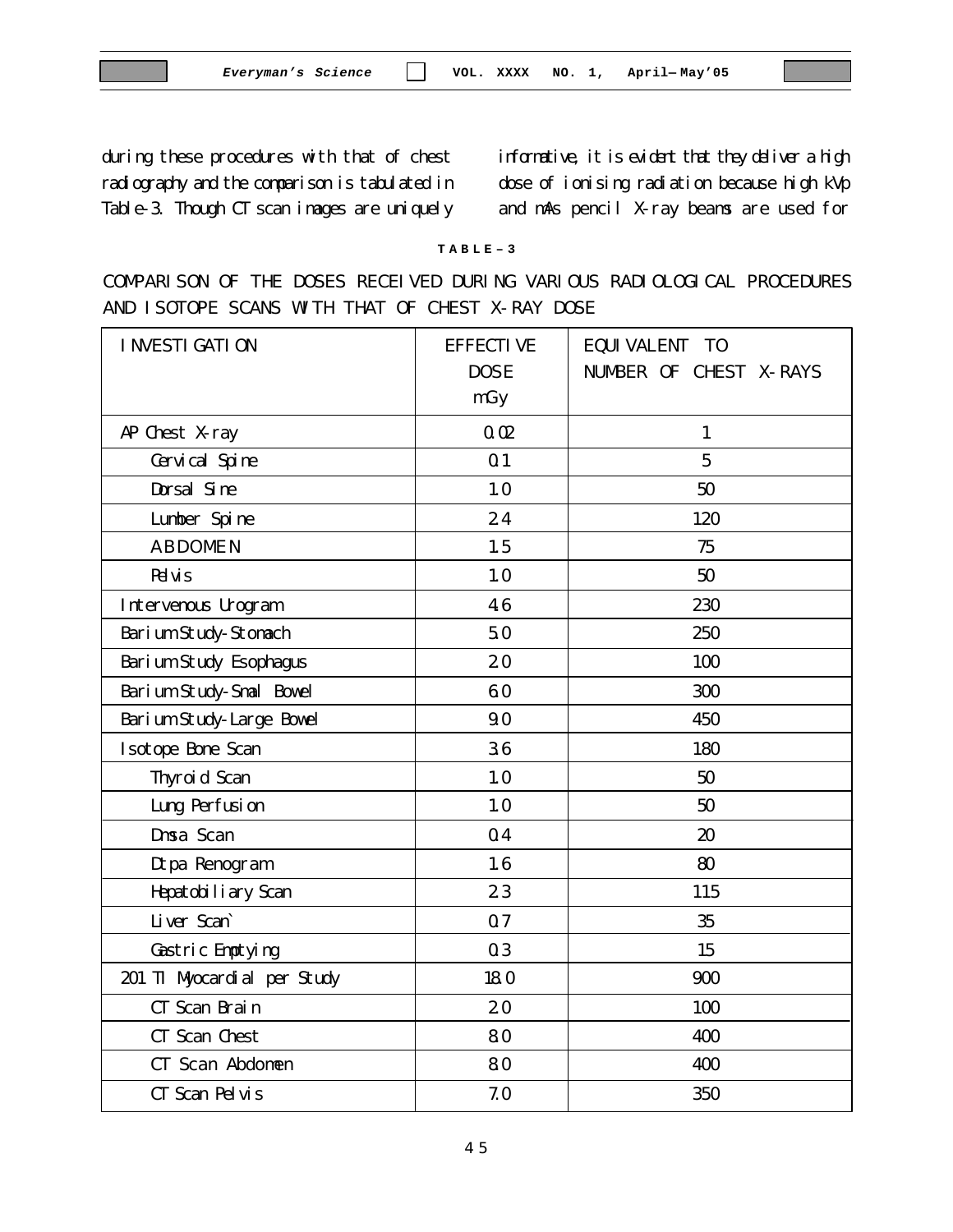during these procedures with that of chest radiography and the comparison is tabulated in Table-3. Though CT scan images are uniquely informative, it is evident that they deliver a high dose of ionising radiation because high kVp and mAs pencil X-ray beams are used for

**TABLE–3**

COMPARISON OF THE DOSES RECEIVED DURING VARIOUS RADIOLOGICAL PROCEDURES AND ISOTOPE SCANS WITH THAT OF CHEST X-RAY DOSE

| INVESTIGATION | EFFECTIVE DOSE mGy | EQUIVALENT TO NUMBER OF CHEST X-RAYS |
|---|---|---|
| AP Chest X-ray | 0.02 | 1 |
| Cervical Spine | 0.1 | 5 |
| Dorsal Sine | 1.0 | 50 |
| Lumber Spine | 2.4 | 120 |
| ABDOMEN | 1.5 | 75 |
| Pelvis | 1.0 | 50 |
| Intervenous Urogram | 4.6 | 230 |
| Barium Study-Stomach | 5.0 | 250 |
| Barium Study Esophagus | 2.0 | 100 |
| Barium Study-Smal Bowel | 6.0 | 300 |
| Barium Study-Large Bowel | 9.0 | 450 |
| Isotope Bone Scan | 3.6 | 180 |
| Thyroid Scan | 1.0 | 50 |
| Lung Perfusion | 1.0 | 50 |
| Dmsa Scan | 0.4 | 20 |
| Dtpa Renogram | 1.6 | 80 |
| Hepatobiliary Scan | 2.3 | 115 |
| Liver Scan` | 0.7 | 35 |
| Gastric Emptying | 0.3 | 15 |
| 201 Tl Myocardial per Study | 18.0 | 900 |
| CT Scan Brain | 2.0 | 100 |
| CT Scan Chest | 8.0 | 400 |
| CT Scan Abdomen | 8.0 | 400 |
| CT Scan Pelvis | 7.0 | 350 |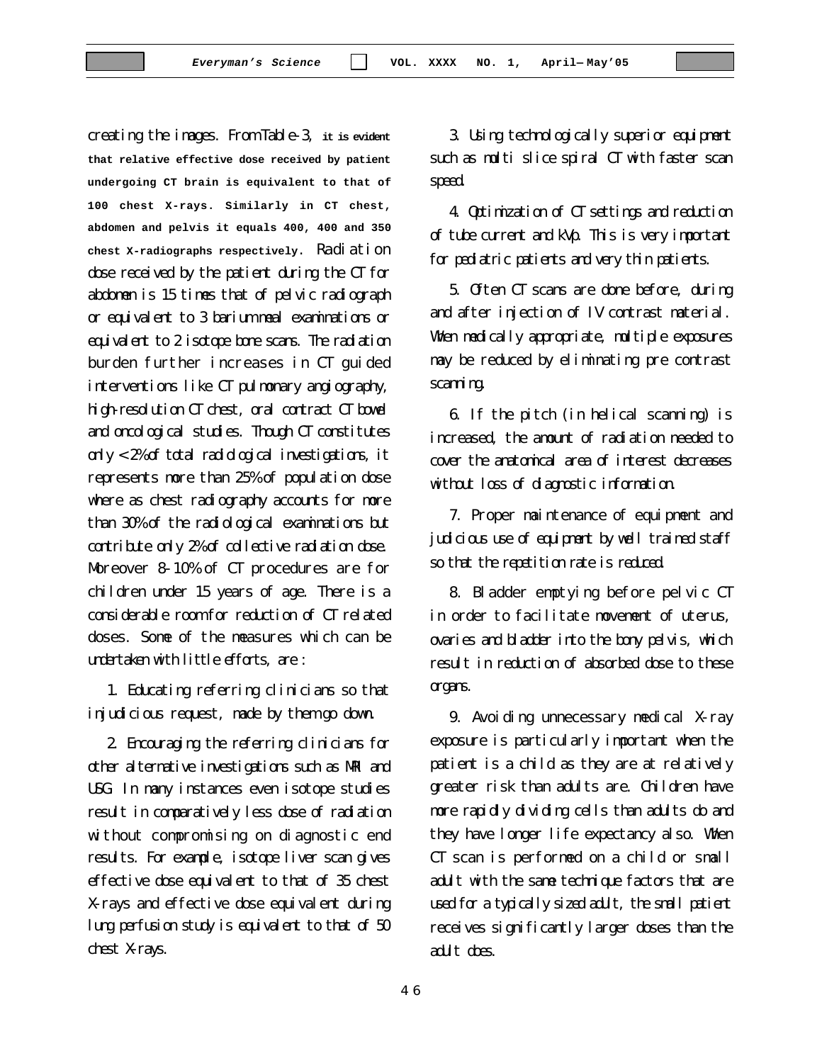creating the images. From Table-3, **it is evident that relative effective dose received by patient undergoing CT brain is equivalent to that of 100 chest X-rays. Similarly in CT chest, abdomen and pelvis it equals 400, 400 and 350 chest X-radiographs respectively.** Radiation dose received by the patient during the CT for abdomen is 15 times that of pelvic radiograph or equivalent to 3 barium meal examinations or equivalent to 2 isotope bone scans. The radiation burden further increases in CT guided interventions like CT pulmonary angiography, high-resolution CT chest, oral contract CT bowel and oncological studies. Though CT constitutes only < 2% of total radiological investigations, it represents more than 25% of population dose where as chest radiography accounts for more than 30% of the radiological examinations but contribute only 2% of collective radiation dose. Moreover 8-10% of CT procedures are for children under 15 years of age. There is a considerable room for reduction of CT related doses. Some of the measures which can be undertaken with little efforts, are :

1. Educating referring clinicians so that injudicious request, made by them go down.

2. Encouraging the referring clinicians for other alternative investigations such as MRI and USG. In many instances even isotope studies result in comparatively less dose of radiation without compromising on diagnostic end results. For example, isotope liver scan gives effective dose equivalent to that of 35 chest X-rays and effective dose equivalent during lung perfusion study is equivalent to that of 50 chest X-rays.

3. Using technologically superior equipment such as multi slice spiral CT with faster scan speed.

4. Optimization of CT settings and reduction of tube current and kVp. This is very important for pediatric patients and very thin patients.

5. Often CT scans are done before, during and after injection of IV contrast material. When medically appropriate, multiple exposures may be reduced by eliminating pre contrast scanning.

6. If the pitch (in helical scanning) is increased, the amount of radiation needed to cover the anatomical area of interest decreases without loss of diagnostic information.

7. Proper maintenance of equipment and judicious use of equipment by well trained staff so that the repetition rate is reduced.

8. Bladder emptying before pelvic CT in order to facilitate movement of uterus, ovaries and bladder into the bony pelvis, which result in reduction of absorbed dose to these organs.

9. Avoiding unnecessary medical X-ray exposure is particularly important when the patient is a child as they are at relatively greater risk than adults are. Children have more rapidly dividing cells than adults do and they have longer life expectancy also. When CT scan is performed on a child or small adult with the same technique factors that are used for a typically sized adult, the small patient receives significantly larger doses than the adult does.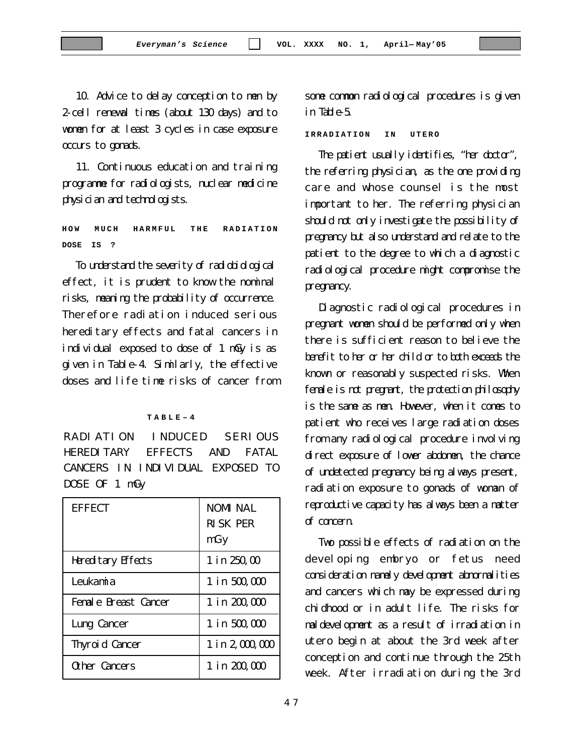10. Advice to delay conception to men by 2-cell renewal times (about 130 days) and to women for at least 3 cycles in case exposure occurs to gonads.

11. Continuous education and training programme for radiologists, nuclear medicine physician and technologists.

## HOW MUCH HARMFUL THE RADIATION DOSE IS ?

To understand the severity of radiobiological effect, it is prudent to know the nominal risks, meaning the probability of occurrence. Therefore radiation induced serious hereditary effects and fatal cancers in individual exposed to dose of 1 mGy is as given in Table-4. Similarly, the effective doses and life time risks of cancer from some common radiological procedures is given in Table-5.

**TABLE–4**

RADIATION INDUCED SERIOUS HEREDITARY EFFECTS AND FATAL CANCERS IN INDIVIDUAL EXPOSED TO DOSE OF 1 mGy

| EFFECT | NOMINAL RISK PER mGy |
|---|---|
| Hereditary Effects | 1 in 250,00 |
| Leukamia | 1 in 500,000 |
| Female Breast Cancer | 1 in 200,000 |
| Lung Cancer | 1 in 500,000 |
| Thyroid Cancer | 1 in 2,000,000 |
| Other Cancers | 1 in 200,000 |

## IRRADIATION IN UTERO

The patient usually identifies, "her doctor", the referring physician, as the one providing care and whose counsel is the most important to her. The referring physician should not only investigate the possibility of pregnancy but also understand and relate to the patient to the degree to which a diagnostic radiological procedure might compromise the pregnancy.

Diagnostic radiological procedures in pregnant women should be performed only when there is sufficient reason to believe the benefit to her or her child or to both exceeds the known or reasonably suspected risks. When female is not pregnant, the protection philosophy is the same as men. However, when it comes to patient who receives large radiation doses from any radiological procedure involving direct exposure of lower abdomen, the chance of undetected pregnancy being always present, radiation exposure to gonads of woman of reproductive capacity has always been a matter of concern.

Two possible effects of radiation on the developing embryo or fetus need consideration namely development abnormalities and cancers which may be expressed during chidhood or in adult life. The risks for maldevelopment as a result of irradiation in utero begin at about the 3rd week after conception and continue through the 25th week. After irradiation during the 3rd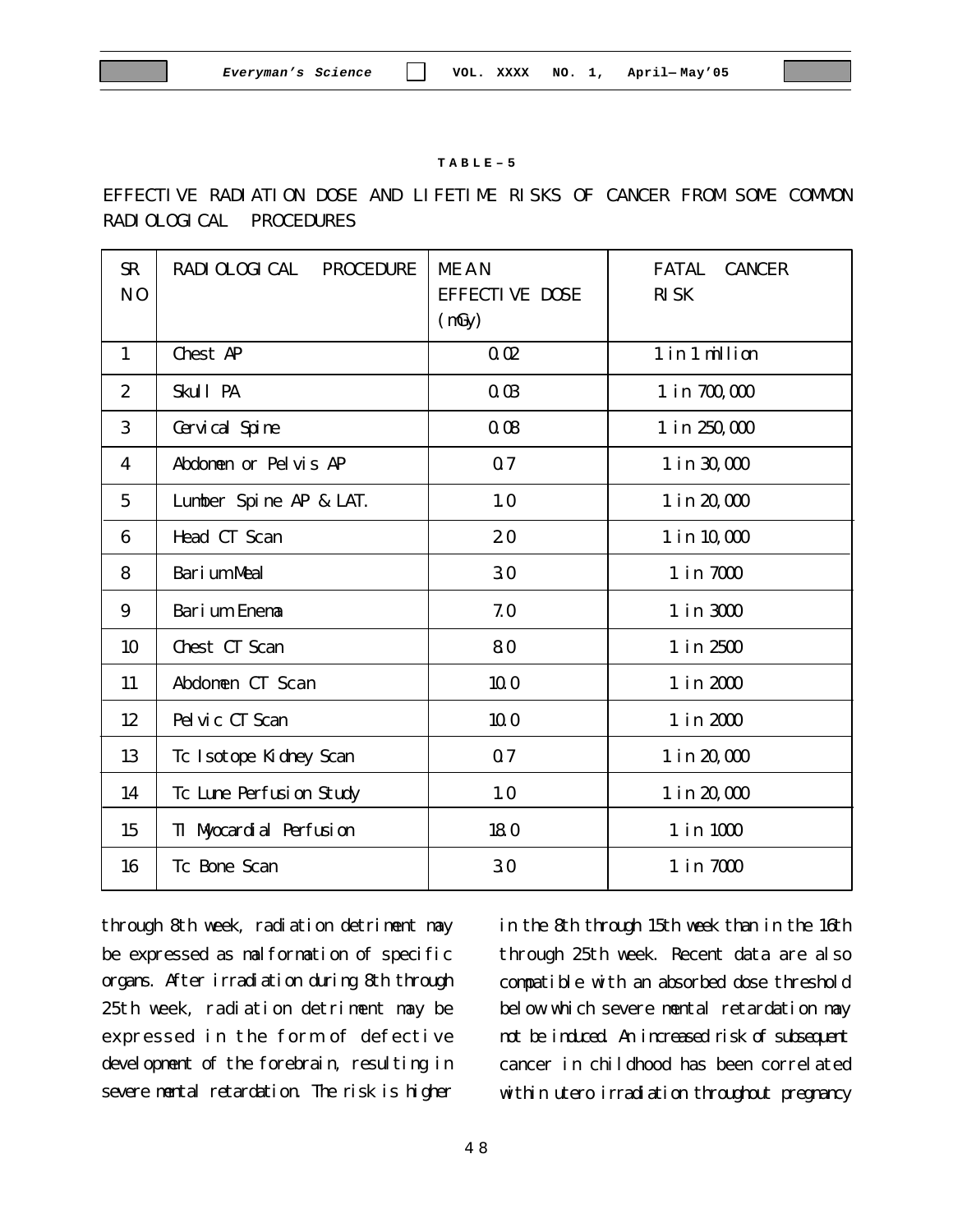**TABLE–5**

EFFECTIVE RADIATION DOSE AND LIFETIME RISKS OF CANCER FROM SOME COMMON RADIOLOGICAL PROCEDURES

| SR NO | RADIOLOGICAL PROCEDURE | MEAN EFFECTIVE DOSE (mGy) | FATAL CANCER RISK |
|---|---|---|---|
| 1 | Chest AP | 0.02 | 1 in 1 million |
| 2 | Skull PA | 0.03 | 1 in 700,000 |
| 3 | Cervical Spine | 0.08 | 1 in 250,000 |
| 4 | Abdomen or Pelvis AP | 0.7 | 1 in 30,000 |
| 5 | Lumber Spine AP & LAT. | 1.0 | 1 in 20,000 |
| 6 | Head CT Scan | 2.0 | 1 in 10,000 |
| 8 | Barium Meal | 3.0 | 1 in 7000 |
| 9 | Barium Enema | 7.0 | 1 in 3000 |
| 10 | Chest CT Scan | 8.0 | 1 in 2500 |
| 11 | Abdomen CT Scan | 10.0 | 1 in 2000 |
| 12 | Pelvic CT Scan | 10.0 | 1 in 2000 |
| 13 | Tc Isotope Kidney Scan | 0.7 | 1 in 20,000 |
| 14 | Tc Lune Perfusion Study | 1.0 | 1 in 20,000 |
| 15 | Tl Myocardial Perfusion | 18.0 | 1 in 1000 |
| 16 | Tc Bone Scan | 3.0 | 1 in 7000 |

through 8th week, radiation detriment may be expressed as malformation of specific organs. After irradiation during 8th through 25th week, radiation detriment may be expressed in the form of defective development of the forebrain, resulting in severe mental retardation. The risk is higher in the 8th through 15th week than in the 16th through 25th week. Recent data are also compatible with an absorbed dose threshold below which severe mental retardation may not be induced. An increased risk of subsequent cancer in childhood has been correlated within utero irradiation throughout pregnancy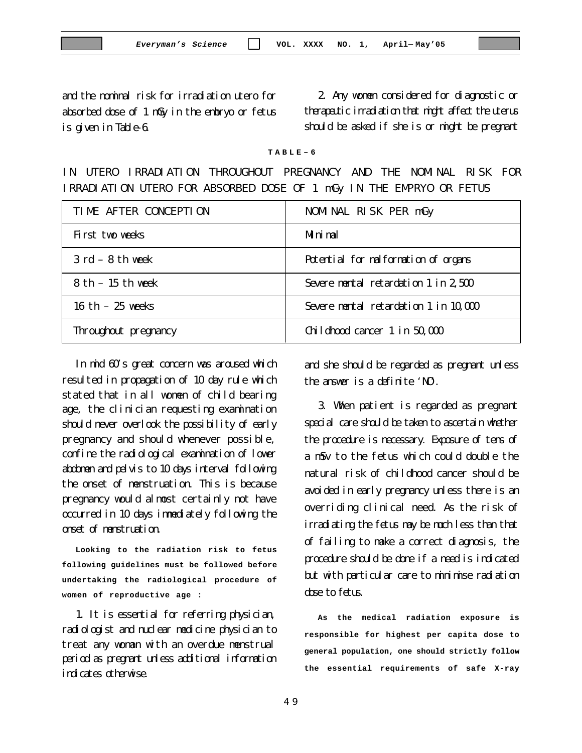and the nominal risk for irradiation utero for absorbed dose of 1 mGy in the embryo or fetus is given in Table-6.

**TABLE–6**

IN UTERO IRRADIATION THROUGHOUT PREGNANCY AND THE NOMINAL RISK FOR IRRADIATION UTERO FOR ABSORBED DOSE OF 1 mGy IN THE EMPRYO OR FETUS

| TIME AFTER CONCEPTION | NOMINAL RISK PER mGy |
|---|---|
| First two weeks | Minimal |
| 3 rd – 8 th week | Potential for malformation of organs |
| 8 th – 15 th week | Severe mental retardation 1 in 2,500 |
| 16 th – 25 weeks | Severe mental retardation 1 in 10,000 |
| Throughout pregnancy | Childhood cancer 1 in 50,000 |

In mid 60's great concern was aroused which resulted in propagation of 10 day rule which stated that in all women of child bearing age, the clinician requesting examination should never overlook the possibility of early pregnancy and should whenever possible, confine the radiological examination of lower abdomen and pelvis to 10 days interval following the onset of menstruation. This is because pregnancy would almost certainly not have occurred in 10 days immediately following the onset of menstruation.

**Looking to the radiation risk to fetus following guidelines must be followed before undertaking the radiological procedure of women of reproductive age :**

1. It is essential for referring physician, radiologist and nuclear medicine physician to treat any woman with an overdue menstrual period as pregnant unless additional information indicates otherwise.

2. Any women considered for diagnostic or therapeutic irradiation that might affect the uterus should be asked if she is or might be pregnant and she should be regarded as pregnant unless the answer is a definite 'NO'.

3. When patient is regarded as pregnant special care should be taken to ascertain whether the procedure is necessary. Exposure of tens of a mSv to the fetus which could double the natural risk of childhood cancer should be avoided in early pregnancy unless there is an overriding clinical need. As the risk of irradiating the fetus may be much less than that of failing to make a correct diagnosis, the procedure should be done if a need is indicated but with particular care to minimise radiation dose to fetus.

**As the medical radiation exposure is responsible for highest per capita dose to general population, one should strictly follow the essential requirements of safe X-ray**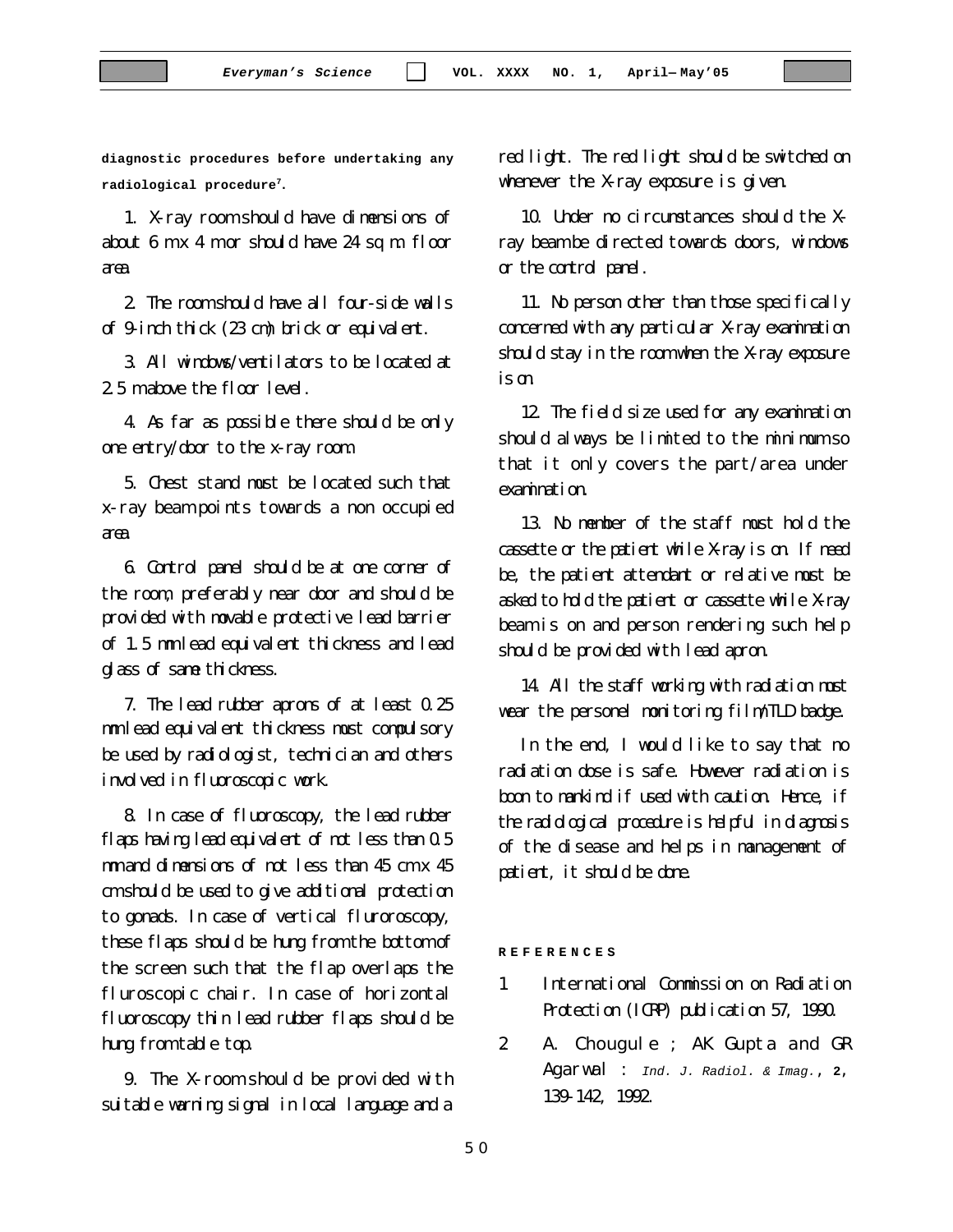**diagnostic procedures before undertaking any radiological procedure[7].**

1. X-ray room should have dimensions of about 6 m x 4 m or should have 24 sq m. floor area.

2. The room should have all four-side walls of 9-inch thick (23 cm) brick or equivalent.

3. All windows/ventilators to be located at 2.5 m above the floor level.

4. As far as possible there should be only one entry/door to the x-ray room.

5. Chest stand must be located such that x-ray beam points towards a non occupied area.

6. Control panel should be at one corner of the room, preferably near door and should be provided with movable protective lead barrier of 1.5 mm lead equivalent thickness and lead glass of same thickness.

7. The lead rubber aprons of at least 0.25 mm lead equivalent thickness must compulsory be used by radiologist, technician and others involved in fluoroscopic work.

8. In case of fluoroscopy, the lead rubber flaps having lead equivalent of not less than 0.5 mm and dimensions of not less than 45 cm x 45 cm should be used to give additional protection to gonads. In case of vertical fluroroscopy, these flaps should be hung from the bottom of the screen such that the flap overlaps the fluroscopic chair. In case of horizontal fluoroscopy thin lead rubber flaps should be hung from table top.

9. The X-room should be provided with suitable warning signal in local language and a red light. The red light should be switched on whenever the X-ray exposure is given.

10. Under no circumstances should the X-ray beam be directed towards doors, windows or the control panel.

11. No person other than those specifically concerned with any particular X-ray examination should stay in the room when the X-ray exposure is on.

12. The field size used for any examination should always be limited to the minimum so that it only covers the part/area under examination.

13. No member of the staff must hold the cassette or the patient while X-ray is on. If need be, the patient attendant or relative must be asked to hold the patient or cassette while X-ray beam is on and person rendering such help should be provided with lead apron.

14. All the staff working with radiation most wear the personel monitoring film/TLD badge.

In the end, I would like to say that no radiation dose is safe. However radiation is boon to mankind if used with caution. Hence, if the radiological procedure is helpful in diagnosis of the disease and helps in management of patient, it should be done.

## REFERENCES

1. International Commission on Radiation Protection (ICRP) publication 57, 1990.
2. A. Chougule ; AK Gupta and GR Agarwal : *Ind. J. Radiol. & Imag.*, **2**, 139-142, 1992.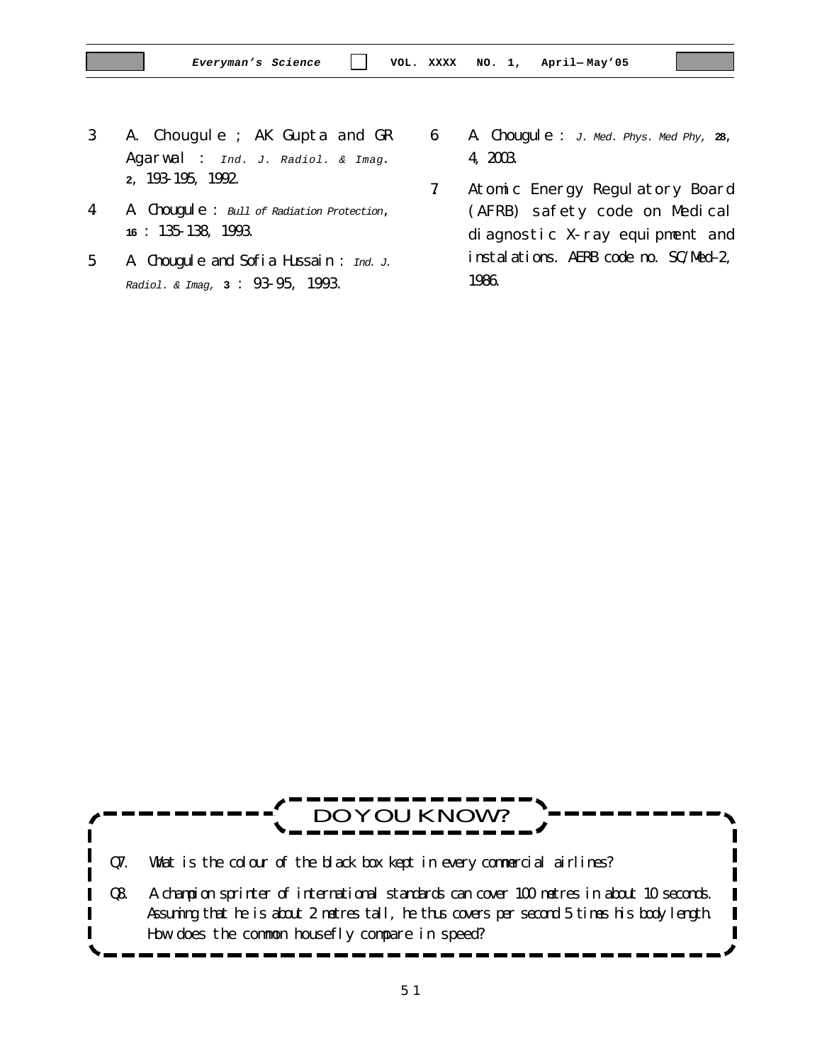3. A. Chougule ; AK Gupta and GR Agarwal : *Ind. J. Radiol. & Imag*. **2**, 193-195, 1992.

4. A. Chougule : *Bull of Radiation Protection*, **16** : 135-138, 1993.

5. A. Chougule and Sofia Hussain : *Ind. J. Radiol. & Imag,* **3** : 93-95, 1993.

6. A. Chougule : *J. Med. Phys. Med Phy,* **28**, 4, 2003.

7. Atomic Energy Regulatory Board (AFRB) safety code on Medical diagnostic X-ray equipment and instalations. AERB code no. SC/Med-2, 1986.

## DO YOU KNOW?

Q7. What is the colour of the black box kept in every commercial airlines?

Q8. A champion sprinter of international standards can cover 100 metres in about 10 seconds. Assuming that he is about 2 metres tall, he thus covers per second 5 times his body length. How does the common housefly compare in speed?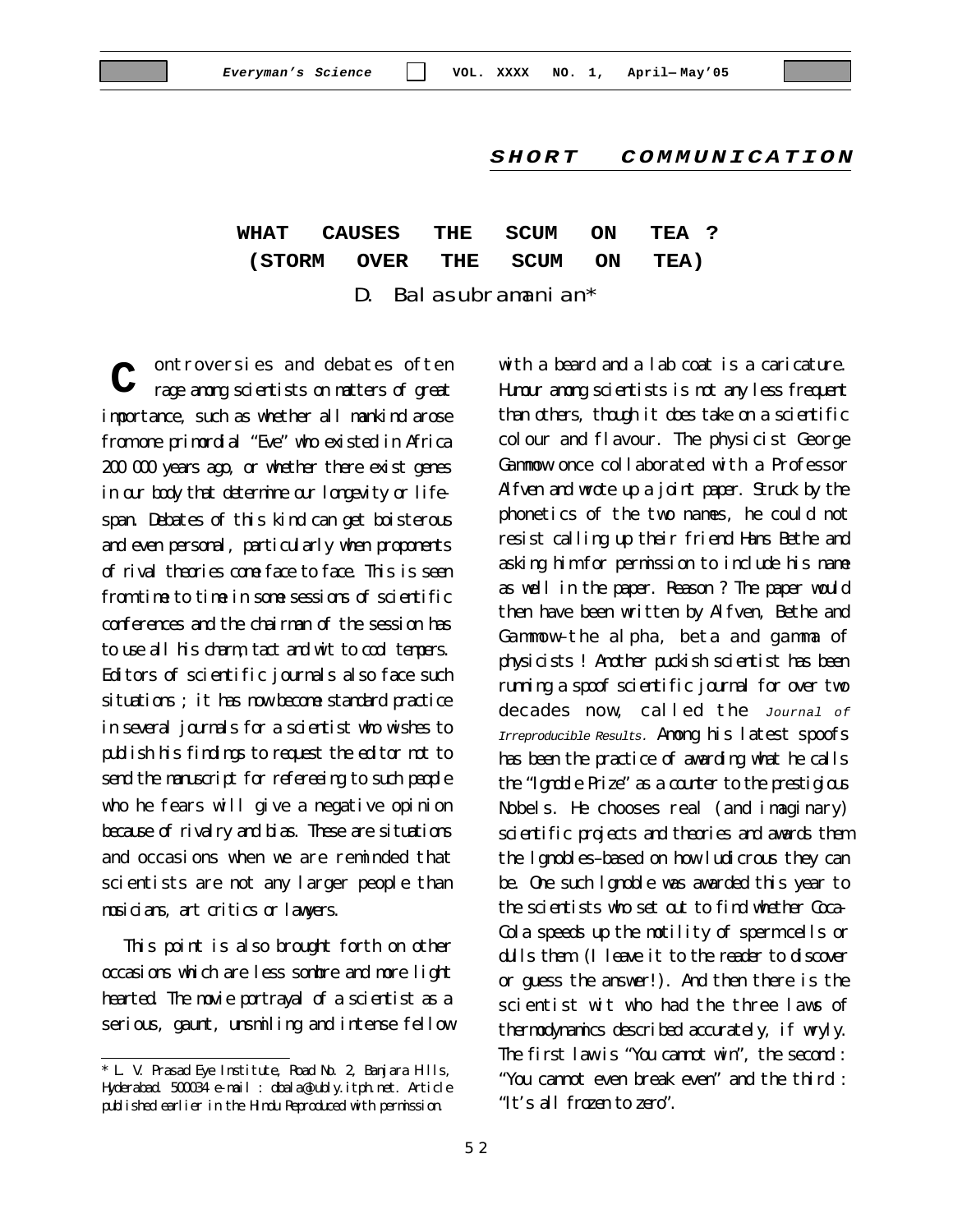**SHORT COMMUNICATION**

# WHAT CAUSES THE SCUM ON TEA ? (STORM OVER THE SCUM ON TEA)

D. Balasubramanian*

Controversies and debates often rage among scientists on matters of great importance, such as whether all mankind arose from one primordial "Eve" who existed in Africa 200 000 years ago, or whether there exist genes in our body that determine our longevity or life-span. Debates of this kind can get boisterous and even personal, particularly when proponents of rival theories come face to face. This is seen from time to time in some sessions of scientific conferences and the chairman of the session has to use all his charm, tact and wit to cool tempers. Editors of scientific journals also face such situations ; it has now become standard practice in several journals for a scientist who wishes to publish his findings to request the editor not to send the manuscript for refereeing to such people who he fears will give a negative opinion because of rivalry and bias. These are situations and occasions when we are reminded that scientists are not any larger people than musicians, art critics or lawyers.

This point is also brought forth on other occasions which are less sombre and more light hearted. The movie portrayal of a scientist as a serious, gaunt, unsmiling and intense fellow with a beard and a lab coat is a caricature. Humour among scientists is not any less frequent than others, though it does take on a scientific colour and flavour. The physicist George Gammow once collaborated with a Professor Alfven and wrote up a joint paper. Struck by the phonetics of the two names, he could not resist calling up their friend Hans Bethe and asking him for permission to include his name as well in the paper. Reason ? The paper would then have been written by Alfven, Bethe and Gammow-the alpha, beta and gamma of physicists ! Another puckish scientist has been running a spoof scientific journal for over two decades now, called the *Journal of Irreproducible Results*. Among his latest spoofs has been the practice of awarding what he calls the "Ignoble Prize" as a counter to the prestigious Nobels. He chooses real (and imaginary) scientific projects and theories and awards them the Ignobles–based on how ludicrous they can be. One such Ignoble was awarded this year to the scientists who set out to find whether Coca-Cola speeds up the motility of sperm cells or dulls them (I leave it to the reader to discover or guess the answer!). And then there is the scientist wit who had the three laws of thermodynamics described accurately, if wryly. The first law is "You cannot win", the second : "You cannot even break even" and the third : "It's all frozen to zero".

---

* L. V. Prasad Eye Institute, Road No. 2, Banjara Hills, Hyderabad. 500034 e-mail : dbala@ubly.itph.net. Article published earlier in the Hindu Reproduced with permission.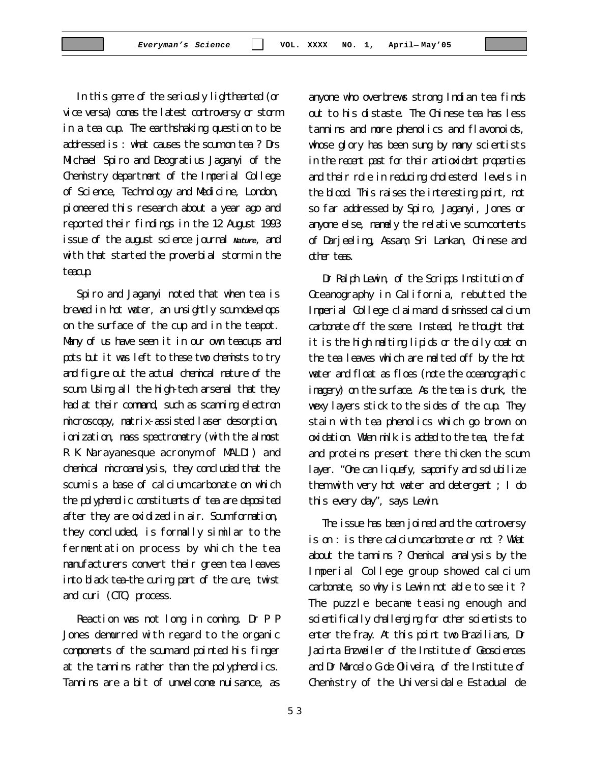In this genre of the seriously lighthearted (or vice versa) comes the latest controversy or storm in a tea cup. The earthshaking question to be addressed is : what causes the scum on tea ? Drs Michael Spiro and Deogratius Jaganyi of the Chemistry department of the Imperial College of Science, Technology and Medicine, London, pioneered this research about a year ago and reported their findings in the 12 August 1993 issue of the august science journal ***Nature***, and with that started the proverbial storm in the teacup.

Spiro and Jaganyi noted that when tea is brewed in hot water, an unsightly scum develops on the surface of the cup and in the teapot. Many of us have seen it in our own teacups and pots but it was left to these two chemists to try and figure out the actual chemical nature of the scum. Using all the high-tech arsenal that they had at their command, such as scanning electron microscopy, matrix-assisted laser desorption, ionization, mass spectrometry (with the almost R K Narayanesque acronym of MALDI) and chemical microanalysis, they concluded that the scum is a base of calcium carbonate on which the polyphenolic constituents of tea are deposited after they are oxidized in air. Scum formation, they concluded, is formally similar to the fermentation process by which the tea manufacturers convert their green tea leaves into black tea–the curing part of the cure, twist and curl (CTC) process.

Reaction was not long in coming. Dr P P Jones demurred with regard to the organic components of the scum and pointed his finger at the tannins rather than the polyphenolics. Tannins are a bit of unwelcome nuisance, as anyone who overbrews strong Indian tea finds out to his distaste. The Chinese tea has less tannins and more phenolics and flavonoids, whose glory has been sung by many scientists in the recent past for their antioxidant properties and their role in reducing cholesterol levels in the blood. This raises the interesting point, not so far addressed by Spiro, Jaganyi, Jones or anyone else, namely the relative scum contents of Darjeeling, Assam, Sri Lankan, Chinese and other teas.

Dr Ralph Lewin, of the Scripps Institution of Oceanography in California, rebutted the Imperial College claim and dismissed calcium carbonate off the scene. Instead, he thought that it is the high melting lipids or the oily coat on the tea leaves which are melted off by the hot water and float as floes (note the oceanographic imagery) on the surface. As the tea is drunk, the waxy layers stick to the sides of the cup. They stain with tea phenolics which go brown on oxidation. When milk is added to the tea, the fat and proteins present there thicken the scum layer. "One can liquefy, saponify and solubilize them with very hot water and detergent ; I do this every day", says Lewin.

The issue has been joined and the controversy is on : is there calcium carbonate or not ? What about the tannins ? Chemical analysis by the Imperial College group showed calcium carbonate, so why is Lewin not able to see it ? The puzzle became teasing enough and scientifically challenging for other scientists to enter the fray. At this point two Brazilians, Dr Jacinta Enzweiler of the Institute of Geosciences and Dr Marcelo G de Oliveira, of the Institute of Chemistry of the Universidale Estadual de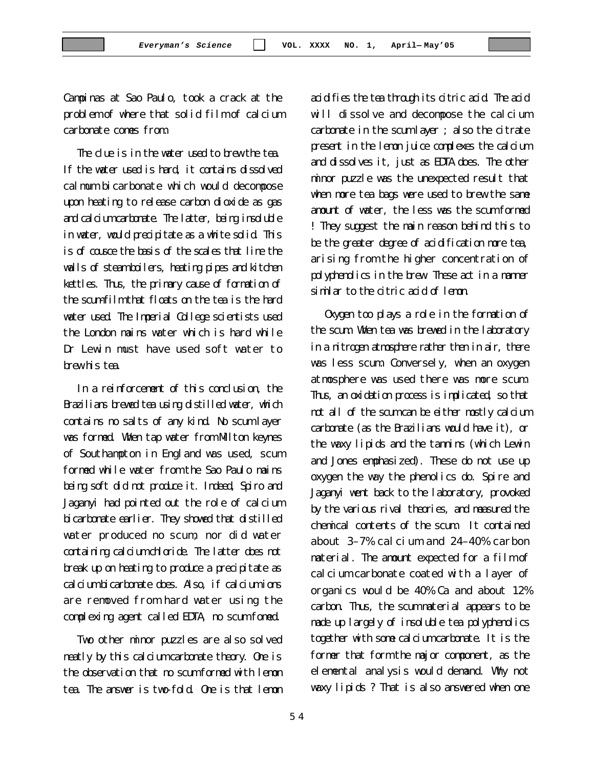Campinas at Sao Paulo, took a crack at the problem of where that solid film of calcium carbonate comes from.

The clue is in the water used to brew the tea. If the water used is hard, it contains dissolved calmum bicarbonate which would decompose upon heating to release carbon dioxide as gas and calcium carbonate. The latter, being insoluble in water, would precipitate as a white solid. This is of cousce the basis of the scales that line the walls of steam boilers, heating pipes and kitchen kettles. Thus, the primary cause of formation of the scum-film that floats on the tea is the hard water used. The Imperial College scientists used the London mains water which is hard while Dr Lewin must have used soft water to brew his tea.

In a reinforcement of this conclusion, the Brazilians brewed tea using distilled water, which contains no salts of any kind. No scum layer was formed. When tap water from MIlton keynes of Southampton in England was used, scum formed while water from the Sao Paulo mains being soft did not produce it. Indeed, Spiro and Jaganyi had pointed out the role of calcium bicarbonate earlier. They showed that distilled water produced no scum, nor did water containing calcium chloride. The latter does not break up on heating to produce a precipitate as calcium bicarbonate does. Also, if calcium ions are removed from hard water using the complexing agent called EDTA, no scum fomed.

Two other minor puzzles are also solved neatly by this calcium carbonate theory. One is the observation that no scum formed with lemon tea. The answer is two-fold. One is that lemon acidfies the tea through its citric acid. The acid will dissolve and decompose the calcium carbonate in the scum layer ; also the citrate present in the lemon juice complexes the calcium and dissolves it, just as EDTA does. The other minor puzzle was the unexpected result that when more tea bags were used to brew the same amount of water, the less was the scum formed ! They suggest the main reason behind this to be the greater degree of acidification more tea, arising from the higher concentration of polyphenolics in the brew. These act in a manner similar to the citric acid of lemon.

Oxygen too plays a role in the formation of the scum. When tea was brewed in the laboratory in a nitrogen atmosphere rather then in air, there was less scum. Conversely, when an oxygen atmosphere was used there was more scum. Thus, an oxidation process is implicated, so that not all of the scum can be either mostly calcium carbonate (as the Brazilians would have it), or the waxy lipids and the tannins (which Lewin and Jones emphasized). These do not use up oxygen the way the phenolics do. Spire and Jaganyi went back to the laboratory, provoked by the various rival theories, and measured the chemical contents of the scum. It contained about 3–7% calcium and 24–40% carbon material. The amount expected for a film of calcium carbonate coated with a layer of organics would be 40% Ca and about 12% carbon. Thus, the scum material appears to be made up largely of insoluble tea polyphenolics together with some calcium carbonate. It is the former that form the major component, as the elemental analysis would demand. Why not waxy lipids ? That is also answered when one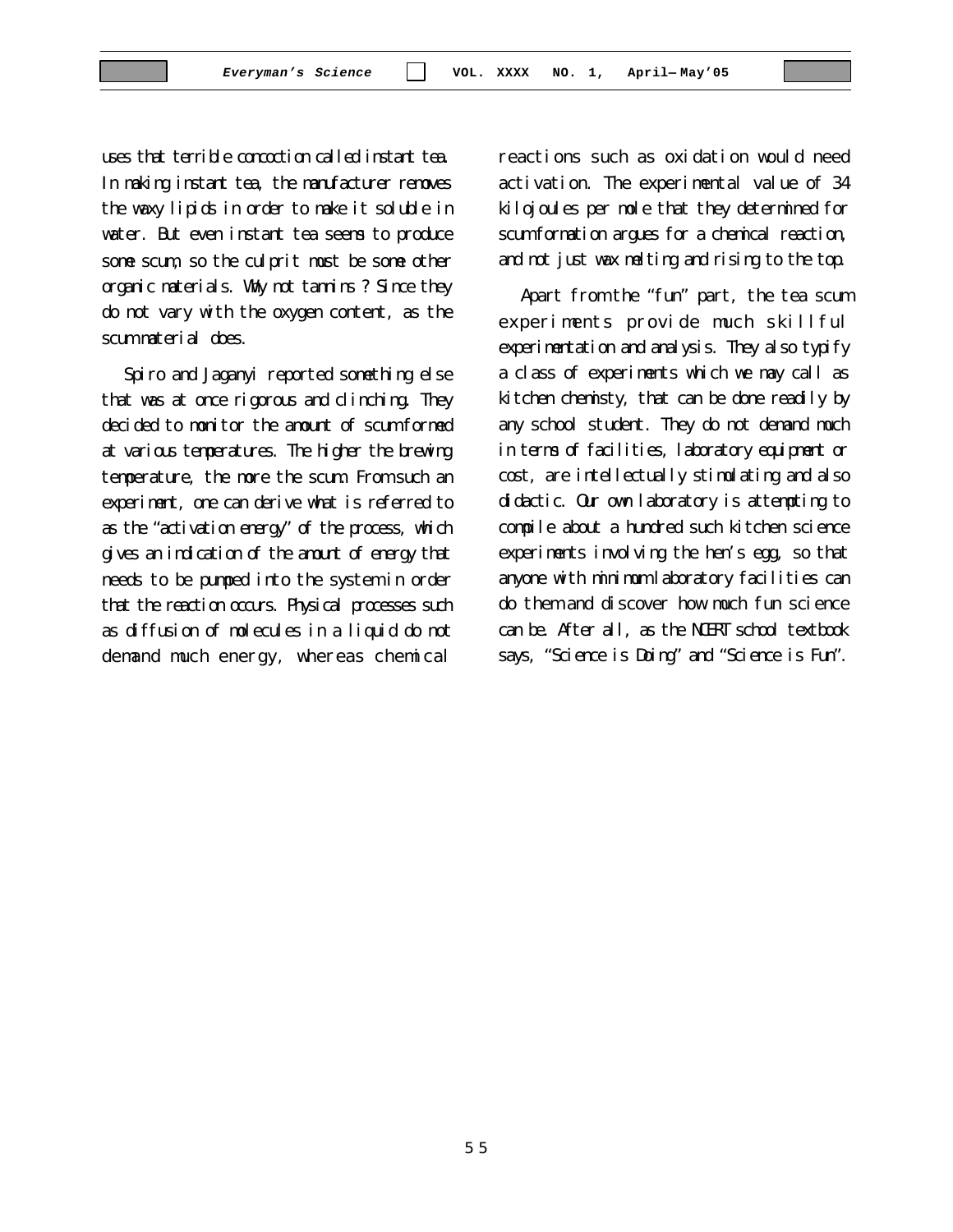uses that terrible concoction called instant tea. In making instant tea, the manufacturer removes the waxy lipids in order to make it soluble in water. But even instant tea seems to produce some scum, so the culprit must be some other organic materials. Why not tannins ? Since they do not vary with the oxygen content, as the scum material does.

Spiro and Jaganyi reported something else that was at once rigorous and clinching. They decided to monitor the amount of scum formed at various temperatures. The higher the brewing temperature, the more the scum. From such an experiment, one can derive what is referred to as the "activation energy" of the process, which gives an indication of the amount of energy that needs to be pumped into the system in order that the reaction occurs. Physical processes such as diffusion of molecules in a liquid do not demand much energy, whereas chemical reactions such as oxidation would need activation. The experimental value of 34 kilojoules per mole that they determined for scum formation argues for a chemical reaction, and not just wax melting and rising to the top.

Apart from the "fun" part, the tea scum experiments provide much skillful experimentation and analysis. They also typify a class of experiments which we may call as kitchen chemisty, that can be done readily by any school student. They do not demand much in terms of facilities, laboratory equipment or cost, are intellectually stimulating and also didactic. Our own laboratory is attempting to compile about a hundred such kitchen science experiments involving the hen's egg, so that anyone with minimum laboratory facilities can do them and discover how much fun science can be. After all, as the NCERT school textbook says, "Science is Doing" and "Science is Fun".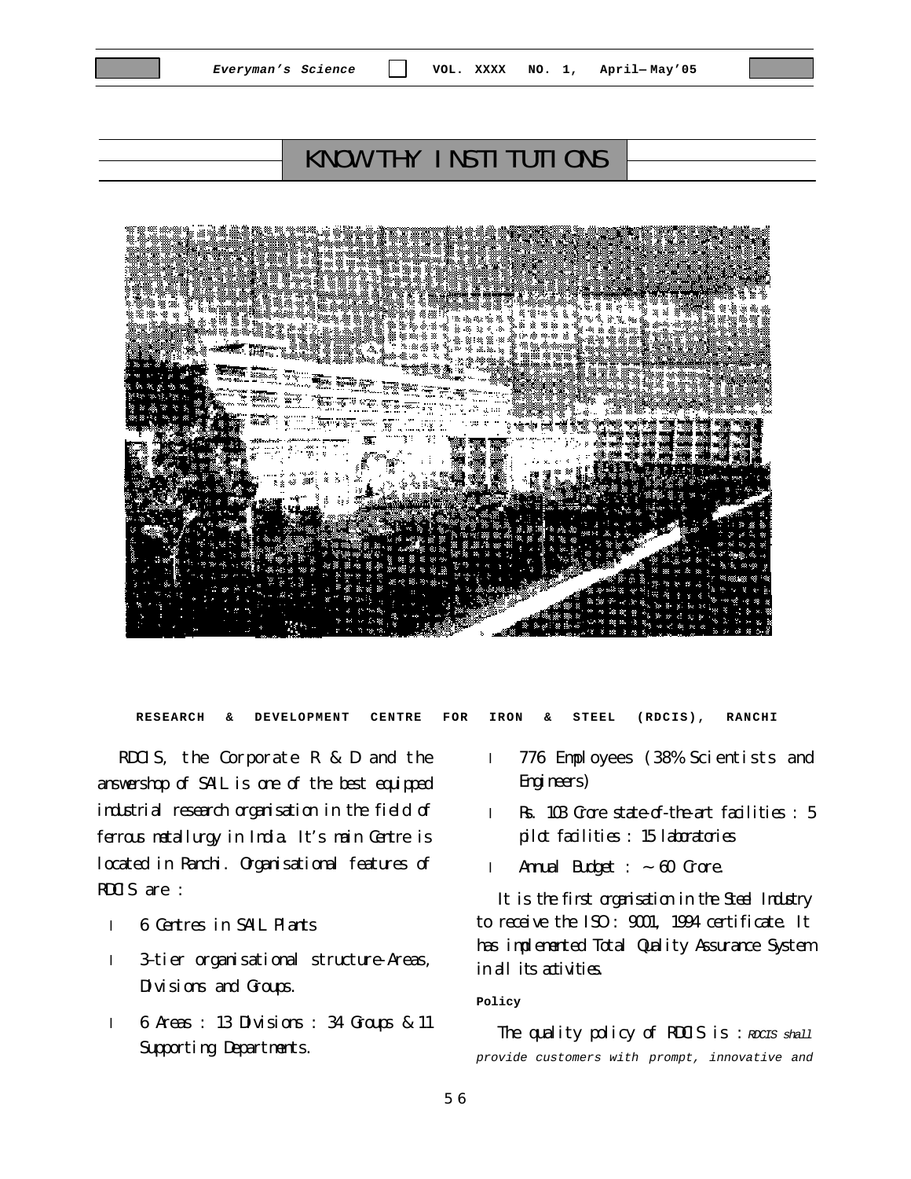# KNOW THY INSTITUTIONS

**RESEARCH & DEVELOPMENT CENTRE FOR IRON & STEEL (RDCIS), RANCHI**

RDCIS, the Corporate R & D and the answershop of SAIL is one of the best equipped industrial research organisation in the field of ferrous metallurgy in India. It's main Centre is located in Ranchi. Organisational features of RDCIS are :

- 6 Centres in SAIL Plants
- 3-tier organisational structure-Areas, Divisions and Groups.
- 6 Areas : 13 Divisions : 34 Groups & 11 Supporting Departments.
- 776 Employees (38% Scientists and Engineers)
- Rs. 103 Crore state-of-the-art facilities : 5 pilot facilities : 15 laboratories
- Annual Budget : ~ 60 Crore.

It is the first organisation in the Steel Industry to receive the ISO : 9001, 1994 certificate. It has implemented Total Quality Assurance System in all its activities.

**Policy**

The quality policy of RDCIS is : *RDCIS shall provide customers with prompt, innovative and*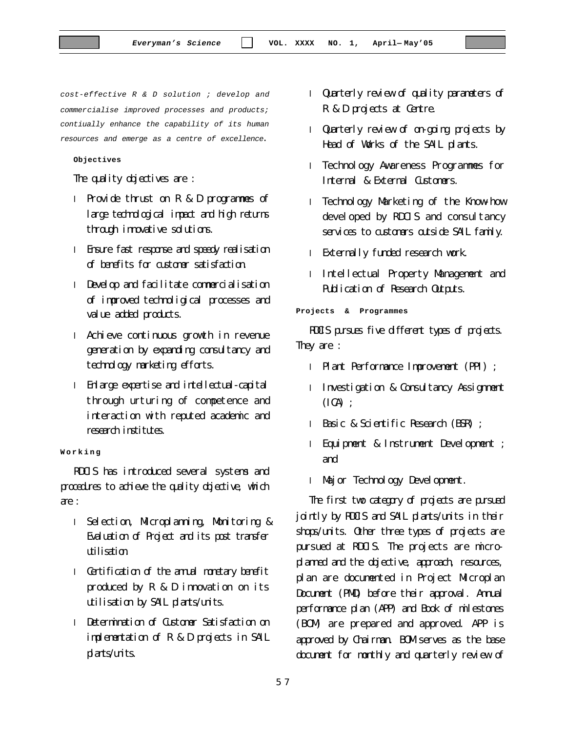*cost-effective R & D solution ; develop and commercialise improved processes and products; contiually enhance the capability of its human resources and emerge as a centre of excellence*.

**Objectives**

The quality objectives are :

- Provide thrust on R & D programmes of large technological impact and high returns through innovative solutions.
- Ensure fast response and speedy realisation of benefits for customer satisfaction.
- Develop and facilitate commercialisation of improved technoligical processes and value added products.
- Achieve continuous growth in revenue generation by expanding consultancy and technology marketing efforts.
- Enlarge expertise and intellectual-capital through urturing of competence and interaction with reputed academic and research institutes.

**Working**

RDCIS has introduced several systems and procedures to achieve the quality objective, which are :

- Selection, MIcroplanning, Monitoring & Evaluation of Project and its post transfer utilisation
- Certification of the annual monetary benefit produced by R & D innovation on its utilisation by SAIL plants/units.
- Determnation of Customer Satisfaction on implementation of R & D projects in SAIL plants/units.
- Quarterly review of quality parameters of R & D projects at Centre.
- Quarterly review of on-going projects by Head of Works of the SAIL plants.
- Technology Awareness Programmes for Internal & External Customers.
- Technology Marketing of the Know-how developed by RDCIS and consultancy services to customers outside SAIL family.
- Externally funded research work.
- Intellectual Property Management and Publication of Research Outputs.

**Projects & Programmes**

RDCIS pursues five different types of projects. They are :

- Plant Performance Improvement (PPI) ;
- Investigation & Consultancy Assignment (ICA) ;
- Basic & Scientific Research (BSR) ;
- Equipment & Instrument Development ; and
- Major Technology Development.

The first two category of projects are pursued jointly by RDCIS and SAIL plants/units in their shops/units. Other three types of projects are pursued at RDCIS. The projects are micro-planned and the objective, approach, resources, plan are documented in Project MIcroplan Document (PMD) before their approval. Annual performance plan (APP) and Book of milestones (BOM) are prepared and approved. APP is approved by Chairman. BOM serves as the base document for monthly and quarterly review of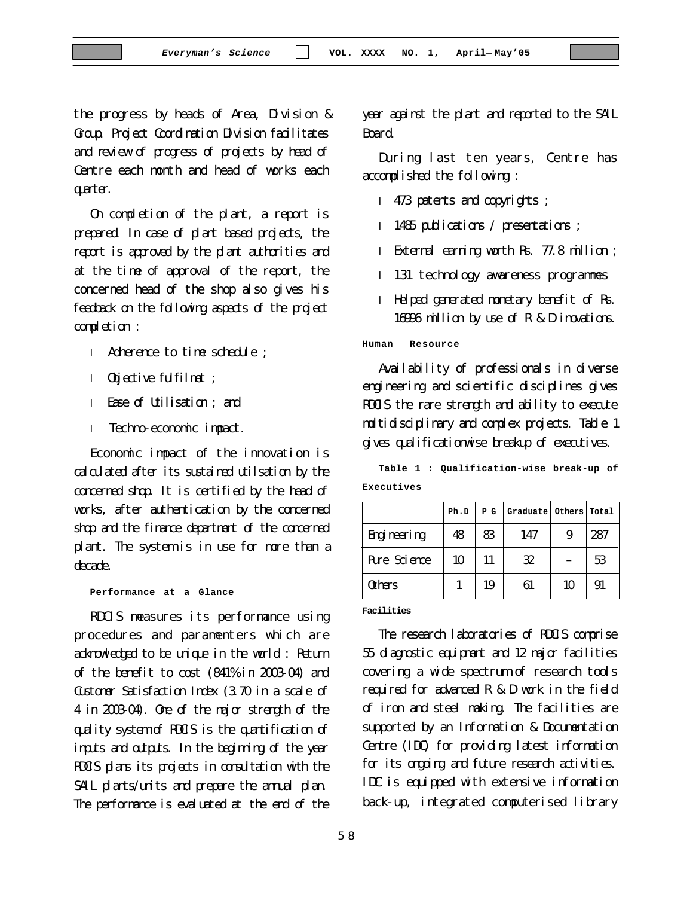the progress by heads of Area, Division & Group. Project Coordination Division facilitates and review of progress of projects by head of Centre each month and head of works each quarter.

On completion of the plant, a report is prepared. In case of plant based projects, the report is approved by the plant authorities and at the time of approval of the report, the concerned head of the shop also gives his feedback on the following aspects of the project completion :

- Adherence to time schedule ;
- Objective fulfilmet ;
- Ease of Utilisation ; and
- Techno-economic impact.

Economic impact of the innovation is calculated after its sustained utilsation by the concerned shop. It is certified by the head of works, after authentication by the concerned shop and the finance department of the concerned plant. The system is in use for more than a decade.

**Performance at a Glance**

RDCIS measures its performance using procedures and paramenters which are acknowledged to be unique in the world : Return of the benefit to cost (841% in 2003-04) and Customer Satisfaction Index (3.70 in a scale of 4 in 2003-04). One of the major strength of the quality system of RDCIS is the quantification of inputs and outputs. In the beginning of the year RDCIS plans its projects in consultation with the SAIL plants/units and prepare the annual plan. The performance is evaluated at the end of the year against the plant and reported to the SAIL Board.

During last ten years, Centre has accomplished the following :

- 473 patents and copyrights ;
- 1485 publications / presentations ;
- External earning worth Rs. 77.8 million ;
- 131 technology awareness programmes
- Helped generated monetary benefit of Rs. 16996 million by use of R & D inovations.

**Human Resource**

Availability of professionals in diverse engineering and scientific disciplines gives RDCIS the rare strength and ability to execute multidisciplinary and complex projects. Table 1 gives qualificationwise breakup of executives.

**Table 1 : Qualification-wise break-up of Executives**

| | Ph.D | P G | Graduate | Others | Total |
|---|---|---|---|---|---|
| Engineering | 48 | 83 | 147 | 9 | 287 |
| Pure Science | 10 | 11 | 32 | – | 53 |
| Others | 1 | 19 | 61 | 10 | 91 |

**Facilities**

The research laboratories of RDCIS comprise 55 diagnostic equipment and 12 major facilities covering a wide spectrum of research tools required for advanced R & D work in the field of iron and steel making. The facilities are supported by an Information & Documentation Centre (IDC) for providing latest information for its ongoing and future research activities. IDC is equipped with extensive information back-up, integrated computerised library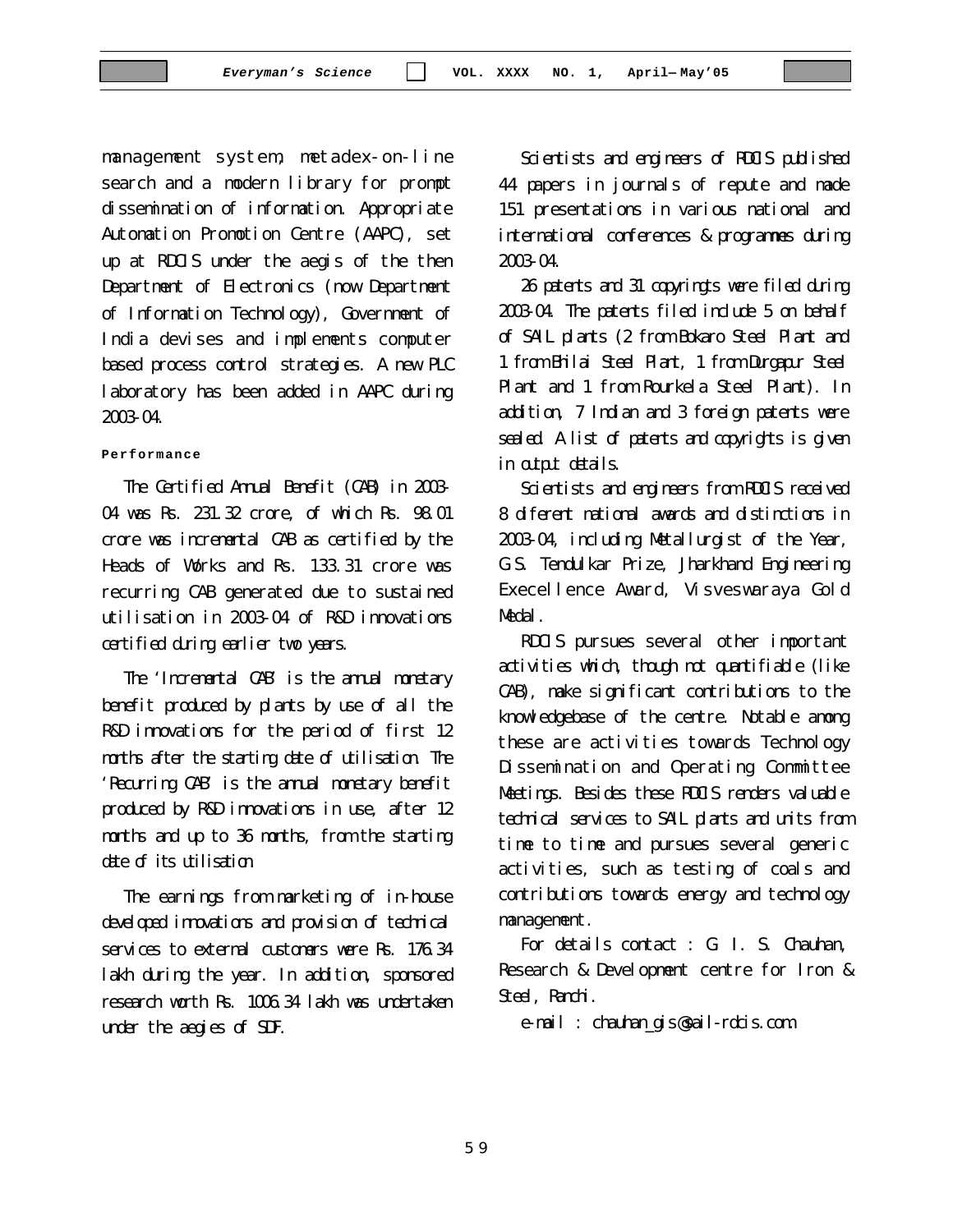management system, metadex-on-line search and a modern library for prompt dissemination of information. Appropriate Automation Promotion Centre (AAPC), set up at RDCIS under the aegis of the then Department of Electronics (now Department of Information Technology), Government of India devises and implements computer based process control strategies. A new PLC laboratory has been added in AAPC during 2003-04.

**Performance**

The Certified Annual Benefit (CAB) in 2003-04 was Rs. 231.32 crore, of which Rs. 98.01 crore was incremental CAB as certified by the Heads of Works and Rs. 133.31 crore was recurring CAB generated due to sustained utilisation in 2003-04 of R&D innovations certified during earlier two years.

The 'Incremental CAB' is the annual monetary benefit produced by plants by use of all the R&D innovations for the period of first 12 months after the starting date of utilisation. The 'Recurring CAB' is the annual monetary benefit produced by R&D innovations in use, after 12 months and up to 36 months, from the starting date of its utilisation.

The earnings from marketing of in-house developed innovations and provision of technical services to external customers were Rs. 176.34 lakh during the year. In addition, sponsored research worth Rs. 1006.34 lakh was undertaken under the aegies of SDF.

Scientists and engineers of RDCIS published 44 papers in journals of repute and made 151 presentations in various national and international conferences & programmes during 2003-04.

26 patents and 31 copyringts were filed during 2003-04. The patents filed include 5 on behalf of SAIL plants (2 from Bokaro Steel Plant and 1 from Bhilai Steel Plant, 1 from Durgapur Steel Plant and 1 from Rourkela Steel Plant). In addition, 7 Indian and 3 foreign patents were sealed. A list of patents and copyrights is given in output details.

Scientists and engineers from RDCIS received 8 diferent national awards and distinctions in 2003-04, including Metallurgist of the Year, G.S. Tendulkar Prize, Jharkhand Engineering Execellence Award, Visveswaraya Gold Medal.

RDCIS pursues several other important activities which, though not quantifiable (like CAB), make significant contributions to the knowledgebase of the centre. Notable among these are activities towards Technology Dissemination and Operating Committee Meetings. Besides these RDCIS renders valuable technical services to SAIL plants and units from time to time and pursues several generic activities, such as testing of coals and contributions towards energy and technology management.

For details contact : G. I. S. Chauhan, Research & Development centre for Iron & Steel, Ranchi.

e-mail : chauhan_gis@sail-rdcis.com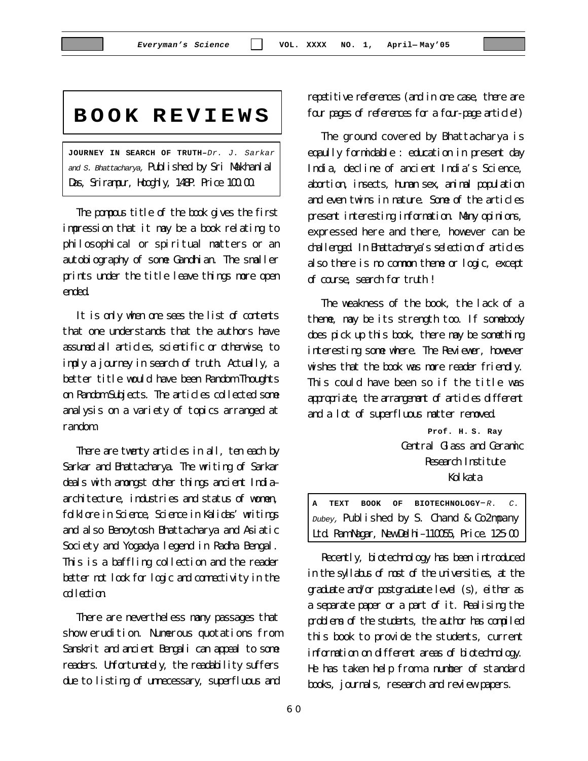# BOOK REVIEWS

**JOURNEY IN SEARCH OF TRUTH**–*Dr. J. Sarkar and S. Bhattacharya,* Published by Sri Makhanlal Das, Srirampur, Hooghly, 148P. Price 100.00.

The pompous title of the book gives the first impression that it may be a book relating to philosophical or spiritual matters or an autobiography of some Gandhian. The smaller prints under the title leave things more open ended.

It is only when one sees the list of contents that one understands that the authors have assumed all articles, scientific or otherwise, to imply a journey in search of truth. Actually, a better title would have been Random Thoughts on Random Subjects. The articles collected some analysis on a variety of topics arranged at random.

There are twenty articles in all, ten each by Sarkar and Bhattacharya. The writing of Sarkar deals with amongst other things ancient India–architecture, industries and status of women, folklore in Science, Science in Kalidas' writings and also Benoytosh Bhattacharya and Asiatic Society and Yogadya legend in Radha Bengal. This is a baffling collection and the reader better not look for logic and connectivity in the collection.

There are nevertheless many passages that show erudition. Numerous quotations from Sanskrit and ancient Bengali can appeal to some readers. Unfortunately, the readability suffers due to listing of unnecessary, superfluous and repetitive references (and in one case, there are four pages of references for a four-page article!)

The ground covered by Bhattacharya is equally formidable : education in present day India, decline of ancient India's Science, abortion, insects, human sex, animal population and even twins in nature. Some of the articles present interesting information. Many opinions, expressed here and there, however can be challenged. In Bhattacharya's selection of articles also there is no common theme or logic, except of course, search for truth !

The weakness of the book, the lack of a theme, may be its strength too. If somebody does pick up this book, there may be something interesting some where. The Reviewer, however wishes that the book was more reader friendly. This could have been so if the title was appropriate, the arrangement of articles different and a lot of superfluous matter removed.

**Prof. H. S. Ray**
Central Glass and Ceramic Research Institute
Kolkata

**A TEXT BOOK OF BIOTECHNOLOGY**–*R. C. Dubey,* Published by S. Chand & Co2mpany Ltd. Ram Nagar, New Delhi–110055, Price. 125.00

Recently, biotechnology has been introduced in the syllabus of most of the universities, at the graduate and/or postgraduate level (s), either as a separate paper or a part of it. Realising the problems of the students, the author has compiled this book to provide the students, current information on different areas of biotechnology. He has taken help from a number of standard books, journals, research and review papers.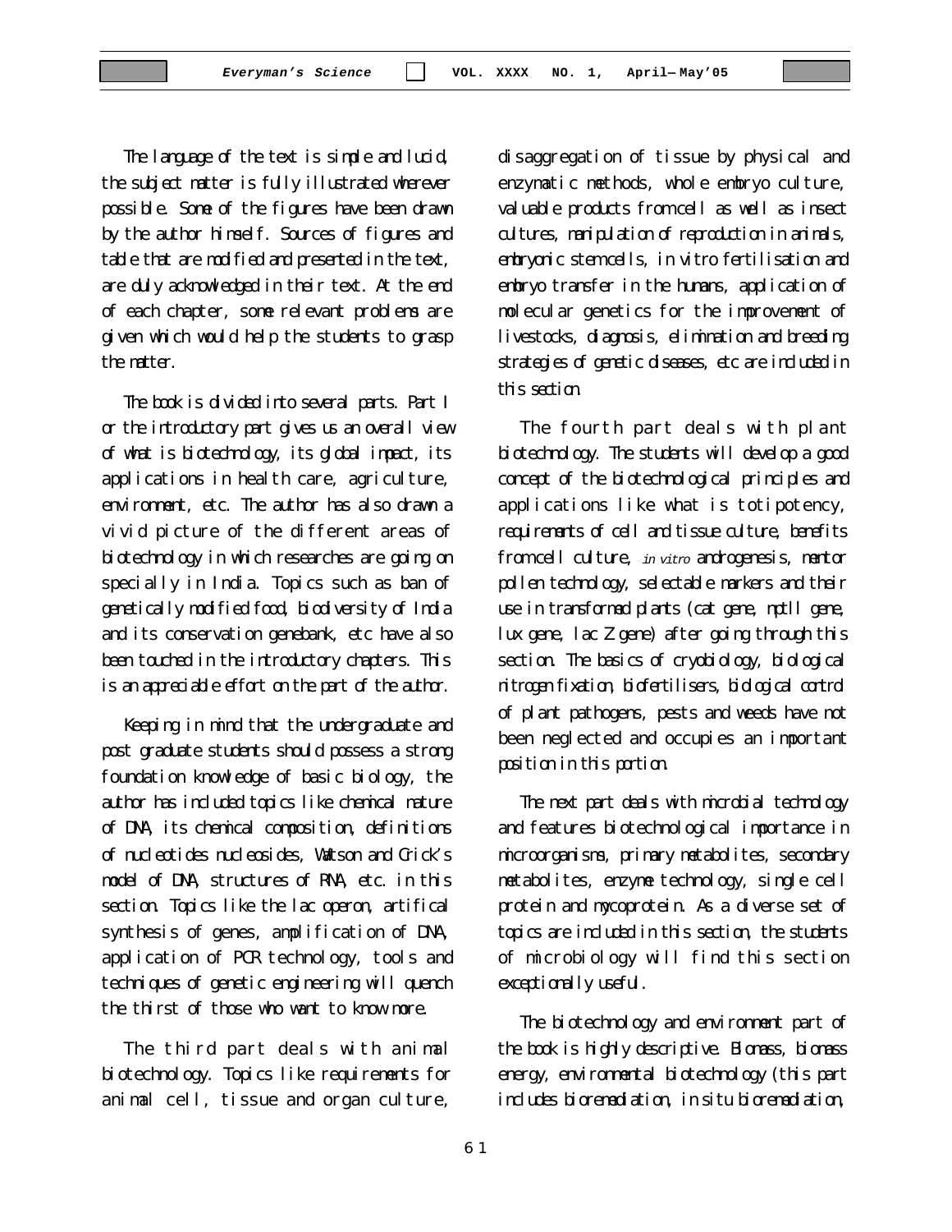The language of the text is simple and lucid, the subject matter is fully illustrated wherever possible. Some of the figures have been drawn by the author himself. Sources of figures and table that are modified and presented in the text, are duly acknowledged in their text. At the end of each chapter, some relevant problems are given which would help the students to grasp the matter.

The book is divided into several parts. Part I or the introductory part gives us an overall view of what is biotechnology, its global impact, its applications in health care, agriculture, environment, etc. The author has also drawn a vivid picture of the different areas of biotechnology in which researches are going on specially in India. Topics such as ban of genetically modified food, biodiversity of India and its conservation genebank, etc have also been touched in the introductory chapters. This is an appreciable effort on the part of the author.

Keeping in mind that the undergraduate and post graduate students should possess a strong foundation knowledge of basic biology, the author has included topics like chemical nature of DNA, its chemical composition, definitions of nucleotides nucleosides, Watson and Crick's model of DNA, structures of RNA, etc. in this section. Topics like the lac operon, artifical synthesis of genes, amplification of DNA, application of PCR technology, tools and techniques of genetic engineering will quench the thirst of those who want to know more.

The third part deals with animal biotechnology. Topics like requirements for animal cell, tissue and organ culture, disaggregation of tissue by physical and enzymatic methods, whole embryo culture, valuable products from cell as well as insect cultures, manipulation of reproduction in animals, embryonic stem cells, in vitro fertilisation and embryo transfer in the humans, application of molecular genetics for the improvement of livestocks, diagnosis, elimination and breeding strategies of genetic diseases, etc are included in this section.

The fourth part deals with plant biotechnology. The students will develop a good concept of the biotechnological principles and applications like what is totipotency, requirements of cell and tissue culture, benefits from cell culture, *in vitro* androgenesis, mentor pollen technology, selectable markers and their use in transformed plants (cat gene, nptll gene, lux gene, lac Z gene) after going through this section. The basics of cryobiology, biological nitrogen fixation, biofertilisers, biological control of plant pathogens, pests and weeds have not been neglected and occupies an important position in this portion.

The next part deals with microbial technology and features biotechnological importance in microorganisms, primary metabolites, secondary metabolites, enzyme technology, single cell protein and mycoprotein. As a diverse set of topics are included in this section, the students of microbiology will find this section exceptionally useful.

The biotechnology and environment part of the book is highly descriptive. Biomass, biomass energy, environmental biotechnology (this part includes bioremediation, in situ bioremediation,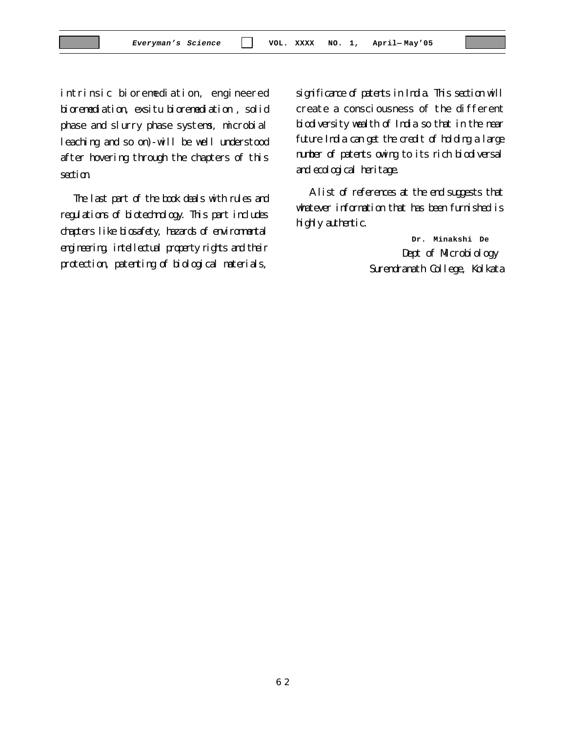intrinsic bioremediation, engineered bioremediation, exsitu bioremediation , solid phase and slurry phase systems, microbial leaching and so on)-will be well understood after hovering through the chapters of this section.

The last part of the book deals with rules and regulations of biotechnology. This part includes chapters like biosafety, hazards of environmental engineering, intellectual property rights and their protection, patenting of biological materials, significance of patents in India. This section will create a consciousness of the different biodiversity wealth of India so that in the near future India can get the credit of holding a large number of patents owing to its rich biodiversal and ecological heritage.

A list of references at the end suggests that whatever information that has been furnished is highly authentic.

**Dr. Minakshi De**
Dept of MIcrobiology
Surendranath College, Kolkata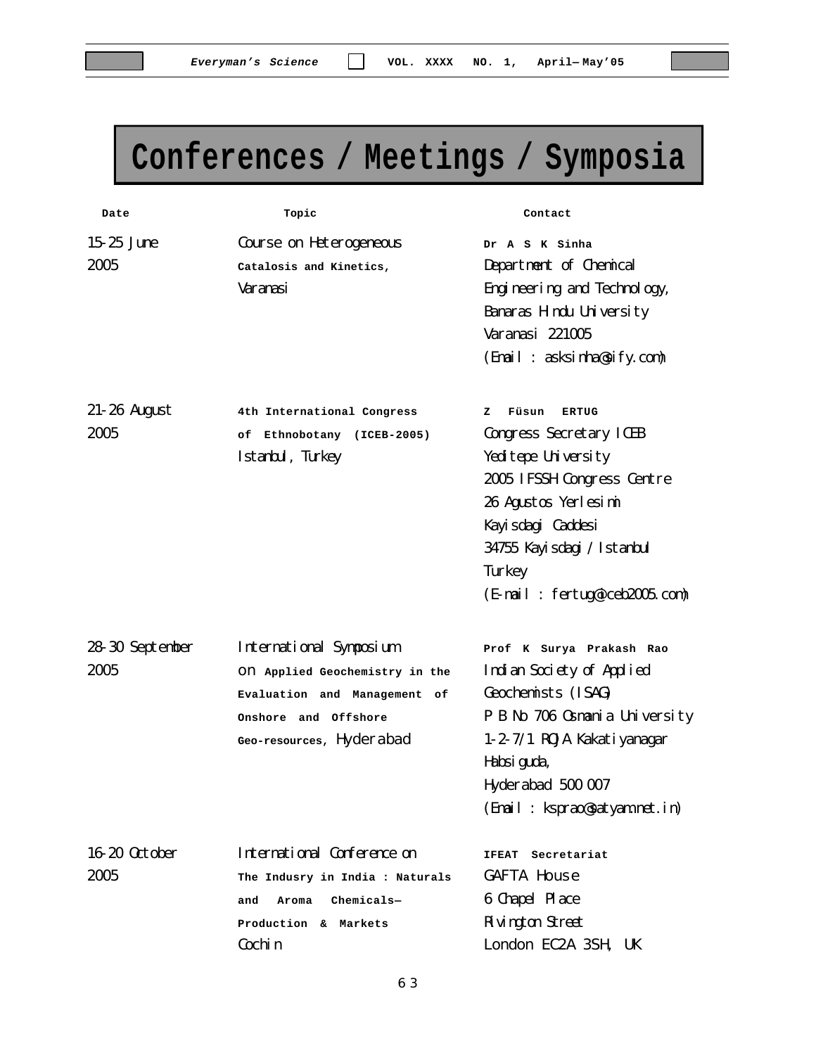# Conferences / Meetings / Symposia

| Date | Topic | Contact |
|---|---|---|
| 15-25 June 2005 | Course on Heterogeneous Catalosis and Kinetics, Varanasi | **Dr A S K Sinha** Department of Chemical Engineering and Technology, Banaras Hindu University Varanasi 221005 (Email : asksinha@sify.com) |
| 21-26 August 2005 | 4th International Congress of Ethnobotany (ICEB-2005) Istanbul, Turkey | **Z Füsun ERTUG** Congress Secretary ICEB Yeditepe University 2005 IFSSH Congress Centre 26 Agustos Yerlesimi Kayisdagi Caddesi 34755 Kayisdagi / Istanbul Turkey (E-mail : fertug@iceb2005.com) |
| 28-30 September 2005 | International Symposium on Applied Geochemistry in the Evaluation and Management of Onshore and Offshore Geo-resources, Hyderabad | **Prof K Surya Prakash Rao** Indian Society of Applied Geochemists (ISAG) P B No 706 Osmania University 1-2-7/1 RQ/A Kakatiyanagar Habsiguda, Hyderabad 500 007 (Email : ksprao@satyam.net.in) |
| 16-20 October 2005 | International Conference on The Indusry in India : Naturals and Aroma Chemicals— Production & Markets Cochin | **IFEAT Secretariat** GAFTA House 6 Chapel Place Rivington Street London EC2A 3SH, UK |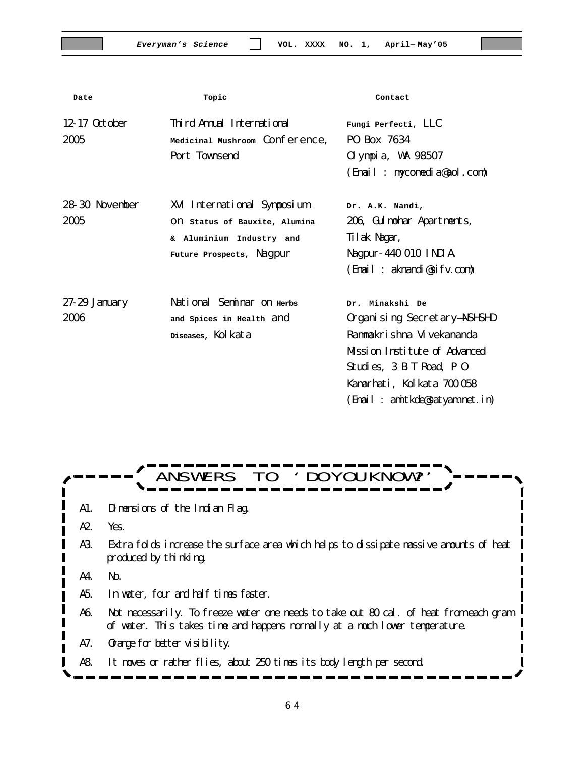| Date | Topic | Contact |
|---|---|---|
| 12-17 October 2005 | Third Annual International Medicinal Mushroom Conference, Port Townsend | Fungi Perfecti, LLC PO Box 7634 Olympia, WA 98507 (Email : myconedia@aol.com) |
| 28-30 November 2005 | XVI International Symposium on Status of Bauxite, Alumina & Aluminium Industry and Future Prospects, Nagpur | Dr. A.K. Nandi, 206, Gulmohar Apartments, Tilak Nagar, Nagpur-440 010 INDIA. (Email : aknandi@sify.com) |
| 27-29 January 2006 | National Seminar on Herbs and Spices in Health and Diseases, Kolkata | Dr. Minakshi De Organising Secretary—NSHSHD Rammakrishna Vivekananda Mission Institute of Advanced Studies, 3 B T Road, P O Kamarhati, Kolkata 700 058 (Email : amitkde@satyam.net.in) |

## ANSWERS TO 'DO YOU KNOW?'

A1. Dimensions of the Indian Flag.

A2. Yes.

A3. Extra folds increase the surface area which helps to dissipate massive amounts of heat produced by thinking.

A4. No.

A5. In water, four and half times faster.

A6. Not necessarily. To freeze water one needs to take out 80 cal. of heat from each gram of water. This takes time and happens normally at a much lower temperature.

A7. Orange for better visibility.

A8. It moves or rather flies, about 250 times its body length per second.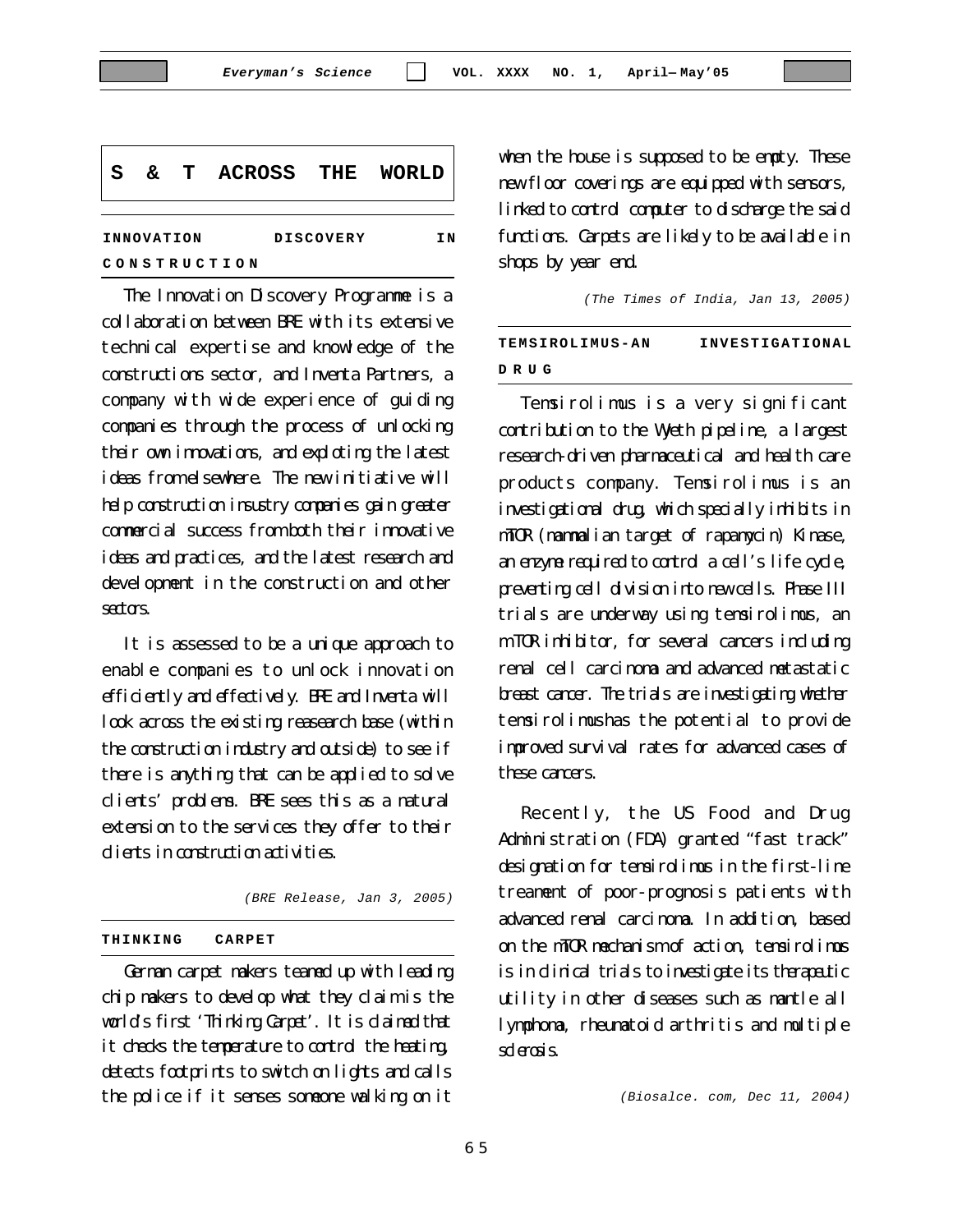## S & T ACROSS THE WORLD

### INNOVATION DISCOVERY IN CONSTRUCTION

The Innovation Discovery Programme is a collaboration between BRE with its extensive technical expertise and knowledge of the constructions sector, and Inventa Partners, a company with wide experience of guiding companies through the process of unlocking their own innovations, and exploting the latest ideas from elsewhere. The new initiative will help construction insustry companies gain greater commercial success from both their innovative ideas and practices, and the latest research and development in the construction and other sectors.

It is assessed to be a unique approach to enable companies to unlock innovation efficiently and effectively. BRE and Inventa will look across the existing reasearch base (within the construction industry and outside) to see if there is anything that can be applied to solve clients' problems. BRE sees this as a natural extension to the services they offer to their clients in construction activities.

*(BRE Release, Jan 3, 2005)*

### THINKING CARPET

German carpet makers teamed up with leading chip makers to develop what they claim is the world's first 'Thinking Carpet'. It is claimed that it checks the temperature to control the heating, detects footprints to switch on lights and calls the police if it senses someone walking on it when the house is supposed to be empty. These new floor coverings are equipped with sensors, linked to control computer to discharge the said functions. Carpets are likely to be available in shops by year end.

*(The Times of India, Jan 13, 2005)*

### TEMSIROLIMUS-AN INVESTIGATIONAL DRUG

Temsirolimus is a very significant contribution to the Wyeth pipeline, a largest research-driven pharmaceutical and health care products company. Temsirolimus is an investigational drug, which specially inhibits in mTOR (mammalian target of rapamycin) Kinase, an enzyme required to control a cell's life cycle, preventing cell division into new cells. Phase III trials are underway using temsirolimus, an mTOR inhibitor, for several cancers including renal cell carcinoma and advanced metastatic breast cancer. The trials are investigating whether temsirolimus has the potential to provide improved survival rates for advanced cases of these cancers.

Recently, the US Food and Drug Administration (FDA) granted "fast track" designation for temsirolimus in the first-line treament of poor-prognosis patients with advanced renal carcinoma. In addition, based on the mTOR mechanism of action, temsirolimus is in clinical trials to investigate its therapeutic utility in other diseases such as mantle all lymphoma, rheumatoid arthritis and multiple sclerosis.

*(Biosalce. com, Dec 11, 2004)*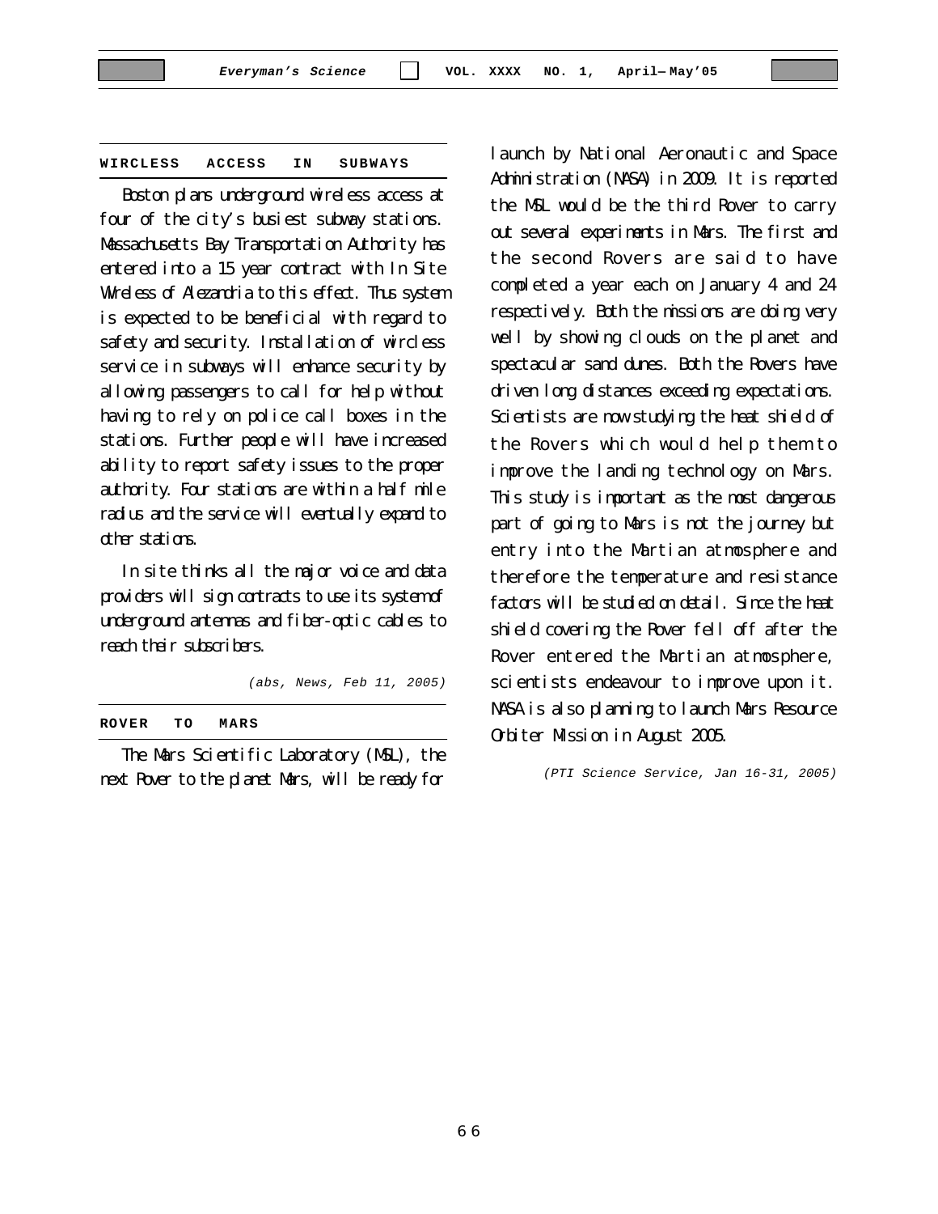## WIRCLESS ACCESS IN SUBWAYS

Boston plans underground wireless access at four of the city's busiest subway stations. Massachusetts Bay Transportation Authority has entered into a 15 year contract with In Site Wireless of Alezandria to this effect. Thus system is expected to be beneficial with regard to safety and security. Installation of wircless service in subways will enhance security by allowing passengers to call for help without having to rely on police call boxes in the stations. Further people will have increased ability to report safety issues to the proper authority. Four stations are within a half mile radius and the service will eventually expand to other stations.

In site thinks all the major voice and data providers will sign contracts to use its system of underground antennas and fiber-optic cables to reach their subscribers.

*(abs, News, Feb 11, 2005)*

## ROVER TO MARS

The Mars Scientific Laboratory (MSL), the next Rover to the planet Mars, will be ready for launch by National Aeronautic and Space Administration (NASA) in 2009. It is reported the MSL would be the third Rover to carry out several experiments in Mars. The first and the second Rovers are said to have completed a year each on January 4 and 24 respectively. Both the missions are doing very well by showing clouds on the planet and spectacular sand dunes. Both the Rovers have driven long distances exceeding expectations. Scientists are now studying the heat shield of the Rovers which would help them to improve the landing technology on Mars. This study is important as the most dangerous part of going to Mars is not the journey but entry into the Martian atmosphere and therefore the temperature and resistance factors will be studied on detail. Since the heat shield covering the Rover fell off after the Rover entered the Martian atmosphere, scientists endeavour to improve upon it. NASA is also planning to launch Mars Resource Orbiter Mission in August 2005.

*(PTI Science Service, Jan 16-31, 2005)*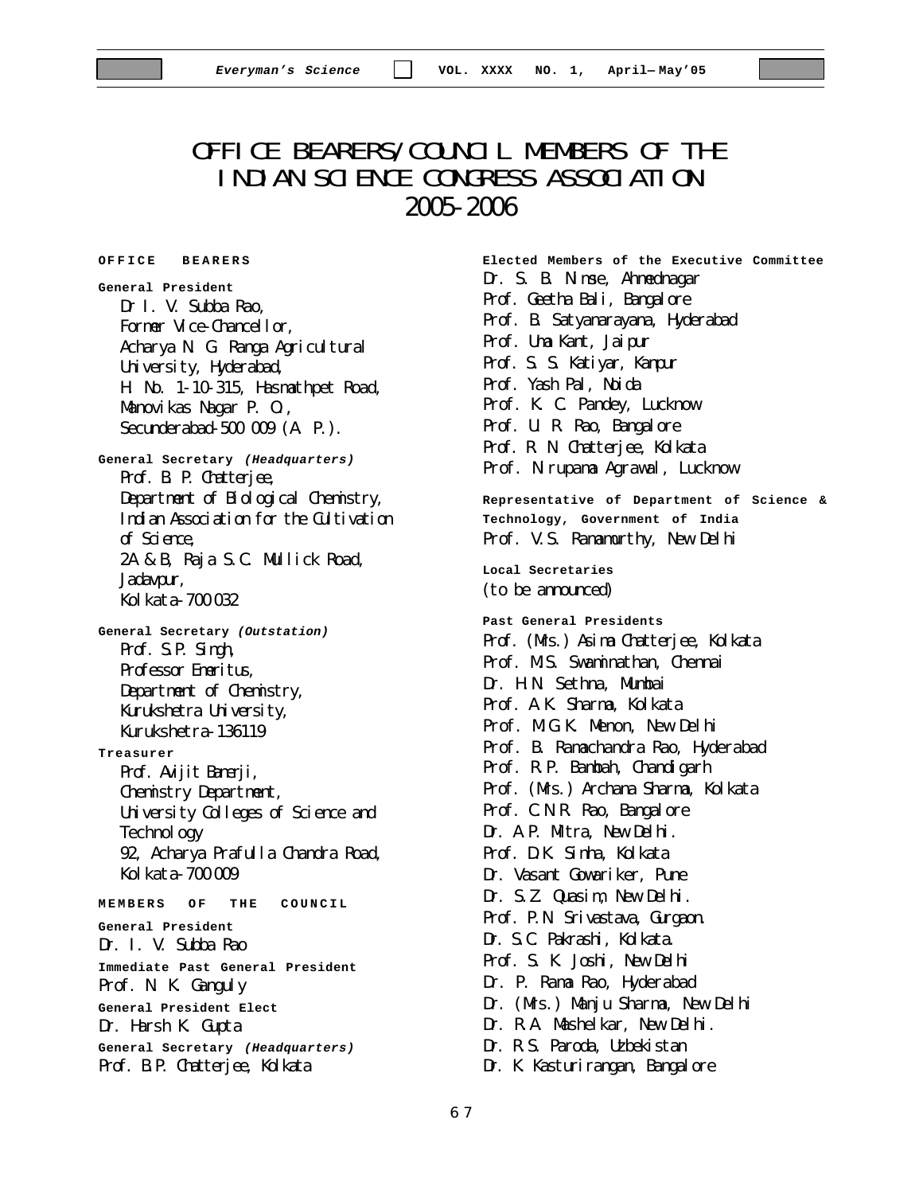# OFFICE BEARERS/COUNCIL MEMBERS OF THE INDIAN SCIENCE CONGRESS ASSOCIATION 2005-2006

## OFFICE BEARERS

**General President**

Dr I. V. Subba Rao,
Former Vice-Chancellor,
Acharya N. G. Ranga Agricultural University, Hyderabad,
H. No. 1-10-315, Hasmathpet Road,
Manovikas Nagar P. O.,
Secunderabad-500 009 (A. P.).

**General Secretary *(Headquarters)***

Prof. B. P. Chatterjee,
Department of Biological Chemistry,
Indian Association for the Cultivation of Science,
2A & B, Raja S.C. Mullick Road,
Jadavpur,
Kolkata-700 032

**General Secretary *(Outstation)***

Prof. S.P. Singh,
Professor Emeritus,
Department of Chemistry,
Kurukshetra University,
Kurukshetra-136119

**Treasurer**

Prof. Avijit Banerji,
Chemistry Department,
University Colleges of Science and Technology
92, Acharya Prafulla Chandra Road,
Kolkata-700 009

## MEMBERS OF THE COUNCIL

**General President**

Dr. I. V. Subba Rao

**Immediate Past General President**

Prof. N. K. Ganguly

**General President Elect**

Dr. Harsh K. Gupta

**General Secretary *(Headquarters)***

Prof. B.P. Chatterjee, Kolkata

**Elected Members of the Executive Committee**

Dr. S. B. Nimse, Ahmednagar
Prof. Geetha Bali, Bangalore
Prof. B. Satyanarayana, Hyderabad
Prof. Uma Kant, Jaipur
Prof. S. S. Katiyar, Kanpur
Prof. Yash Pal, Noida
Prof. K. C. Pandey, Lucknow
Prof. U. R. Rao, Bangalore
Prof. R. N. Chatterjee, Kolkata
Prof. Nirupama Agrawal, Lucknow

**Representative of Department of Science & Technology, Government of India**

Prof. V.S. Ramamurthy, New Delhi

**Local Secretaries**

(to be announced)

**Past General Presidents**

Prof. (Mrs.) Asima Chatterjee, Kolkata
Prof. M.S. Swaminathan, Chennai
Dr. H.N. Sethna, Mumbai
Prof. A.K. Sharma, Kolkata
Prof. M.G.K. Menon, New Delhi
Prof. B. Ramachandra Rao, Hyderabad
Prof. R.P. Bambah, Chandigarh
Prof. (Mrs.) Archana Sharma, Kolkata
Prof. C.N.R. Rao, Bangalore
Dr. A.P. Mitra, New Delhi.
Prof. D.K. Sinha, Kolkata
Dr. Vasant Gowariker, Pune
Dr. S.Z. Quasim, New Delhi.
Prof. P.N. Srivastava, Gurgaon.
Dr. S.C. Pakrashi, Kolkata.
Prof. S. K. Joshi, New Delhi
Dr. P. Rama Rao, Hyderabad
Dr. (Mrs.) Manju Sharma, New Delhi
Dr. R.A. Mashelkar, New Delhi.
Dr. R.S. Paroda, Uzbekistan
Dr. K. Kasturirangan, Bangalore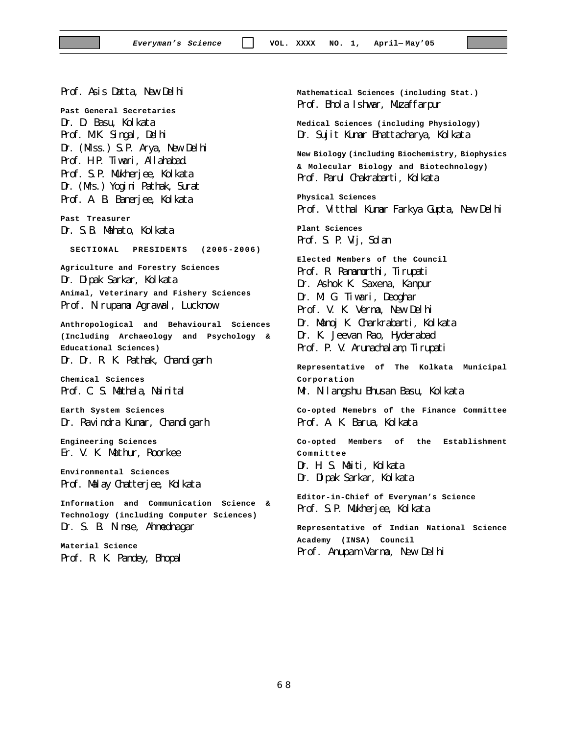Prof. Asis Datta, New Delhi

**Past General Secretaries**

Dr. D. Basu, Kolkata
Prof. M.K. Singal, Delhi
Dr. (Miss.) S.P. Arya, New Delhi
Prof. H.P. Tiwari, Allahabad.
Prof. S.P. Mukherjee, Kolkata
Dr. (Mrs.) Yogini Pathak, Surat
Prof. A. B. Banerjee, Kolkata

**Past Treasurer**

Dr. S.B. Mahato, Kolkata

**SECTIONAL PRESIDENTS (2005-2006)**

**Agriculture and Forestry Sciences**
Dr. Dipak Sarkar, Kolkata

**Animal, Veterinary and Fishery Sciences**
Prof. Nirupama Agrawal, Lucknow

**Anthropological and Behavioural Sciences (Including Archaeology and Psychology & Educational Sciences)**
Dr. Dr. R. K. Pathak, Chandigarh

**Chemical Sciences**
Prof. C. S. Mathela, Nainital

**Earth System Sciences**
Dr. Ravindra Kumar, Chandigarh

**Engineering Sciences**
Er. V. K. Mathur, Roorkee

**Environmental Sciences**
Prof. Malay Chatterjee, Kolkata

**Information and Communication Science & Technology (including Computer Sciences)**
Dr. S. B. Nimse, Ahmednagar

**Material Science**
Prof. R. K. Pandey, Bhopal

**Mathematical Sciences (including Stat.)**
Prof. Bhola Ishwar, Muzaffarpur

**Medical Sciences (including Physiology)**
Dr. Sujit Kumar Bhattacharya, Kolkata

**New Biology (including Biochemistry, Biophysics & Molecular Biology and Biotechnology)**
Prof. Parul Chakrabarti, Kolkata

**Physical Sciences**
Prof. Vitthal Kumar Farkya Gupta, New Delhi

**Plant Sciences**
Prof. S. P. Vij, Solan

**Elected Members of the Council**

Prof. R. Ramamurthi, Tirupati
Dr. Ashok K. Saxena, Kanpur
Dr. M. G. Tiwari, Deoghar
Prof. V. K. Verma, New Delhi
Dr. Manoj K. Charkrabarti, Kolkata
Dr. K. Jeevan Rao, Hyderabad
Prof. P. V. Arunachalam, Tirupati

**Representative of The Kolkata Municipal Corporation**

Mr. Nilangshu Bhusan Basu, Kolkata

**Co-opted Memebrs of the Finance Committee**

Prof. A. K. Barua, Kolkata

**Co-opted Members of the Establishment Committee**

Dr. H. S. Maiti, Kolkata
Dr. Dipak Sarkar, Kolkata

**Editor-in-Chief of Everyman's Science**

Prof. S.P. Mukherjee, Kolkata

**Representative of Indian National Science Academy (INSA) Council**

Prof. Anupam Varma, New Delhi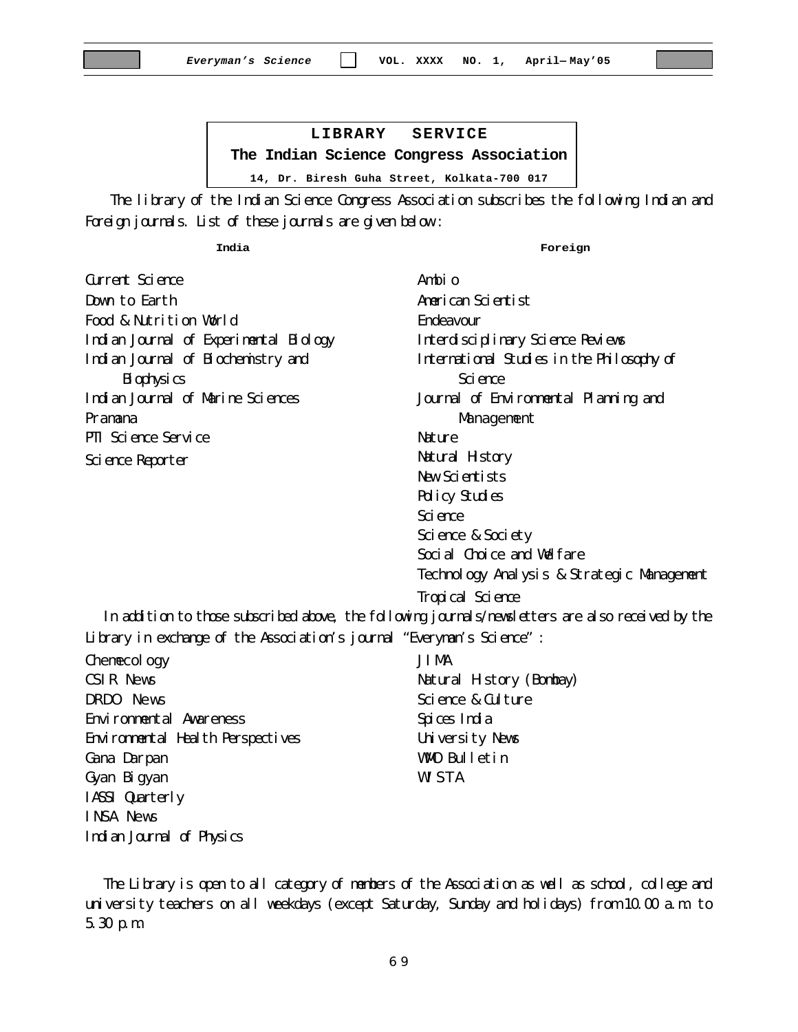## LIBRARY SERVICE

**The Indian Science Congress Association**

**14, Dr. Biresh Guha Street, Kolkata-700 017**

The library of the Indian Science Congress Association subscribes the following Indian and Foreign journals. List of these journals are given below :

**India**

- Current Science
- Down to Earth
- Food & Nutrition World
- Indian Journal of Experimental Biology
- Indian Journal of Biochemistry and Biophysics
- Indian Journal of Marine Sciences
- Pramana
- PTI Science Service
- Science Reporter

**Foreign**

- Ambio
- American Scientist
- Endeavour
- Interdisciplinary Science Reviews
- International Studies in the Philosophy of Science
- Journal of Environmental Planning and Management
- Nature
- Natural History
- New Scientists
- Policy Studies
- Science
- Science & Society
- Social Choice and Welfare
- Technology Analysis & Strategic Management
- Tropical Science

In addition to those subscribed above, the following journals/newsletters are also received by the Library in exchange of the Association's journal "Everyman's Science" :

- Chemecology
- CSIR News
- DRDO News
- Environmental Awareness
- Environmental Health Perspectives
- Gana Darpan
- Gyan Bigyan
- IASSI Quarterly
- INSA News
- Indian Journal of Physics
- JIMA
- Natural History (Bombay)
- Science & Culture
- Spices India
- University News
- WMO Bulletin
- WISTA

The Library is open to all category of members of the Association as well as school, college and university teachers on all weekdays (except Saturday, Sunday and holidays) from 10.00 a.m. to 5.30 p.m.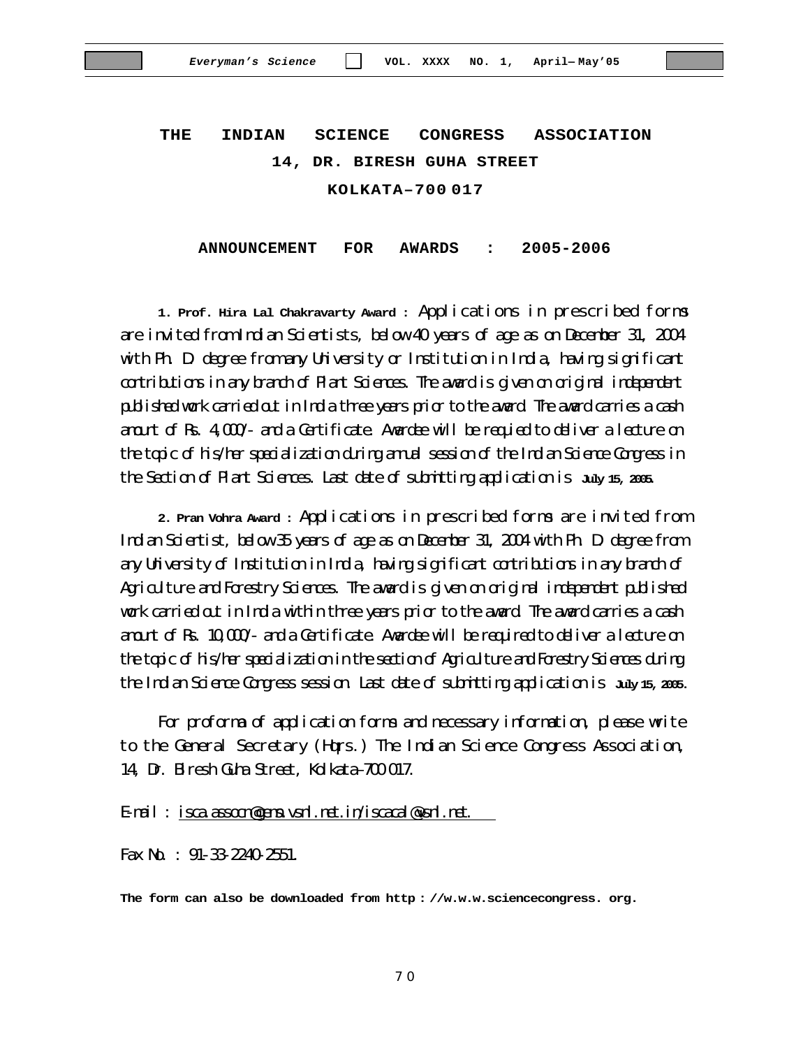# THE INDIAN SCIENCE CONGRESS ASSOCIATION

**14, DR. BIRESH GUHA STREET**

**KOLKATA–700 017**

## ANNOUNCEMENT FOR AWARDS : 2005-2006

**1. Prof. Hira Lal Chakravarty Award :** Applications in prescribed forms are invited from Indian Scientists, below 40 years of age as on December 31, 2004 with Ph. D. degree from any University or Institution in India, having significant contributions in any branch of Plant Sciences. The award is given on original independent published work carried out in India three years prior to the award. The award carries a cash amount of Rs. 4,000/- and a Certificate. Awardee will be requied to deliver a lecture on the topic of his/her specialization during annual session of the Indian Science Congress in the Section of Plant Sciences. Last date of submitting application is **July 15, 2005.**

**2. Pran Vohra Award :** Applications in prescribed forms are invited from Indian Scientist, below 35 years of age as on December 31, 2004 with Ph. D. degree from any University of Institution in India, having significant contributions in any branch of Agriculture and Forestry Sciences. The award is given on original independent published work carried out in India within three years prior to the award. The award carries a cash amount of Rs. 10,000/- and a Certificate. Awardee will be required to deliver a lecture on the topic of his/her specialization in the section of Agriculture and Forestry Sciences during the Indian Science Congress session. Last date of submitting application is **July 15, 2005**.

For proforma of application forms and necessary information, please write to the General Secretary (Hqrs.) The Indian Science Congress Association, 14, Dr. Biresh Guha Street, Kolkata-700 017.

E-mail : isca.assoc@gems.vsnl.net.in/iscacal@vsnl.net.

Fax No. : 91-33-2240-2551.

**The form can also be downloaded from http : //w.w.w.sciencecongress. org.**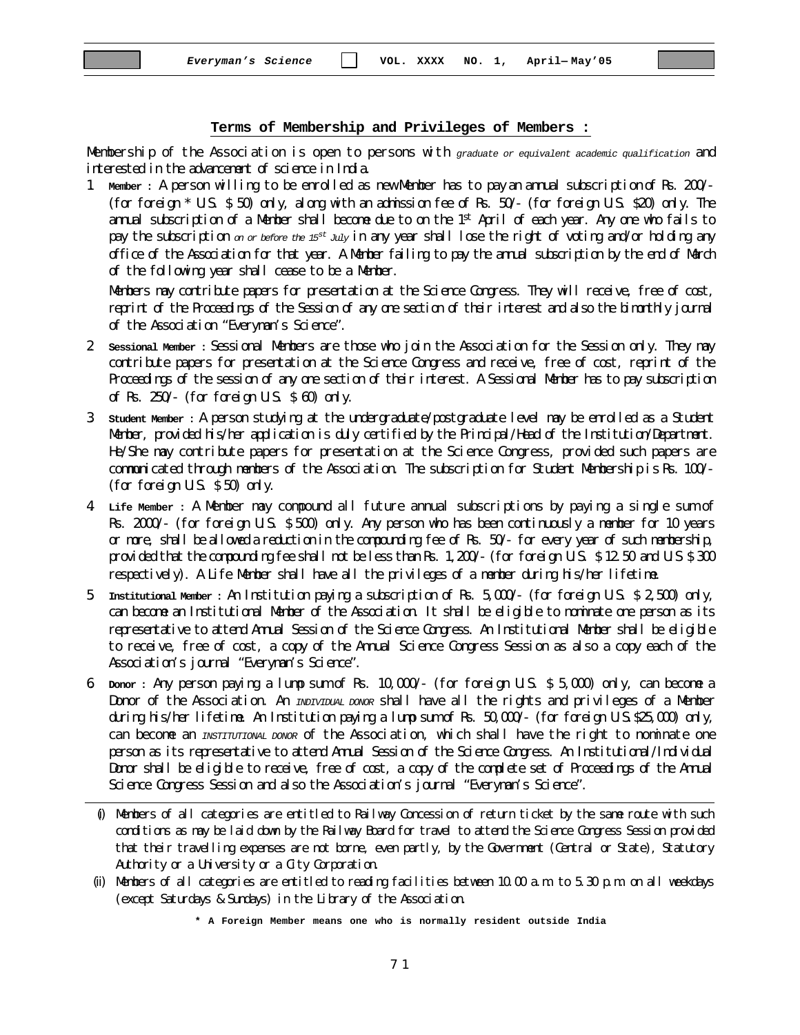## Terms of Membership and Privileges of Members :

Membership of the Association is open to persons with *graduate or equivalent academic qualification* and interested in the advancement of science in India.

1 **Member** : A person willing to be enrolled as new Member has to pay an annual subscription of Rs. 200/- (for foreign * U.S. $ 50) only, along with an admission fee of Rs. 50/- (for foreign U.S. $20) only. The annual subscription of a Member shall become due to on the 1st April of each year. Any one who fails to pay the subscription *on or before the 15th July* in any year shall lose the right of voting and/or holding any office of the Association for that year. A Member failing to pay the annual subscription by the end of March of the following year shall cease to be a Member.

   Members may contribute papers for presentation at the Science Congress. They will receive, free of cost, reprint of the Proceedings of the Session of any one section of their interest and also the bimonthly journal of the Association "Everyman's Science".

2 **Sessional Member** : Sessional Members are those who join the Association for the Session only. They may contribute papers for presentation at the Science Congress and receive, free of cost, reprint of the Proceedings of the session of any one section of their interest. A Sessional Member has to pay subscription of Rs. 250/- (for foreign U.S. $ 60) only.

3 **Student Member** : A person studying at the undergraduate/postgraduate level may be enrolled as a Student Member, provided his/her application is duly certified by the Principal/Head of the Institution/Department. He/She may contribute papers for presentation at the Science Congress, provided such papers are communicated through members of the Association. The subscription for Student Membership is Rs. 100/- (for foreign U.S. $ 50) only.

4 **Life Member** : A Member may compound all future annual subscriptions by paying a single sum of Rs. 2000/- (for foreign U.S. $ 500) only. Any person who has been continuously a member for 10 years or more, shall be allowed a reduction in the compounding fee of Rs. 50/- for every year of such membership, provided that the compounding fee shall not be less than Rs. 1,200/- (for foreign U.S. $ 12.50 and U.S $ 300 respectively). A Life Member shall have all the privileges of a member during his/her lifetime.

5 **Institutional Member** : An Institution paying a subscription of Rs. 5,000/- (for foreign U.S. $ 2,500) only, can become an Institutional Member of the Association. It shall be eligible to nominate one person as its representative to attend Annual Session of the Science Congress. An Institutional Member shall be eligible to receive, free of cost, a copy of the Annual Science Congress Session as also a copy each of the Association's journal "Everyman's Science".

6 **Donor** : Any person paying a lump sum of Rs. 10,000/- (for foreign U.S. $ 5,000) only, can become a Donor of the Association. An *INDIVIDUAL DONOR* shall have all the rights and privileges of a Member during his/her lifetime. An Institution paying a lump sum of Rs. 50,000/- (for foreign U.S.$25,000) only, can become an *INSTITUTIONAL DONOR* of the Association, which shall have the right to nominate one person as its representative to attend Annual Session of the Science Congress. An Institutional/Individual Donor shall be eligible to receive, free of cost, a copy of the complete set of Proceedings of the Annual Science Congress Session and also the Association's journal "Everyman's Science".

---

(i) Members of all categories are entitled to Railway Concession of return ticket by the same route with such conditions as may be laid down by the Railway Board for travel to attend the Science Congress Session provided that their travelling expenses are not borne, even partly, by the Government (Central or State), Statutory Authority or a University or a City Corporation.

(ii) Members of all categories are entitled to reading facilities between 10.00 a.m. to 5.30 p.m. on all weekdays (except Saturdays & Sundays) in the Library of the Association.

**\* A Foreign Member means one who is normally resident outside India**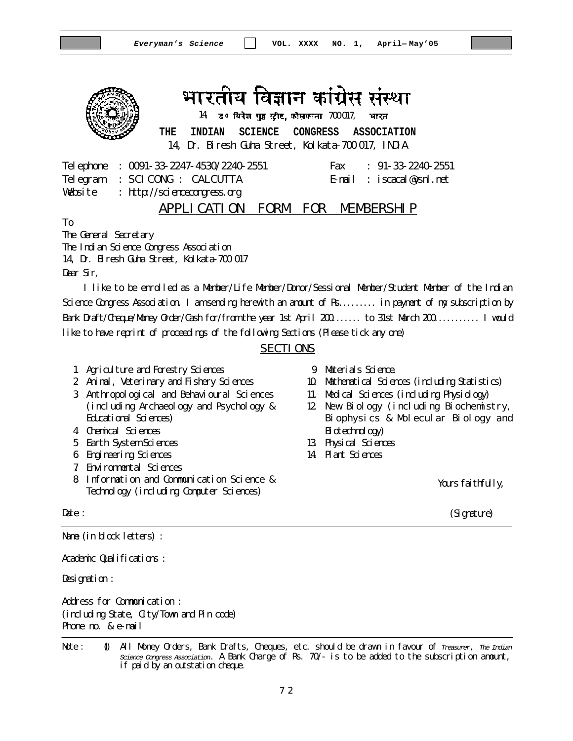# भारतीय विज्ञान कांग्रेस संस्था

14, डॉ॰ बिरेश गुह स्ट्रीट, कोलकाता 700017, भारत

## THE INDIAN SCIENCE CONGRESS ASSOCIATION

14, Dr. Biresh Guha Street, Kolkata-700 017, INDIA

Telephone : 0091-33-2247-4530/2240-2551 Fax : 91-33-2240-2551

Telegram : SCICONG : CALCUTTA E-mail : iscacal@vsnl.net

Website : http://sciencecongress.org

## APPLICATION FORM FOR MEMBERSHIP

To

The General Secretary

The Indian Science Congress Association

14, Dr. Biresh Guha Street, Kolkata-700 017

Dear Sir,

I like to be enrolled as a Member/Life Member/Donor/Sessional Member/Student Member of the Indian Science Congress Association. I am sending herewith an amount of Rs......... in payment of my subscription by Bank Draft/Cheque/Money Order/Cash for/from the year 1st April 200...... to 31st March 200.......... I would like to have reprint of proceedings of the following Sections (Please tick any one)

### SECTIONS

1. Agriculture and Forestry Sciences
2. Animal, Veterinary and Fishery Sciences
3. Anthropological and Behavioural Sciences (including Archaeology and Psychology & Educational Sciences)
4. Chemical Sciences
5. Earth System Sciences
6. Engineering Sciences
7. Environmental Sciences
8. Information and Communication Science & Technology (including Computer Sciences)
9. Materials Science.
10. Mathematical Sciences (including Statistics)
11. Medical Sciences (including Physiology)
12. New Biology (including Biochemistry, Biophysics & Molecular Biology and Biotechnology)
13. Physical Sciences
14. Plant Sciences

Yours faithfully,

Date : (Signature)

Name (in block letters) :

Academic Qualifications :

Designation :

Address for Communication :
(including State, City/Town and Pin code)
Phone no. & e-mail

Note : (i) All Money Orders, Bank Drafts, Cheques, etc. should be drawn in favour of *Treasurer, The Indian Science Congress Association*. A Bank Charge of Rs. 70/- is to be added to the subscription amount, if paid by an outstation cheque.